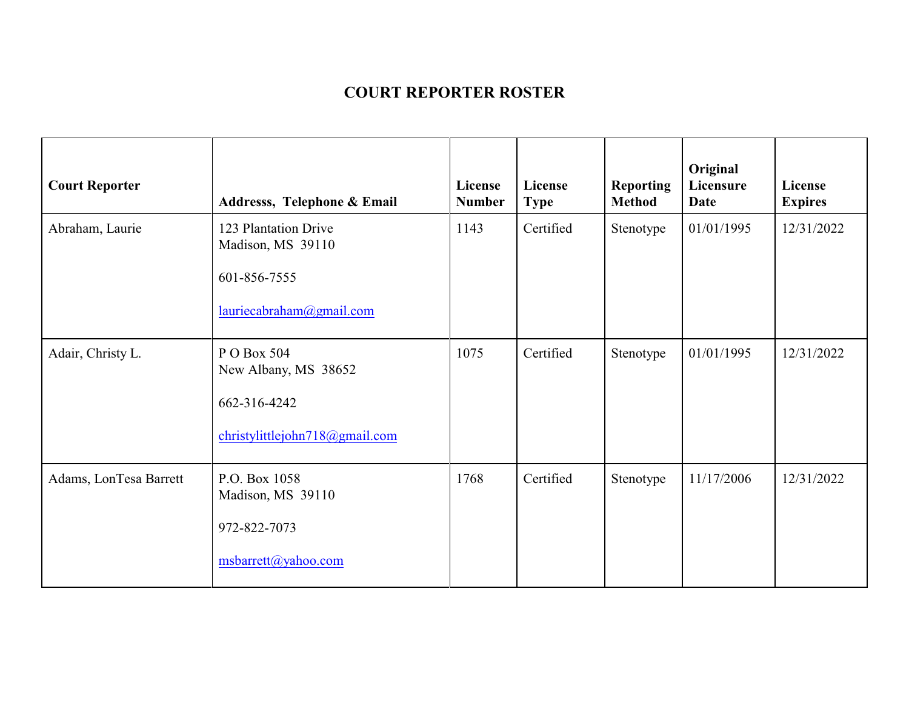# COURT REPORTER ROSTER

| Court Reporter | Addresss, Telephone & Email | License Number | License Type | Reporting Method | Original Licensure Date | License Expires |
|---|---|---|---|---|---|---|
| Abraham, Laurie | 123 Plantation Drive<br>Madison, MS 39110<br><br>601-856-7555<br><br>lauriecabraham@gmail.com | 1143 | Certified | Stenotype | 01/01/1995 | 12/31/2022 |
| Adair, Christy L. | P O Box 504<br>New Albany, MS 38652<br><br>662-316-4242<br><br>christylittlejohn718@gmail.com | 1075 | Certified | Stenotype | 01/01/1995 | 12/31/2022 |
| Adams, LonTesa Barrett | P.O. Box 1058<br>Madison, MS 39110<br><br>972-822-7073<br><br>msbarrett@yahoo.com | 1768 | Certified | Stenotype | 11/17/2006 | 12/31/2022 |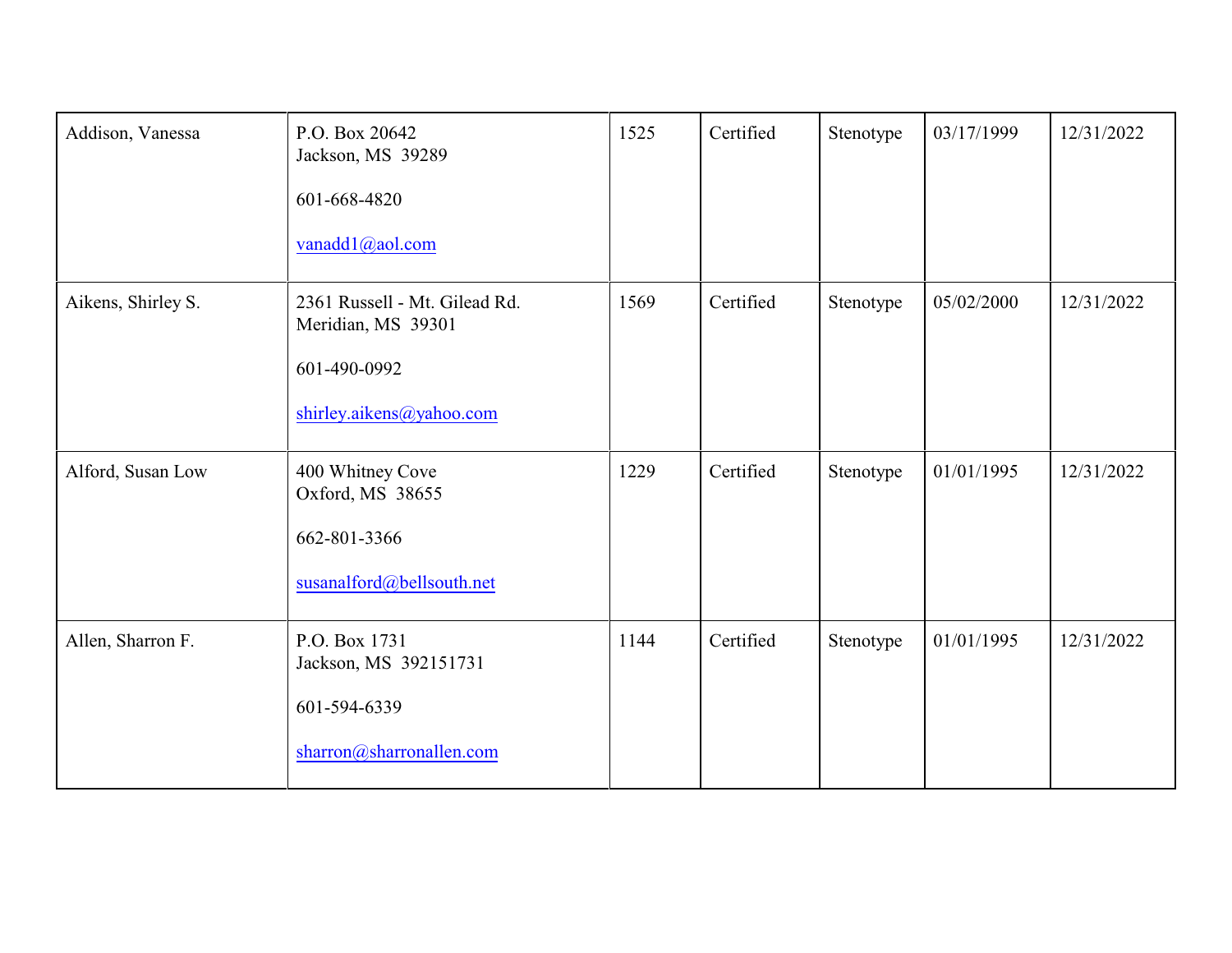| | | | | | | |
|---|---|---|---|---|---|---|
| Addison, Vanessa | P.O. Box 20642<br>Jackson, MS 39289<br><br>601-668-4820<br><br>vanadd1@aol.com | 1525 | Certified | Stenotype | 03/17/1999 | 12/31/2022 |
| Aikens, Shirley S. | 2361 Russell - Mt. Gilead Rd.<br>Meridian, MS 39301<br><br>601-490-0992<br><br>shirley.aikens@yahoo.com | 1569 | Certified | Stenotype | 05/02/2000 | 12/31/2022 |
| Alford, Susan Low | 400 Whitney Cove<br>Oxford, MS 38655<br><br>662-801-3366<br><br>susanalford@bellsouth.net | 1229 | Certified | Stenotype | 01/01/1995 | 12/31/2022 |
| Allen, Sharron F. | P.O. Box 1731<br>Jackson, MS 392151731<br><br>601-594-6339<br><br>sharron@sharronallen.com | 1144 | Certified | Stenotype | 01/01/1995 | 12/31/2022 |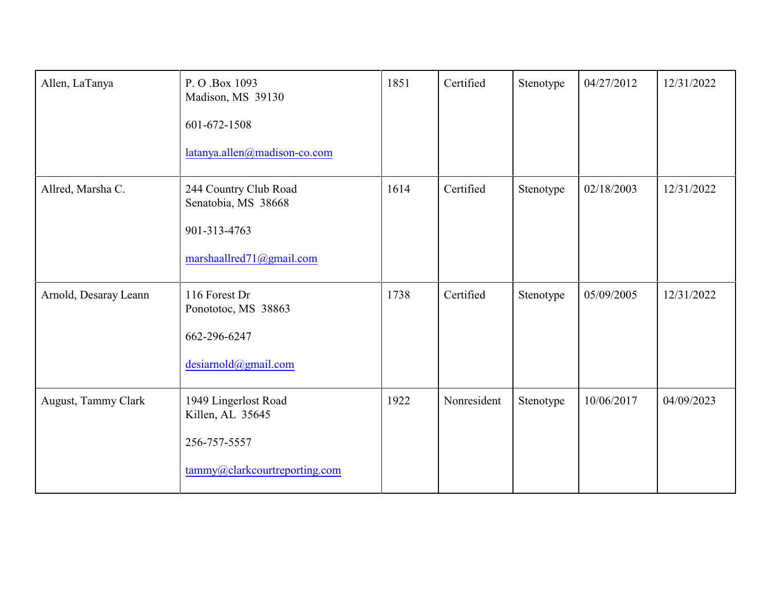| | | | | | | |
|---|---|---|---|---|---|---|
| Allen, LaTanya | P. O .Box 1093<br>Madison, MS 39130<br><br>601-672-1508<br><br>latanya.allen@madison-co.com | 1851 | Certified | Stenotype | 04/27/2012 | 12/31/2022 |
| Allred, Marsha C. | 244 Country Club Road<br>Senatobia, MS 38668<br><br>901-313-4763<br><br>marshaallred71@gmail.com | 1614 | Certified | Stenotype | 02/18/2003 | 12/31/2022 |
| Arnold, Desaray Leann | 116 Forest Dr<br>Pontotoc, MS 38863<br><br>662-296-6247<br><br>desiarnold@gmail.com | 1738 | Certified | Stenotype | 05/09/2005 | 12/31/2022 |
| August, Tammy Clark | 1949 Lingerlost Road<br>Killen, AL 35645<br><br>256-757-5557<br><br>tammy@clarkcourtreporting.com | 1922 | Nonresident | Stenotype | 10/06/2017 | 04/09/2023 |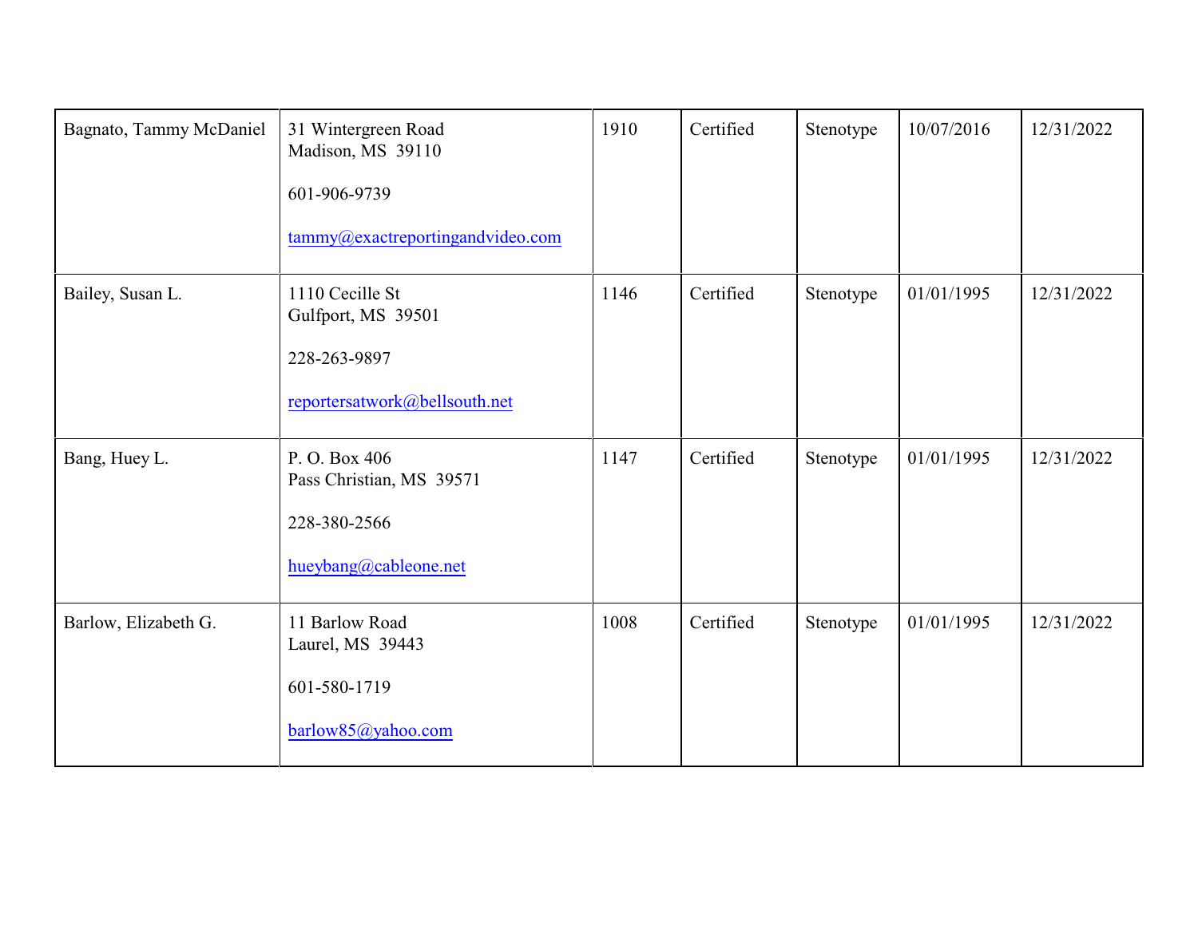| | | | | | | |
|---|---|---|---|---|---|---|
| Bagnato, Tammy McDaniel | 31 Wintergreen Road<br>Madison, MS 39110<br><br>601-906-9739<br><br>tammy@exactreportingandvideo.com | 1910 | Certified | Stenotype | 10/07/2016 | 12/31/2022 |
| Bailey, Susan L. | 1110 Cecille St<br>Gulfport, MS 39501<br><br>228-263-9897<br><br>reportersatwork@bellsouth.net | 1146 | Certified | Stenotype | 01/01/1995 | 12/31/2022 |
| Bang, Huey L. | P. O. Box 406<br>Pass Christian, MS 39571<br><br>228-380-2566<br><br>hueybang@cableone.net | 1147 | Certified | Stenotype | 01/01/1995 | 12/31/2022 |
| Barlow, Elizabeth G. | 11 Barlow Road<br>Laurel, MS 39443<br><br>601-580-1719<br><br>barlow85@yahoo.com | 1008 | Certified | Stenotype | 01/01/1995 | 12/31/2022 |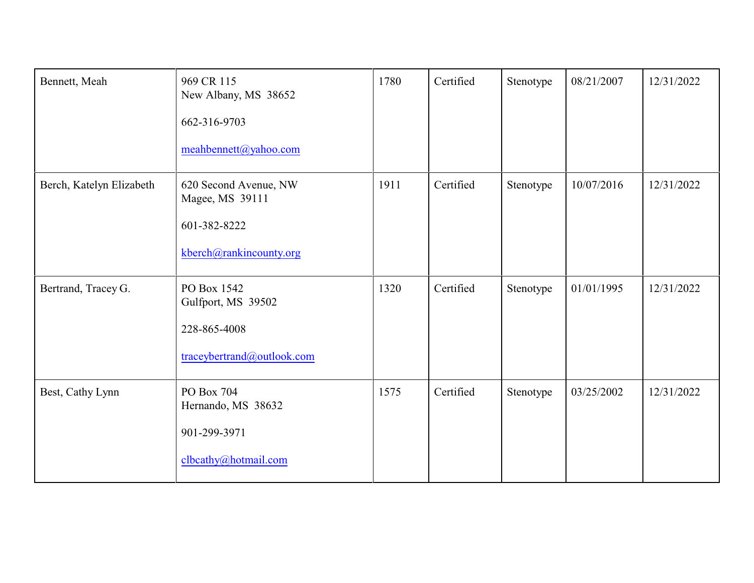| | | | | | | |
|---|---|---|---|---|---|---|
| Bennett, Meah | 969 CR 115<br>New Albany, MS 38652<br><br>662-316-9703<br><br>meahbennett@yahoo.com | 1780 | Certified | Stenotype | 08/21/2007 | 12/31/2022 |
| Berch, Katelyn Elizabeth | 620 Second Avenue, NW<br>Magee, MS 39111<br><br>601-382-8222<br><br>kberch@rankincounty.org | 1911 | Certified | Stenotype | 10/07/2016 | 12/31/2022 |
| Bertrand, Tracey G. | PO Box 1542<br>Gulfport, MS 39502<br><br>228-865-4008<br><br>traceybertrand@outlook.com | 1320 | Certified | Stenotype | 01/01/1995 | 12/31/2022 |
| Best, Cathy Lynn | PO Box 704<br>Hernando, MS 38632<br><br>901-299-3971<br><br>clbcathy@hotmail.com | 1575 | Certified | Stenotype | 03/25/2002 | 12/31/2022 |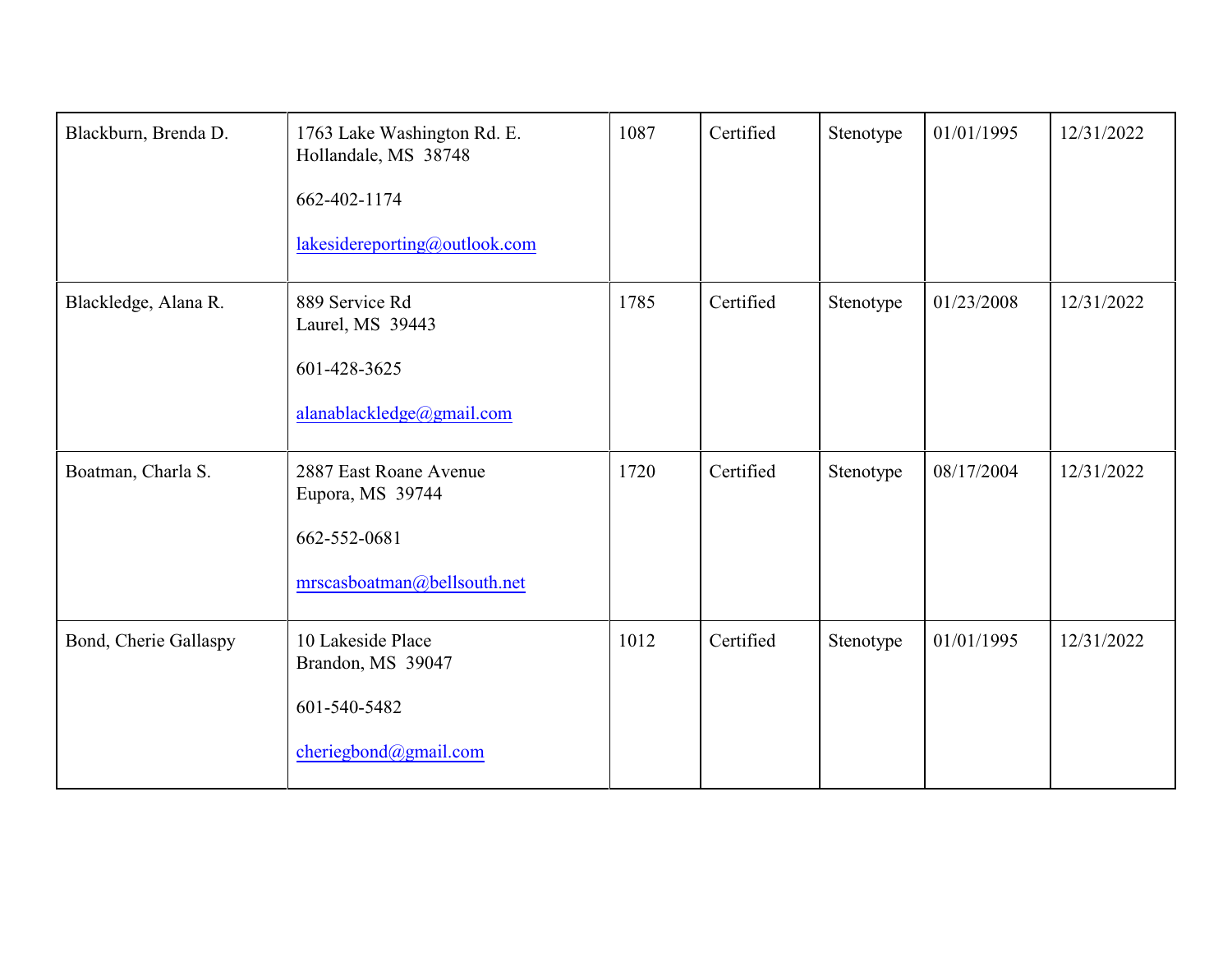| | | | | | | |
|---|---|---|---|---|---|---|
| Blackburn, Brenda D. | 1763 Lake Washington Rd. E.<br>Hollandale, MS 38748<br><br>662-402-1174<br><br>lakesidereporting@outlook.com | 1087 | Certified | Stenotype | 01/01/1995 | 12/31/2022 |
| Blackledge, Alana R. | 889 Service Rd<br>Laurel, MS 39443<br><br>601-428-3625<br><br>alanablackledge@gmail.com | 1785 | Certified | Stenotype | 01/23/2008 | 12/31/2022 |
| Boatman, Charla S. | 2887 East Roane Avenue<br>Eupora, MS 39744<br><br>662-552-0681<br><br>mrscasboatman@bellsouth.net | 1720 | Certified | Stenotype | 08/17/2004 | 12/31/2022 |
| Bond, Cherie Gallaspy | 10 Lakeside Place<br>Brandon, MS 39047<br><br>601-540-5482<br><br>cheriegbond@gmail.com | 1012 | Certified | Stenotype | 01/01/1995 | 12/31/2022 |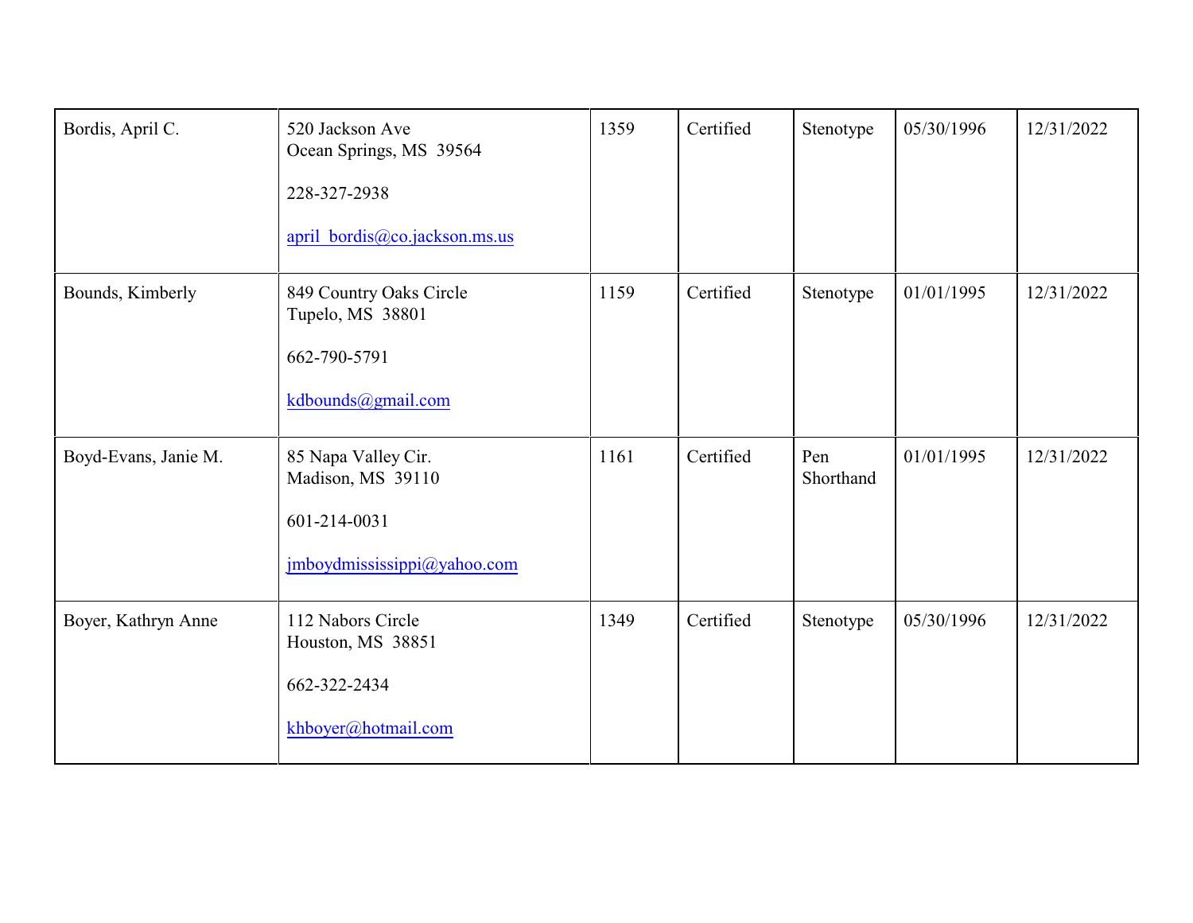| | | | | | | |
|---|---|---|---|---|---|---|
| Bordis, April C. | 520 Jackson Ave<br>Ocean Springs, MS 39564<br><br>228-327-2938<br><br>april_bordis@co.jackson.ms.us | 1359 | Certified | Stenotype | 05/30/1996 | 12/31/2022 |
| Bounds, Kimberly | 849 Country Oaks Circle<br>Tupelo, MS 38801<br><br>662-790-5791<br><br>kdbounds@gmail.com | 1159 | Certified | Stenotype | 01/01/1995 | 12/31/2022 |
| Boyd-Evans, Janie M. | 85 Napa Valley Cir.<br>Madison, MS 39110<br><br>601-214-0031<br><br>jmboydmississippi@yahoo.com | 1161 | Certified | Pen Shorthand | 01/01/1995 | 12/31/2022 |
| Boyer, Kathryn Anne | 112 Nabors Circle<br>Houston, MS 38851<br><br>662-322-2434<br><br>khboyer@hotmail.com | 1349 | Certified | Stenotype | 05/30/1996 | 12/31/2022 |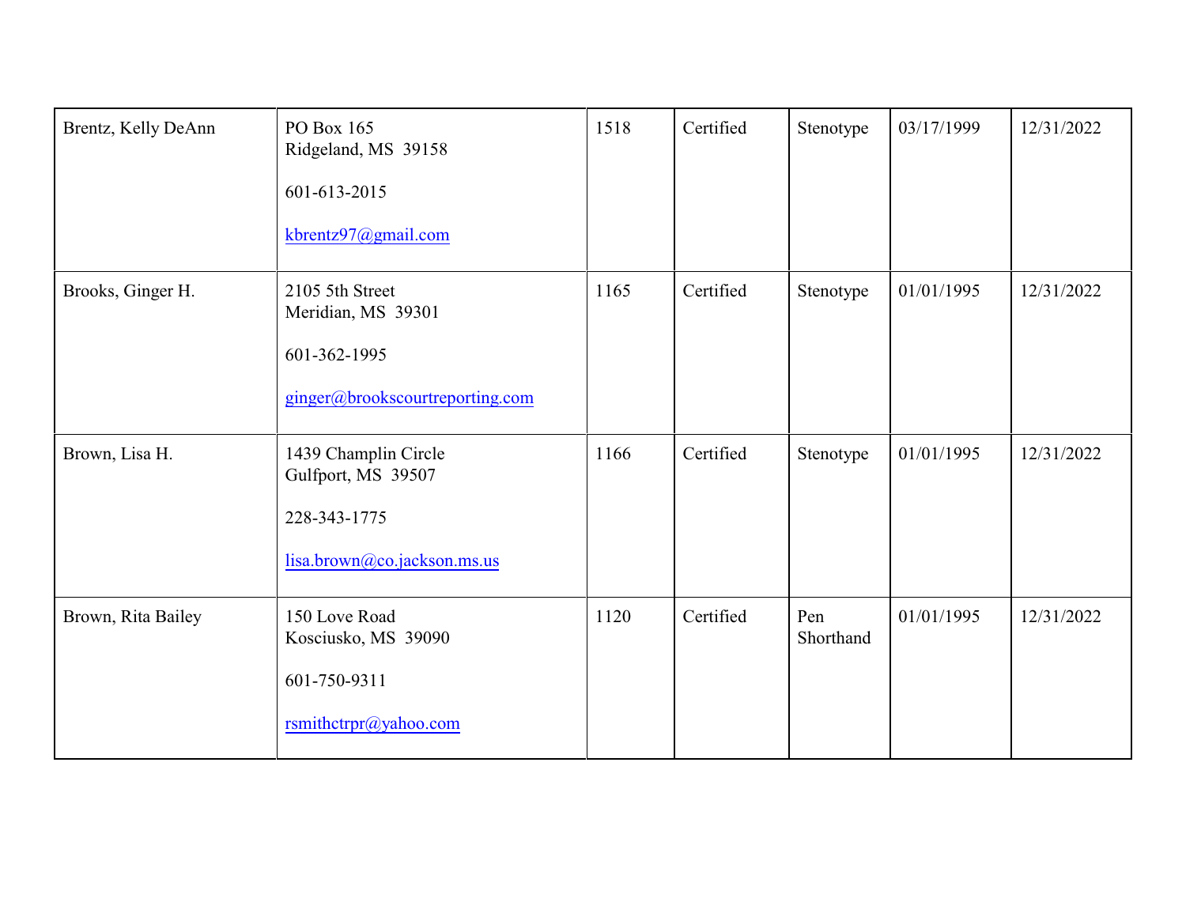| | | | | | | |
|---|---|---|---|---|---|---|
| Brentz, Kelly DeAnn | PO Box 165<br>Ridgeland, MS 39158<br><br>601-613-2015<br><br>kbrentz97@gmail.com | 1518 | Certified | Stenotype | 03/17/1999 | 12/31/2022 |
| Brooks, Ginger H. | 2105 5th Street<br>Meridian, MS 39301<br><br>601-362-1995<br><br>ginger@brookscourtreporting.com | 1165 | Certified | Stenotype | 01/01/1995 | 12/31/2022 |
| Brown, Lisa H. | 1439 Champlin Circle<br>Gulfport, MS 39507<br><br>228-343-1775<br><br>lisa.brown@co.jackson.ms.us | 1166 | Certified | Stenotype | 01/01/1995 | 12/31/2022 |
| Brown, Rita Bailey | 150 Love Road<br>Kosciusko, MS 39090<br><br>601-750-9311<br><br>rsmithctrpr@yahoo.com | 1120 | Certified | Pen Shorthand | 01/01/1995 | 12/31/2022 |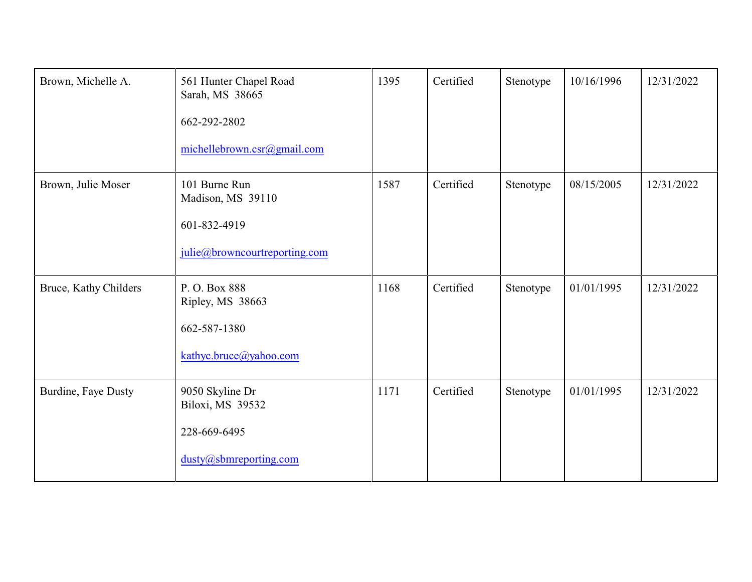| | | | | | | |
|---|---|---|---|---|---|---|
| Brown, Michelle A. | 561 Hunter Chapel Road<br>Sarah, MS 38665<br><br>662-292-2802<br><br>michellebrown.csr@gmail.com | 1395 | Certified | Stenotype | 10/16/1996 | 12/31/2022 |
| Brown, Julie Moser | 101 Burne Run<br>Madison, MS 39110<br><br>601-832-4919<br><br>julie@browncourtreporting.com | 1587 | Certified | Stenotype | 08/15/2005 | 12/31/2022 |
| Bruce, Kathy Childers | P. O. Box 888<br>Ripley, MS 38663<br><br>662-587-1380<br><br>kathyc.bruce@yahoo.com | 1168 | Certified | Stenotype | 01/01/1995 | 12/31/2022 |
| Burdine, Faye Dusty | 9050 Skyline Dr<br>Biloxi, MS 39532<br><br>228-669-6495<br><br>dusty@sbmreporting.com | 1171 | Certified | Stenotype | 01/01/1995 | 12/31/2022 |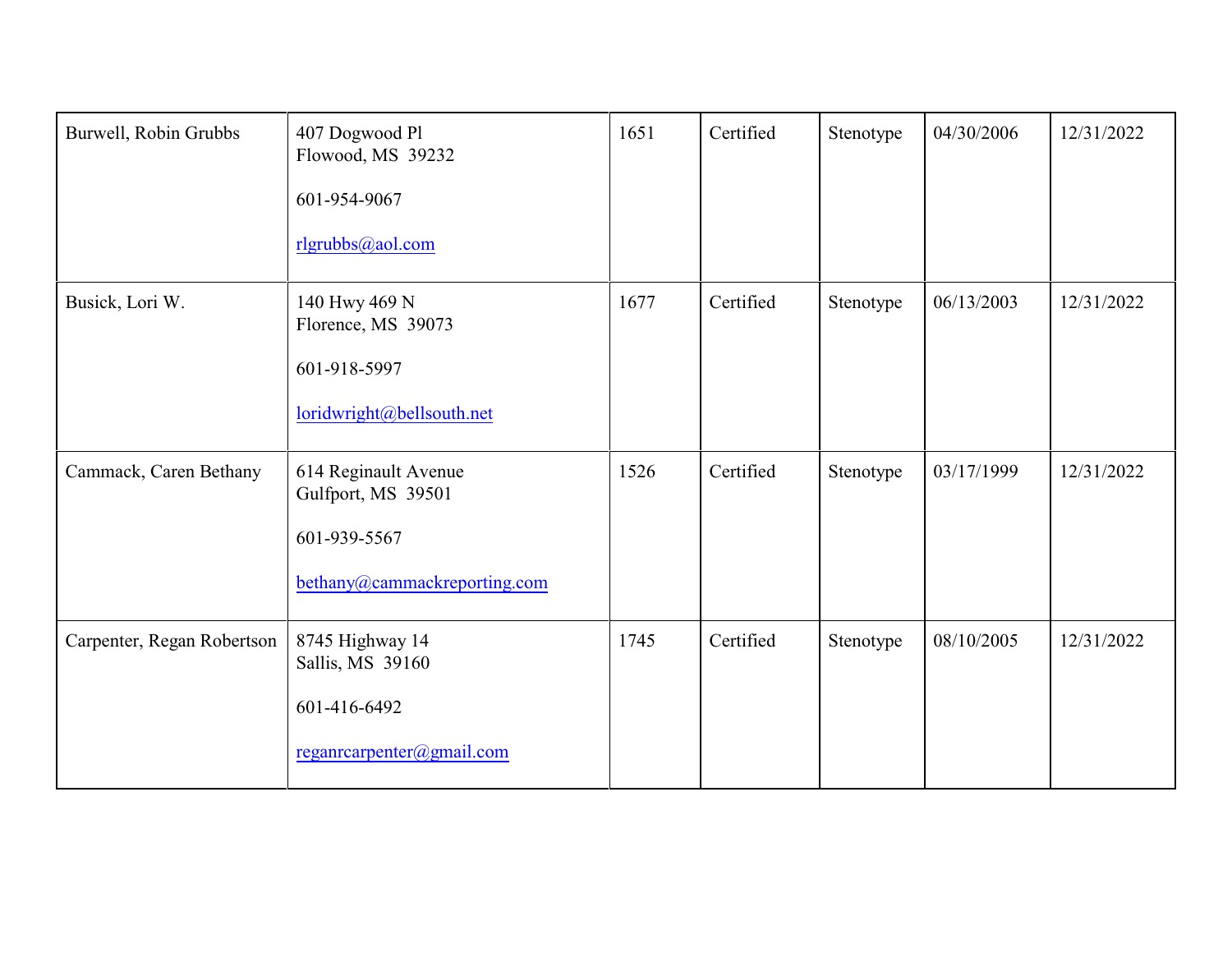| | | | | | | |
|---|---|---|---|---|---|---|
| Burwell, Robin Grubbs | 407 Dogwood Pl<br>Flowood, MS 39232<br><br>601-954-9067<br><br>rlgrubbs@aol.com | 1651 | Certified | Stenotype | 04/30/2006 | 12/31/2022 |
| Busick, Lori W. | 140 Hwy 469 N<br>Florence, MS 39073<br><br>601-918-5997<br><br>loridwright@bellsouth.net | 1677 | Certified | Stenotype | 06/13/2003 | 12/31/2022 |
| Cammack, Caren Bethany | 614 Reginault Avenue<br>Gulfport, MS 39501<br><br>601-939-5567<br><br>bethany@cammackreporting.com | 1526 | Certified | Stenotype | 03/17/1999 | 12/31/2022 |
| Carpenter, Regan Robertson | 8745 Highway 14<br>Sallis, MS 39160<br><br>601-416-6492<br><br>reganrcarpenter@gmail.com | 1745 | Certified | Stenotype | 08/10/2005 | 12/31/2022 |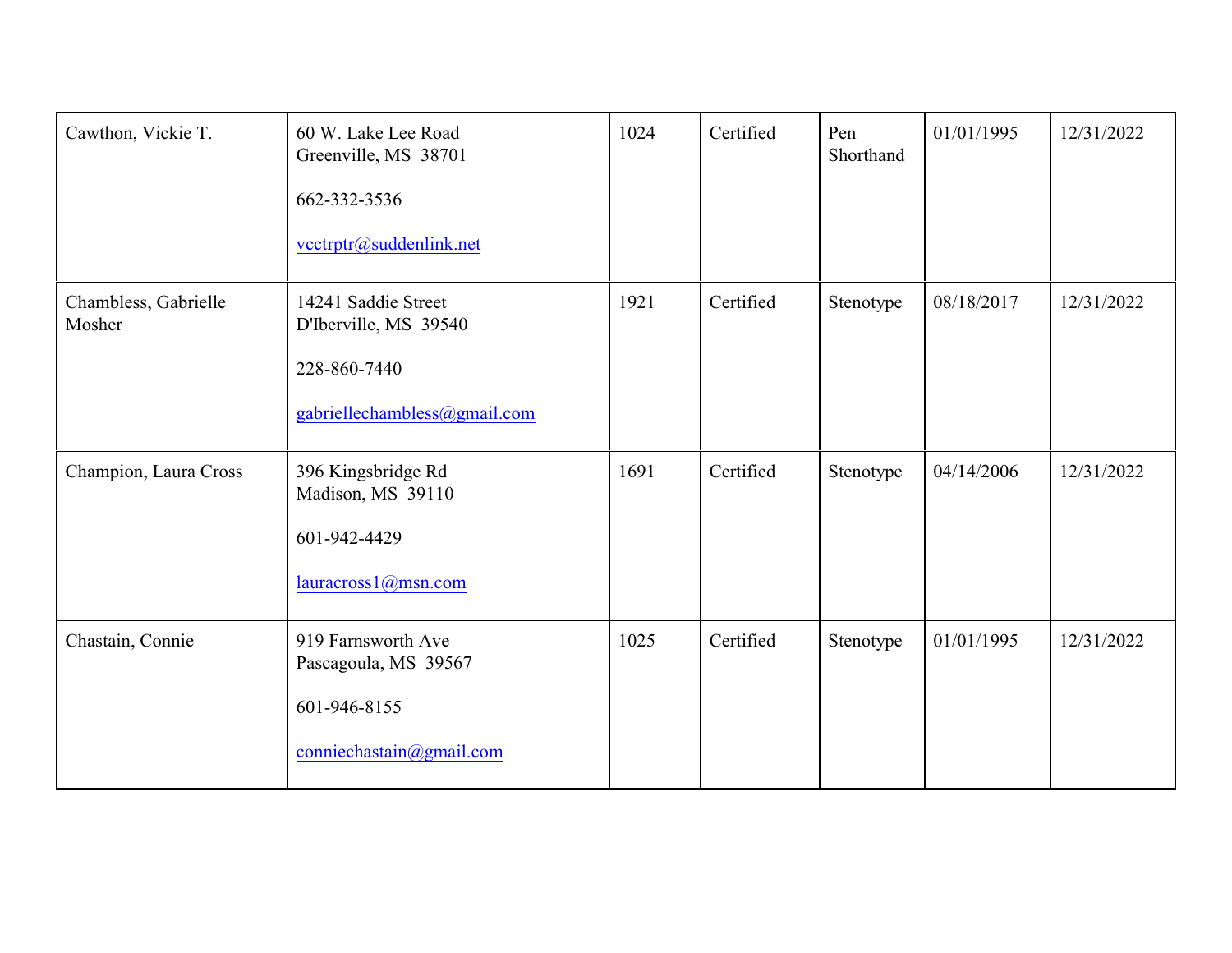| | | | | | | |
|---|---|---|---|---|---|---|
| Cawthon, Vickie T. | 60 W. Lake Lee Road<br>Greenville, MS 38701<br><br>662-332-3536<br><br>vcctrptr@suddenlink.net | 1024 | Certified | Pen Shorthand | 01/01/1995 | 12/31/2022 |
| Chambless, Gabrielle Mosher | 14241 Saddie Street<br>D'Iberville, MS 39540<br><br>228-860-7440<br><br>gabriellechambless@gmail.com | 1921 | Certified | Stenotype | 08/18/2017 | 12/31/2022 |
| Champion, Laura Cross | 396 Kingsbridge Rd<br>Madison, MS 39110<br><br>601-942-4429<br><br>lauracross1@msn.com | 1691 | Certified | Stenotype | 04/14/2006 | 12/31/2022 |
| Chastain, Connie | 919 Farnsworth Ave<br>Pascagoula, MS 39567<br><br>601-946-8155<br><br>conniechastain@gmail.com | 1025 | Certified | Stenotype | 01/01/1995 | 12/31/2022 |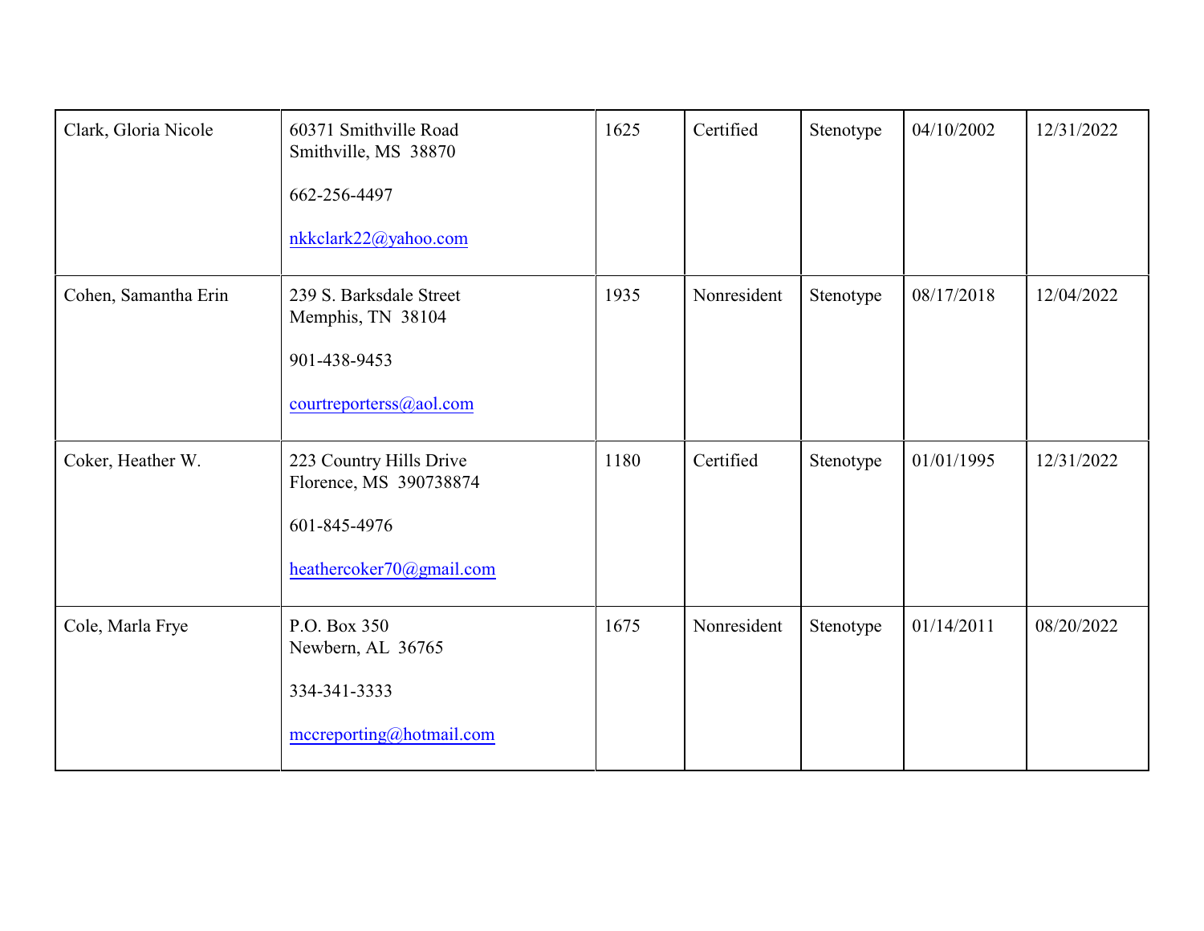| | | | | | | |
|---|---|---|---|---|---|---|
| Clark, Gloria Nicole | 60371 Smithville Road<br>Smithville, MS 38870<br><br>662-256-4497<br><br>nkkclark22@yahoo.com | 1625 | Certified | Stenotype | 04/10/2002 | 12/31/2022 |
| Cohen, Samantha Erin | 239 S. Barksdale Street<br>Memphis, TN 38104<br><br>901-438-9453<br><br>courtreporterss@aol.com | 1935 | Nonresident | Stenotype | 08/17/2018 | 12/04/2022 |
| Coker, Heather W. | 223 Country Hills Drive<br>Florence, MS 390738874<br><br>601-845-4976<br><br>heathercoker70@gmail.com | 1180 | Certified | Stenotype | 01/01/1995 | 12/31/2022 |
| Cole, Marla Frye | P.O. Box 350<br>Newbern, AL 36765<br><br>334-341-3333<br><br>mccreporting@hotmail.com | 1675 | Nonresident | Stenotype | 01/14/2011 | 08/20/2022 |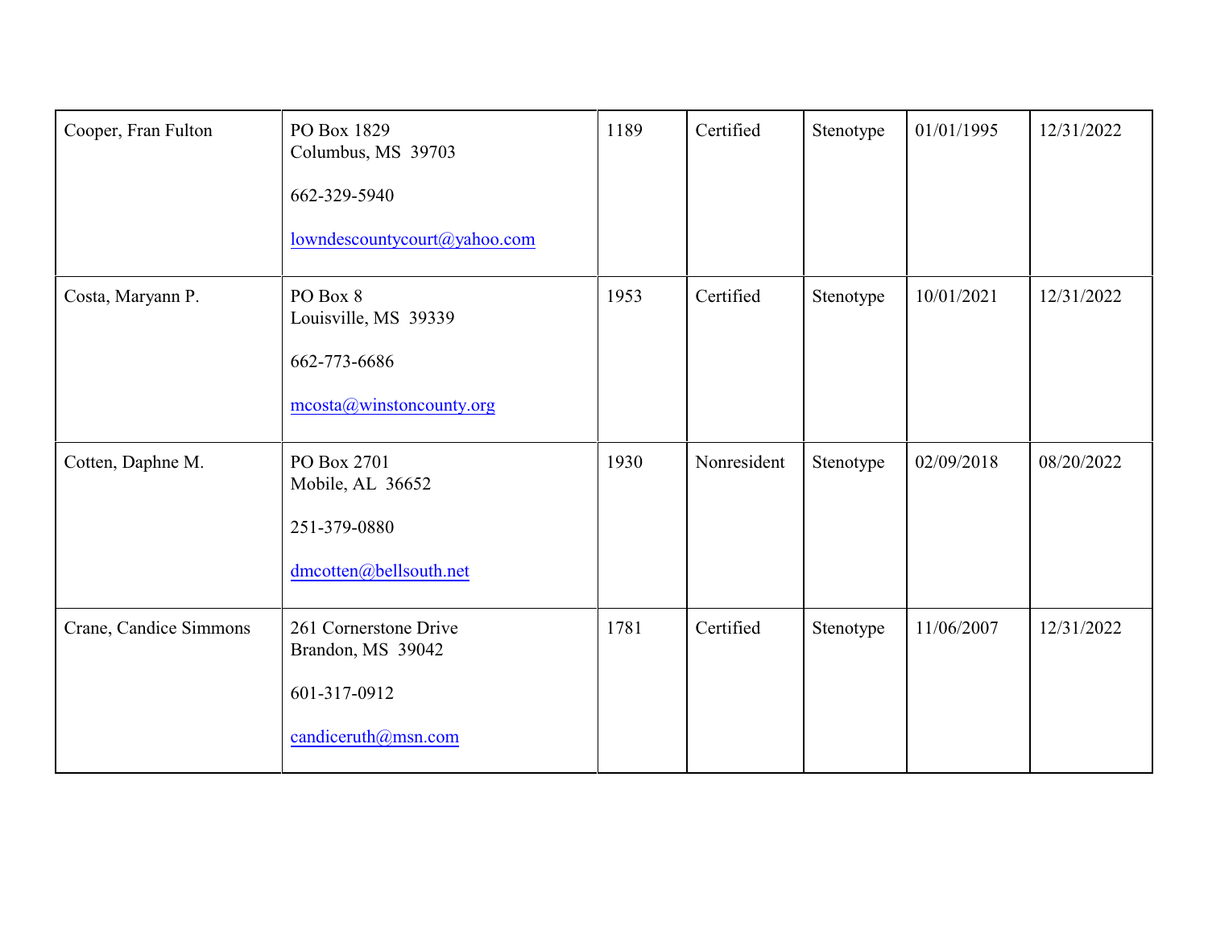| | | | | | | |
|---|---|---|---|---|---|---|
| Cooper, Fran Fulton | PO Box 1829<br>Columbus, MS 39703<br><br>662-329-5940<br><br>lowndescountycourt@yahoo.com | 1189 | Certified | Stenotype | 01/01/1995 | 12/31/2022 |
| Costa, Maryann P. | PO Box 8<br>Louisville, MS 39339<br><br>662-773-6686<br><br>mcosta@winstoncounty.org | 1953 | Certified | Stenotype | 10/01/2021 | 12/31/2022 |
| Cotten, Daphne M. | PO Box 2701<br>Mobile, AL 36652<br><br>251-379-0880<br><br>dmcotten@bellsouth.net | 1930 | Nonresident | Stenotype | 02/09/2018 | 08/20/2022 |
| Crane, Candice Simmons | 261 Cornerstone Drive<br>Brandon, MS 39042<br><br>601-317-0912<br><br>candiceruth@msn.com | 1781 | Certified | Stenotype | 11/06/2007 | 12/31/2022 |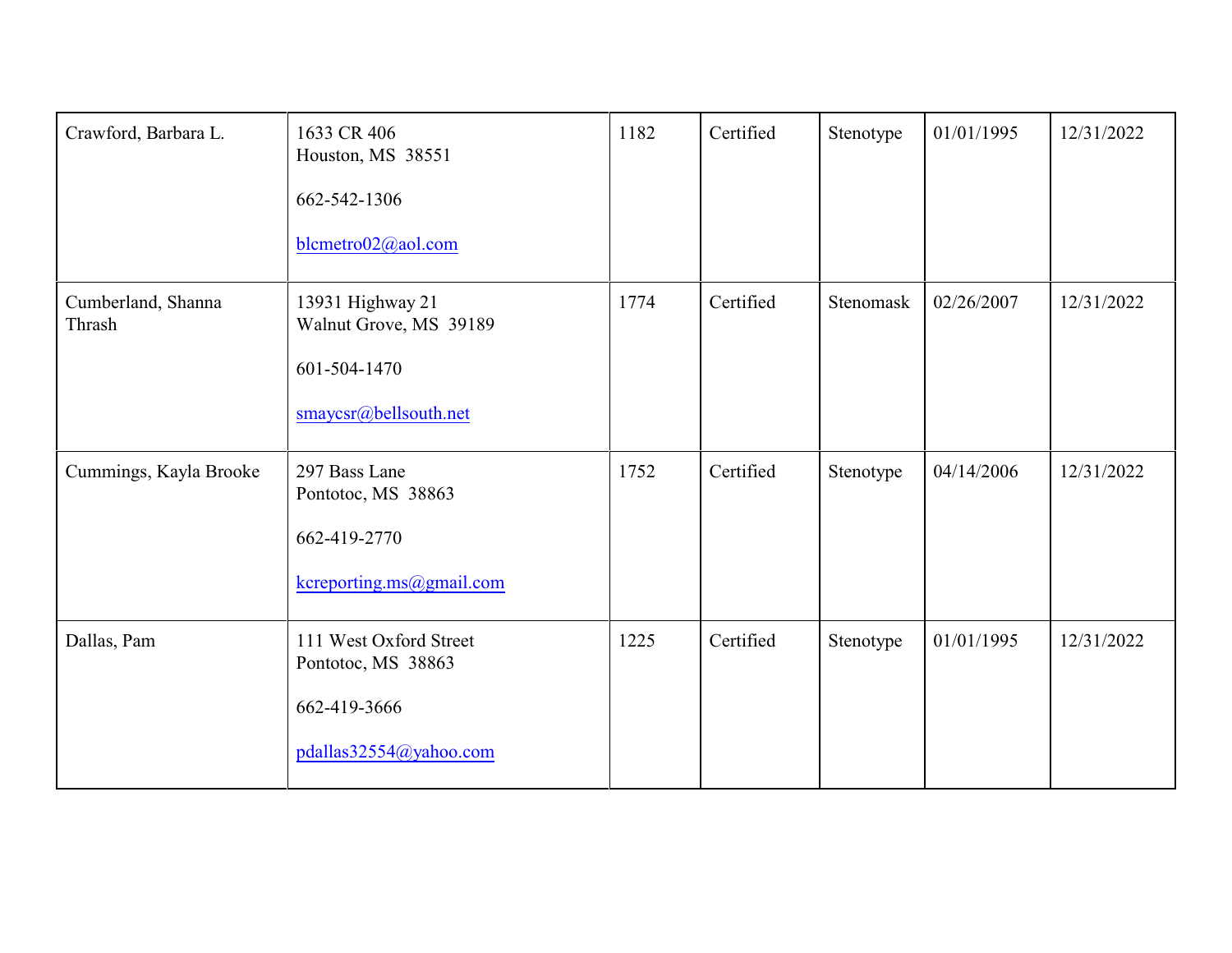| | | | | | | |
|---|---|---|---|---|---|---|
| Crawford, Barbara L. | 1633 CR 406<br>Houston, MS 38551<br><br>662-542-1306<br><br>blcmetro02@aol.com | 1182 | Certified | Stenotype | 01/01/1995 | 12/31/2022 |
| Cumberland, Shanna Thrash | 13931 Highway 21<br>Walnut Grove, MS 39189<br><br>601-504-1470<br><br>smaycsr@bellsouth.net | 1774 | Certified | Stenomask | 02/26/2007 | 12/31/2022 |
| Cummings, Kayla Brooke | 297 Bass Lane<br>Pontotoc, MS 38863<br><br>662-419-2770<br><br>kcreporting.ms@gmail.com | 1752 | Certified | Stenotype | 04/14/2006 | 12/31/2022 |
| Dallas, Pam | 111 West Oxford Street<br>Pontotoc, MS 38863<br><br>662-419-3666<br><br>pdallas32554@yahoo.com | 1225 | Certified | Stenotype | 01/01/1995 | 12/31/2022 |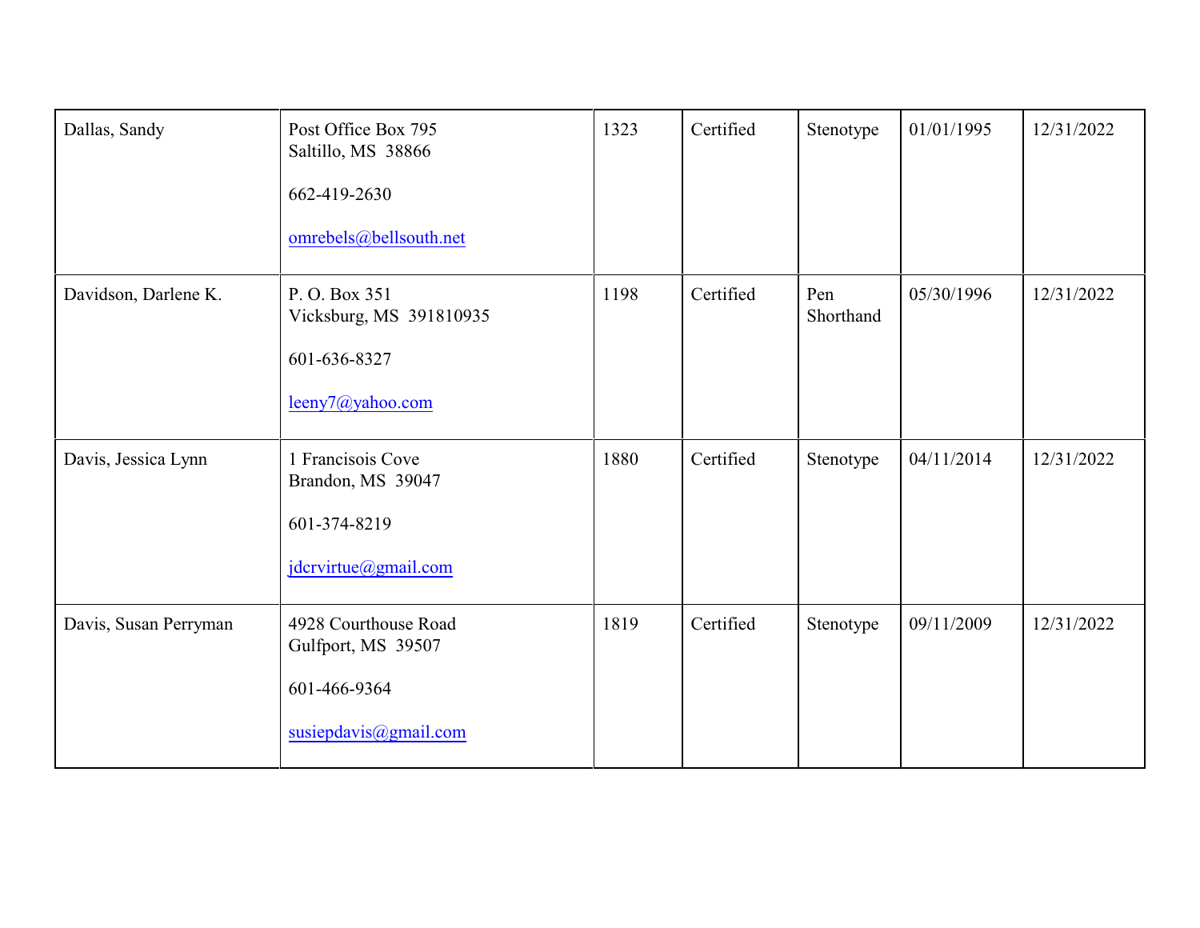| | | | | | | |
|---|---|---|---|---|---|---|
| Dallas, Sandy | Post Office Box 795<br>Saltillo, MS 38866<br><br>662-419-2630<br><br>omrebels@bellsouth.net | 1323 | Certified | Stenotype | 01/01/1995 | 12/31/2022 |
| Davidson, Darlene K. | P. O. Box 351<br>Vicksburg, MS 391810935<br><br>601-636-8327<br><br>leeny7@yahoo.com | 1198 | Certified | Pen Shorthand | 05/30/1996 | 12/31/2022 |
| Davis, Jessica Lynn | 1 Francisois Cove<br>Brandon, MS 39047<br><br>601-374-8219<br><br>jdcrvirtue@gmail.com | 1880 | Certified | Stenotype | 04/11/2014 | 12/31/2022 |
| Davis, Susan Perryman | 4928 Courthouse Road<br>Gulfport, MS 39507<br><br>601-466-9364<br><br>susiepdavis@gmail.com | 1819 | Certified | Stenotype | 09/11/2009 | 12/31/2022 |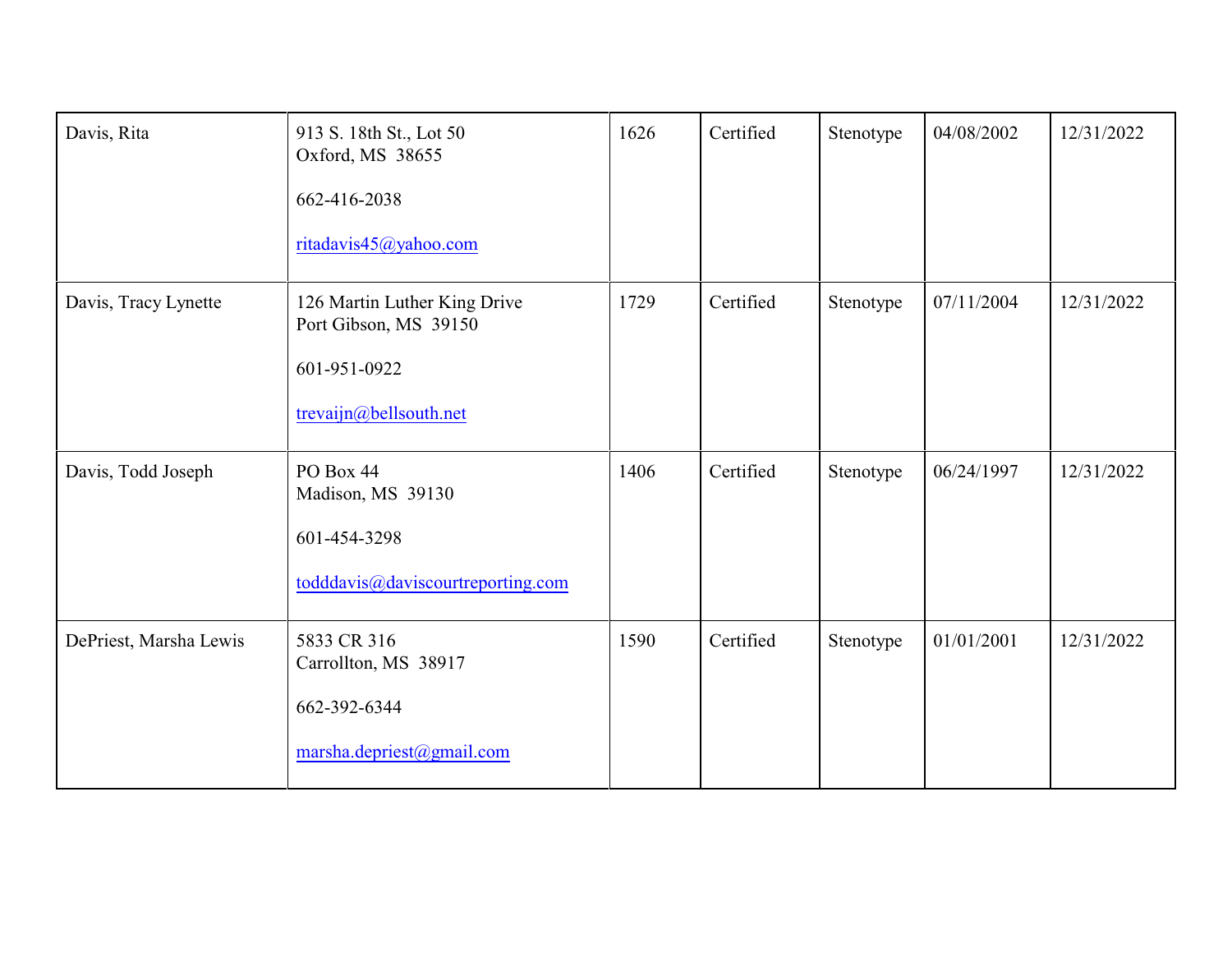| | | | | | | |
|---|---|---|---|---|---|---|
| Davis, Rita | 913 S. 18th St., Lot 50<br>Oxford, MS 38655<br><br>662-416-2038<br><br>ritadavis45@yahoo.com | 1626 | Certified | Stenotype | 04/08/2002 | 12/31/2022 |
| Davis, Tracy Lynette | 126 Martin Luther King Drive<br>Port Gibson, MS 39150<br><br>601-951-0922<br><br>trevaijn@bellsouth.net | 1729 | Certified | Stenotype | 07/11/2004 | 12/31/2022 |
| Davis, Todd Joseph | PO Box 44<br>Madison, MS 39130<br><br>601-454-3298<br><br>todddavis@daviscourtreporting.com | 1406 | Certified | Stenotype | 06/24/1997 | 12/31/2022 |
| DePriest, Marsha Lewis | 5833 CR 316<br>Carrollton, MS 38917<br><br>662-392-6344<br><br>marsha.depriest@gmail.com | 1590 | Certified | Stenotype | 01/01/2001 | 12/31/2022 |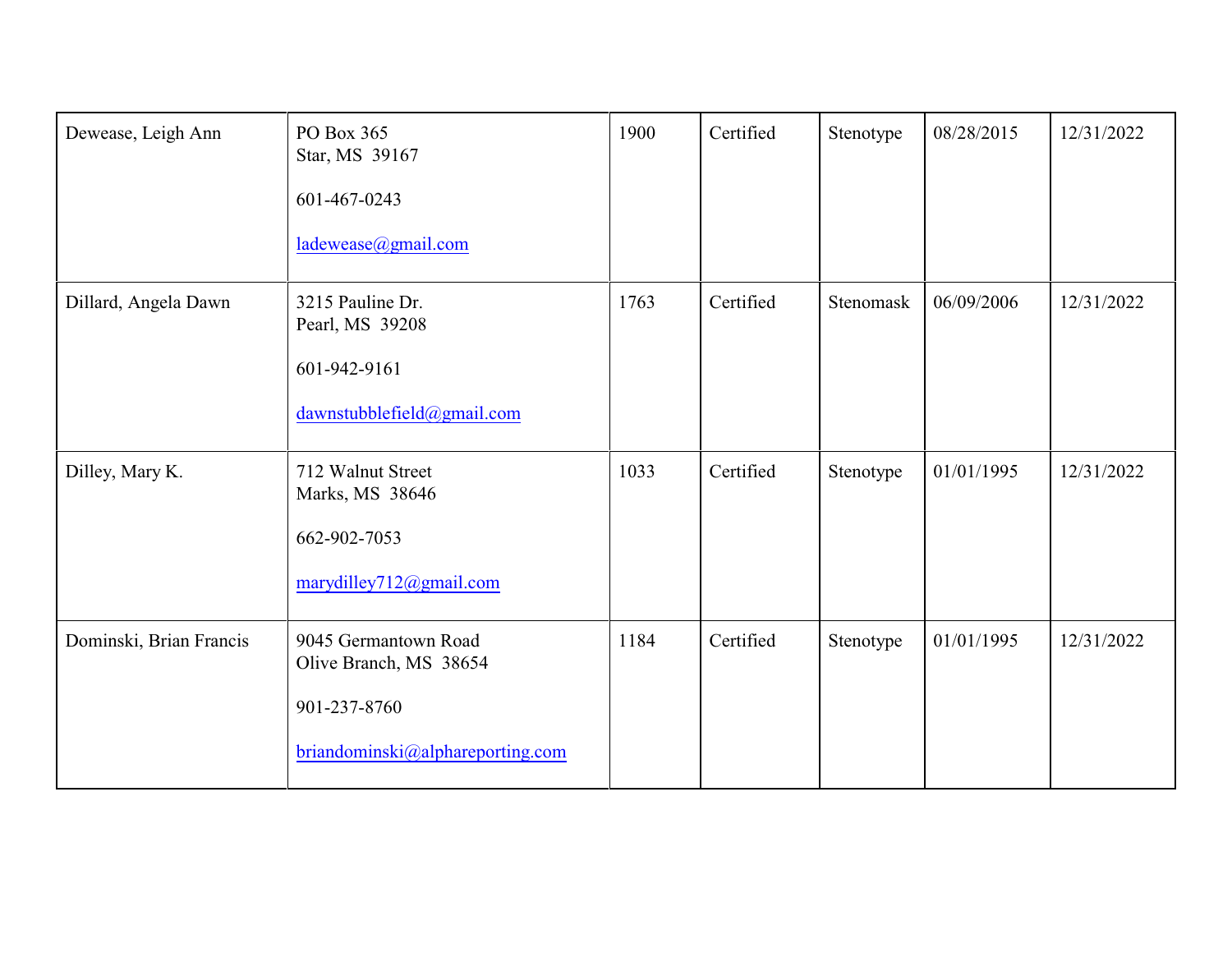| | | | | | | |
|---|---|---|---|---|---|---|
| Dewease, Leigh Ann | PO Box 365<br>Star, MS 39167<br><br>601-467-0243<br><br>ladewease@gmail.com | 1900 | Certified | Stenotype | 08/28/2015 | 12/31/2022 |
| Dillard, Angela Dawn | 3215 Pauline Dr.<br>Pearl, MS 39208<br><br>601-942-9161<br><br>dawnstubblefield@gmail.com | 1763 | Certified | Stenomask | 06/09/2006 | 12/31/2022 |
| Dilley, Mary K. | 712 Walnut Street<br>Marks, MS 38646<br><br>662-902-7053<br><br>marydilley712@gmail.com | 1033 | Certified | Stenotype | 01/01/1995 | 12/31/2022 |
| Dominski, Brian Francis | 9045 Germantown Road<br>Olive Branch, MS 38654<br><br>901-237-8760<br><br>briandominski@alphareporting.com | 1184 | Certified | Stenotype | 01/01/1995 | 12/31/2022 |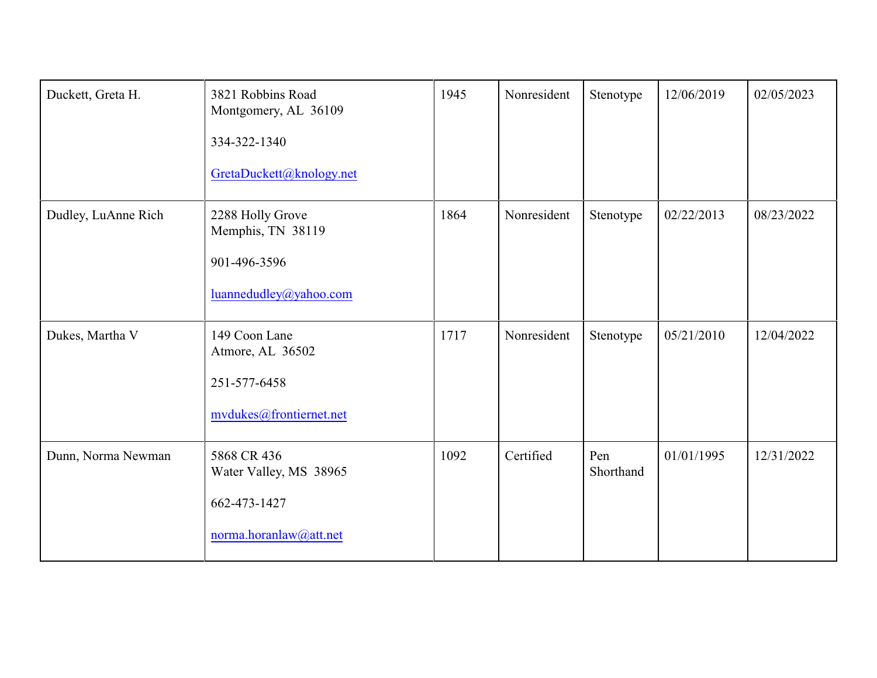| | | | | | | |
|---|---|---|---|---|---|---|
| Duckett, Greta H. | 3821 Robbins Road<br>Montgomery, AL 36109<br><br>334-322-1340<br><br>GretaDuckett@knology.net | 1945 | Nonresident | Stenotype | 12/06/2019 | 02/05/2023 |
| Dudley, LuAnne Rich | 2288 Holly Grove<br>Memphis, TN 38119<br><br>901-496-3596<br><br>luannedudley@yahoo.com | 1864 | Nonresident | Stenotype | 02/22/2013 | 08/23/2022 |
| Dukes, Martha V | 149 Coon Lane<br>Atmore, AL 36502<br><br>251-577-6458<br><br>mvdukes@frontiernet.net | 1717 | Nonresident | Stenotype | 05/21/2010 | 12/04/2022 |
| Dunn, Norma Newman | 5868 CR 436<br>Water Valley, MS 38965<br><br>662-473-1427<br><br>norma.horanlaw@att.net | 1092 | Certified | Pen Shorthand | 01/01/1995 | 12/31/2022 |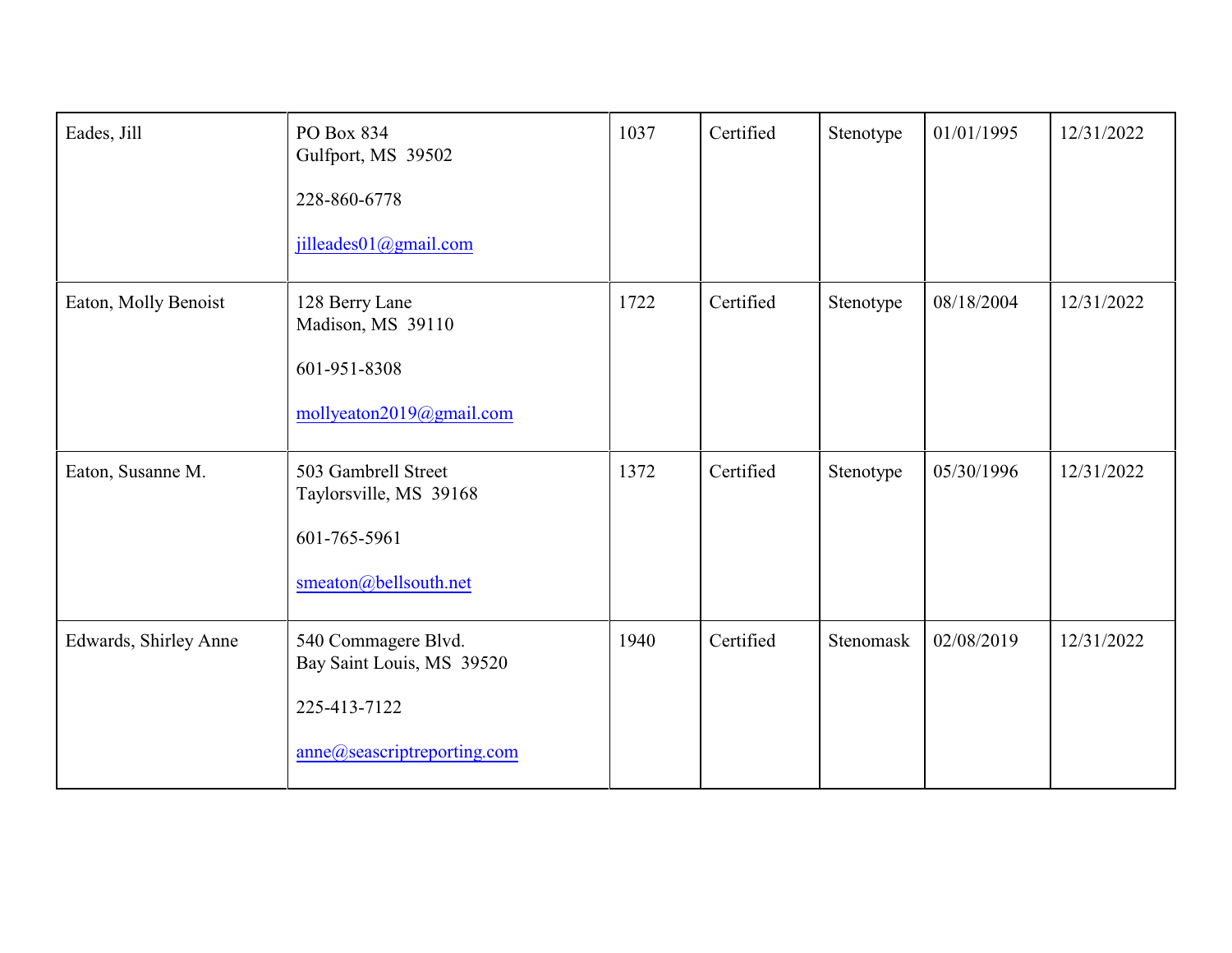| | | | | | | |
|---|---|---|---|---|---|---|
| Eades, Jill | PO Box 834<br>Gulfport, MS 39502<br><br>228-860-6778<br><br>jilleades01@gmail.com | 1037 | Certified | Stenotype | 01/01/1995 | 12/31/2022 |
| Eaton, Molly Benoist | 128 Berry Lane<br>Madison, MS 39110<br><br>601-951-8308<br><br>mollyeaton2019@gmail.com | 1722 | Certified | Stenotype | 08/18/2004 | 12/31/2022 |
| Eaton, Susanne M. | 503 Gambrell Street<br>Taylorsville, MS 39168<br><br>601-765-5961<br><br>smeaton@bellsouth.net | 1372 | Certified | Stenotype | 05/30/1996 | 12/31/2022 |
| Edwards, Shirley Anne | 540 Commagere Blvd.<br>Bay Saint Louis, MS 39520<br><br>225-413-7122<br><br>anne@seascriptreporting.com | 1940 | Certified | Stenomask | 02/08/2019 | 12/31/2022 |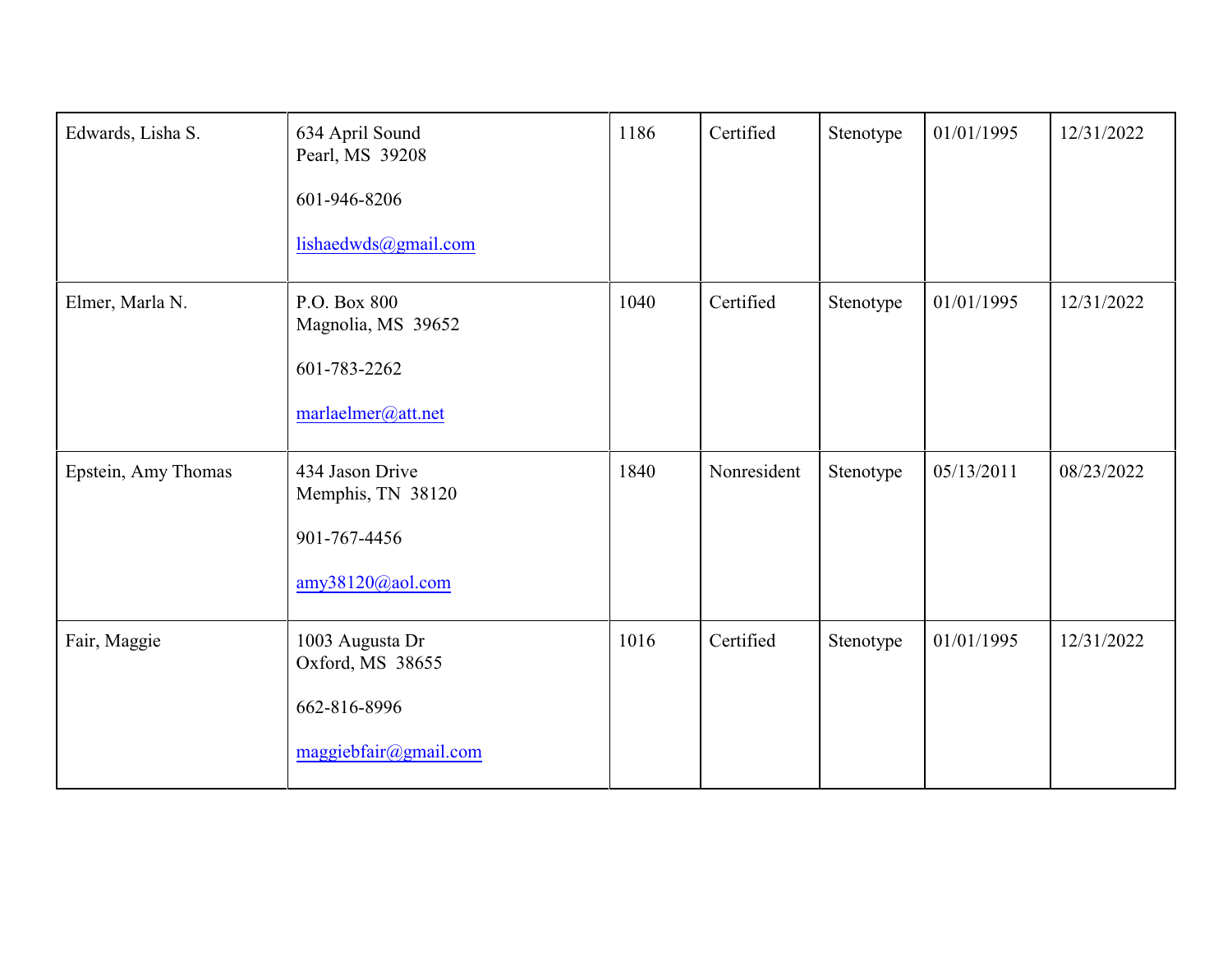| Edwards, Lisha S. | 634 April Sound<br>Pearl, MS 39208<br><br>601-946-8206<br><br>lishaedwds@gmail.com | 1186 | Certified | Stenotype | 01/01/1995 | 12/31/2022 |
|---|---|---|---|---|---|---|
| Elmer, Marla N. | P.O. Box 800<br>Magnolia, MS 39652<br><br>601-783-2262<br><br>marlaelmer@att.net | 1040 | Certified | Stenotype | 01/01/1995 | 12/31/2022 |
| Epstein, Amy Thomas | 434 Jason Drive<br>Memphis, TN 38120<br><br>901-767-4456<br><br>amy38120@aol.com | 1840 | Nonresident | Stenotype | 05/13/2011 | 08/23/2022 |
| Fair, Maggie | 1003 Augusta Dr<br>Oxford, MS 38655<br><br>662-816-8996<br><br>maggiebfair@gmail.com | 1016 | Certified | Stenotype | 01/01/1995 | 12/31/2022 |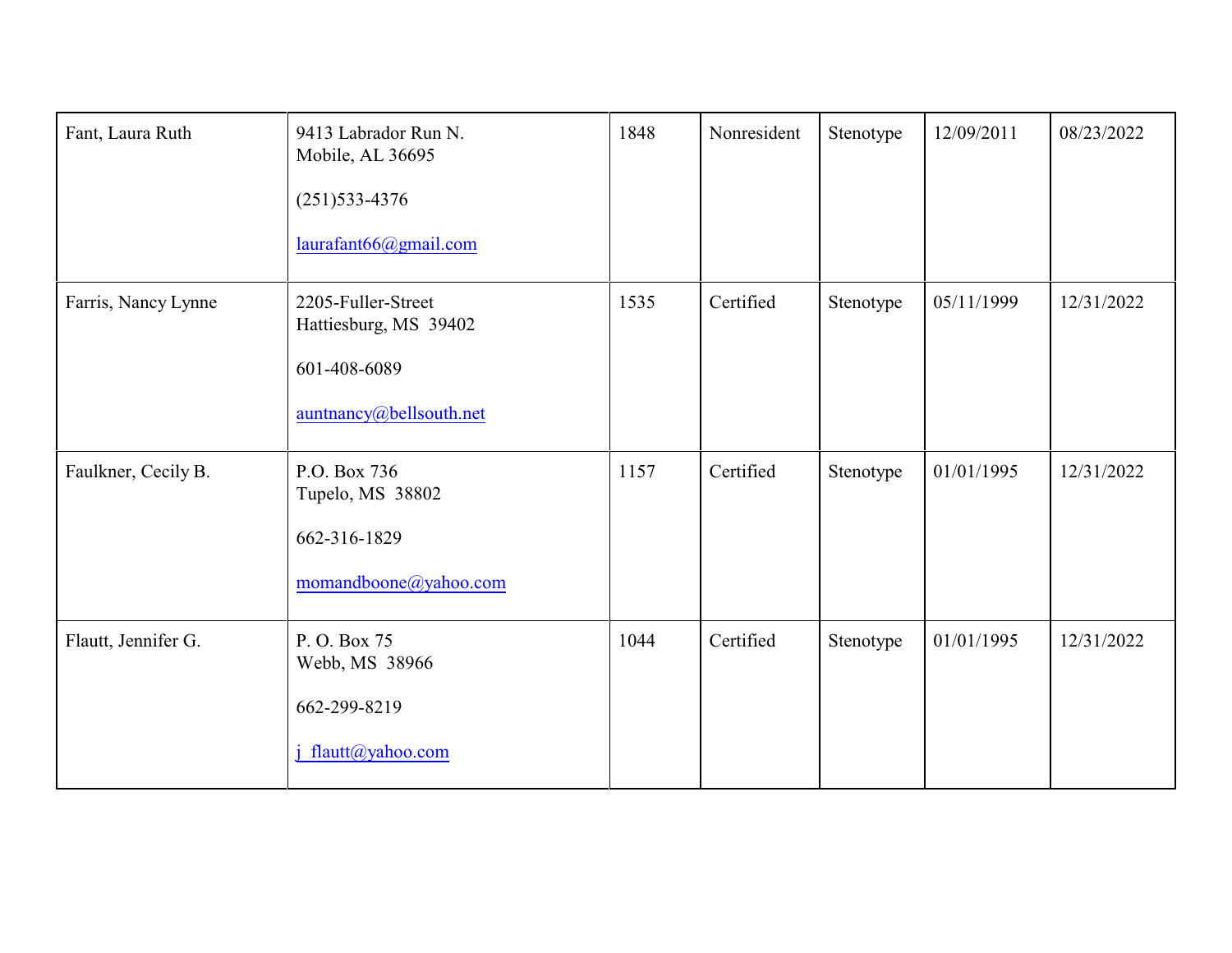| | | | | | | |
|---|---|---|---|---|---|---|
| Fant, Laura Ruth | 9413 Labrador Run N.<br>Mobile, AL 36695<br><br>(251)533-4376<br><br>laurafant66@gmail.com | 1848 | Nonresident | Stenotype | 12/09/2011 | 08/23/2022 |
| Farris, Nancy Lynne | 2205-Fuller-Street<br>Hattiesburg, MS 39402<br><br>601-408-6089<br><br>auntnancy@bellsouth.net | 1535 | Certified | Stenotype | 05/11/1999 | 12/31/2022 |
| Faulkner, Cecily B. | P.O. Box 736<br>Tupelo, MS 38802<br><br>662-316-1829<br><br>momandboone@yahoo.com | 1157 | Certified | Stenotype | 01/01/1995 | 12/31/2022 |
| Flautt, Jennifer G. | P. O. Box 75<br>Webb, MS 38966<br><br>662-299-8219<br><br>j_flautt@yahoo.com | 1044 | Certified | Stenotype | 01/01/1995 | 12/31/2022 |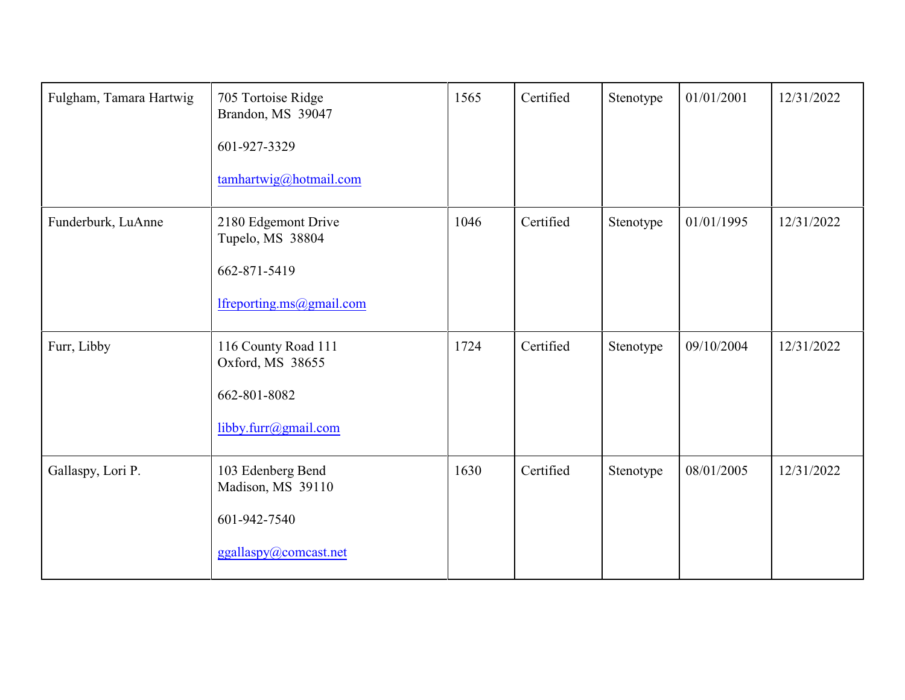| | | | | | | |
|---|---|---|---|---|---|---|
| Fulgham, Tamara Hartwig | 705 Tortoise Ridge<br>Brandon, MS 39047<br><br>601-927-3329<br><br>tamhartwig@hotmail.com | 1565 | Certified | Stenotype | 01/01/2001 | 12/31/2022 |
| Funderburk, LuAnne | 2180 Edgemont Drive<br>Tupelo, MS 38804<br><br>662-871-5419<br><br>lfreporting.ms@gmail.com | 1046 | Certified | Stenotype | 01/01/1995 | 12/31/2022 |
| Furr, Libby | 116 County Road 111<br>Oxford, MS 38655<br><br>662-801-8082<br><br>libby.furr@gmail.com | 1724 | Certified | Stenotype | 09/10/2004 | 12/31/2022 |
| Gallaspy, Lori P. | 103 Edenberg Bend<br>Madison, MS 39110<br><br>601-942-7540<br><br>ggallaspy@comcast.net | 1630 | Certified | Stenotype | 08/01/2005 | 12/31/2022 |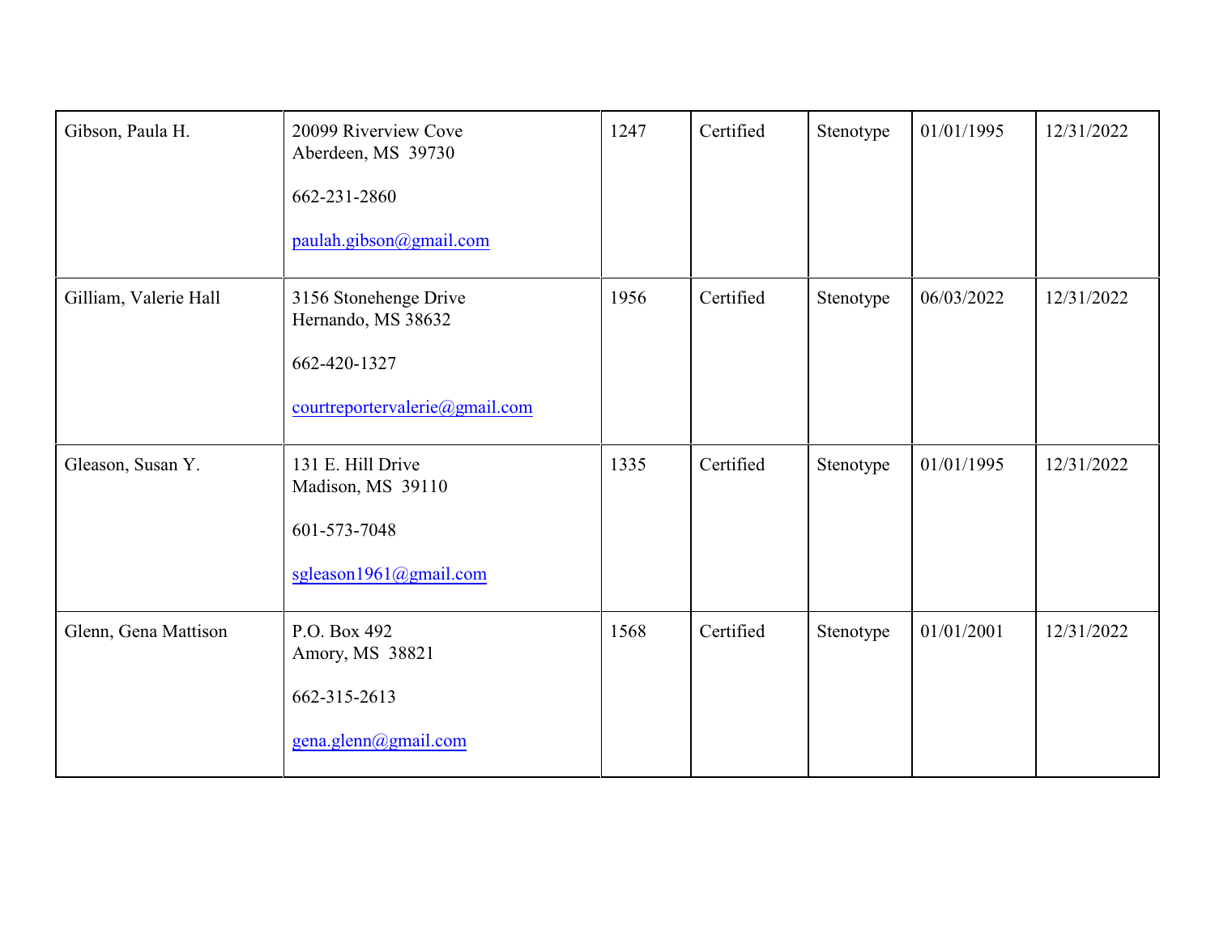| | | | | | | |
|---|---|---|---|---|---|---|
| Gibson, Paula H. | 20099 Riverview Cove<br>Aberdeen, MS 39730<br><br>662-231-2860<br><br>paulah.gibson@gmail.com | 1247 | Certified | Stenotype | 01/01/1995 | 12/31/2022 |
| Gilliam, Valerie Hall | 3156 Stonehenge Drive<br>Hernando, MS 38632<br><br>662-420-1327<br><br>courtreportervalerie@gmail.com | 1956 | Certified | Stenotype | 06/03/2022 | 12/31/2022 |
| Gleason, Susan Y. | 131 E. Hill Drive<br>Madison, MS 39110<br><br>601-573-7048<br><br>sgleason1961@gmail.com | 1335 | Certified | Stenotype | 01/01/1995 | 12/31/2022 |
| Glenn, Gena Mattison | P.O. Box 492<br>Amory, MS 38821<br><br>662-315-2613<br><br>gena.glenn@gmail.com | 1568 | Certified | Stenotype | 01/01/2001 | 12/31/2022 |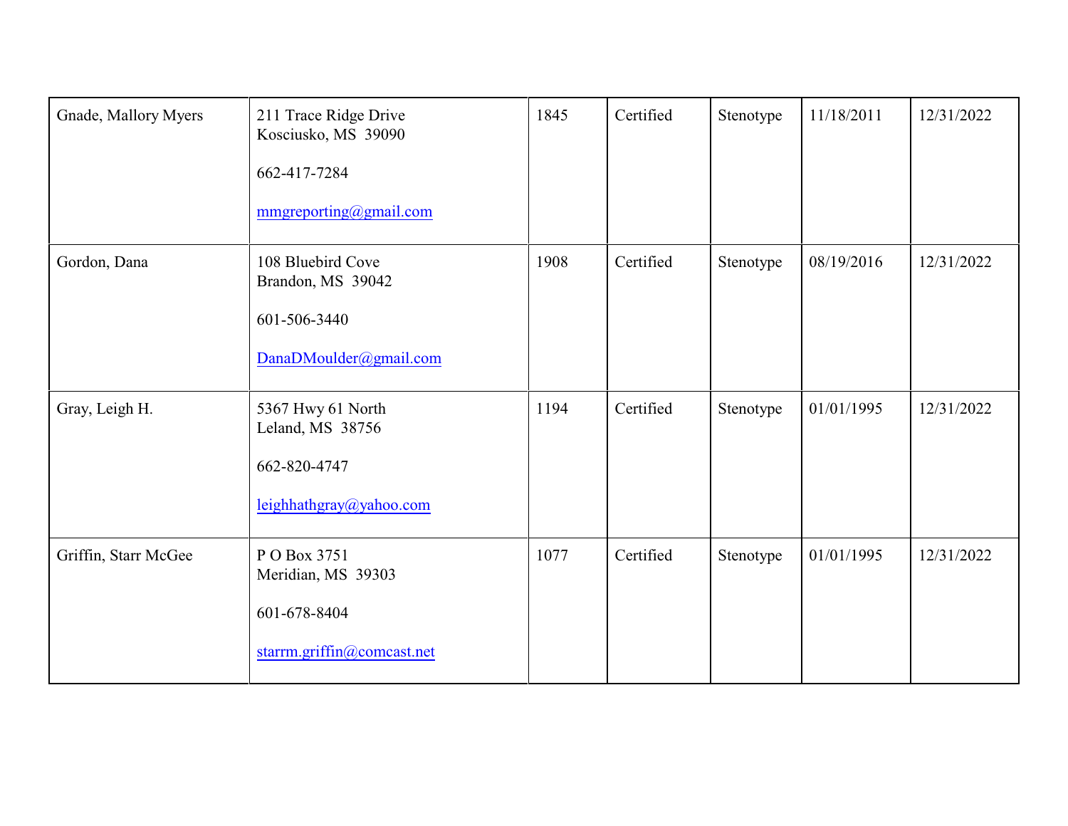| | | | | | | |
|---|---|---|---|---|---|---|
| Gnade, Mallory Myers | 211 Trace Ridge Drive<br>Kosciusko, MS 39090<br><br>662-417-7284<br><br>mmgreporting@gmail.com | 1845 | Certified | Stenotype | 11/18/2011 | 12/31/2022 |
| Gordon, Dana | 108 Bluebird Cove<br>Brandon, MS 39042<br><br>601-506-3440<br><br>DanaDMoulder@gmail.com | 1908 | Certified | Stenotype | 08/19/2016 | 12/31/2022 |
| Gray, Leigh H. | 5367 Hwy 61 North<br>Leland, MS 38756<br><br>662-820-4747<br><br>leighhathgray@yahoo.com | 1194 | Certified | Stenotype | 01/01/1995 | 12/31/2022 |
| Griffin, Starr McGee | P O Box 3751<br>Meridian, MS 39303<br><br>601-678-8404<br><br>starrm.griffin@comcast.net | 1077 | Certified | Stenotype | 01/01/1995 | 12/31/2022 |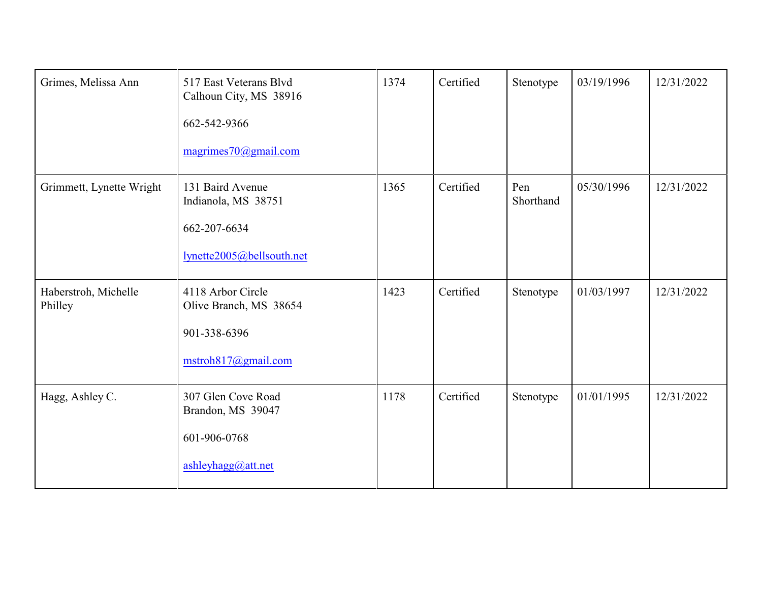| | | | | | | |
|---|---|---|---|---|---|---|
| Grimes, Melissa Ann | 517 East Veterans Blvd<br>Calhoun City, MS 38916<br><br>662-542-9366<br><br>magrimes70@gmail.com | 1374 | Certified | Stenotype | 03/19/1996 | 12/31/2022 |
| Grimmett, Lynette Wright | 131 Baird Avenue<br>Indianola, MS 38751<br><br>662-207-6634<br><br>lynette2005@bellsouth.net | 1365 | Certified | Pen Shorthand | 05/30/1996 | 12/31/2022 |
| Haberstroh, Michelle Philley | 4118 Arbor Circle<br>Olive Branch, MS 38654<br><br>901-338-6396<br><br>mstroh817@gmail.com | 1423 | Certified | Stenotype | 01/03/1997 | 12/31/2022 |
| Hagg, Ashley C. | 307 Glen Cove Road<br>Brandon, MS 39047<br><br>601-906-0768<br><br>ashleyhagg@att.net | 1178 | Certified | Stenotype | 01/01/1995 | 12/31/2022 |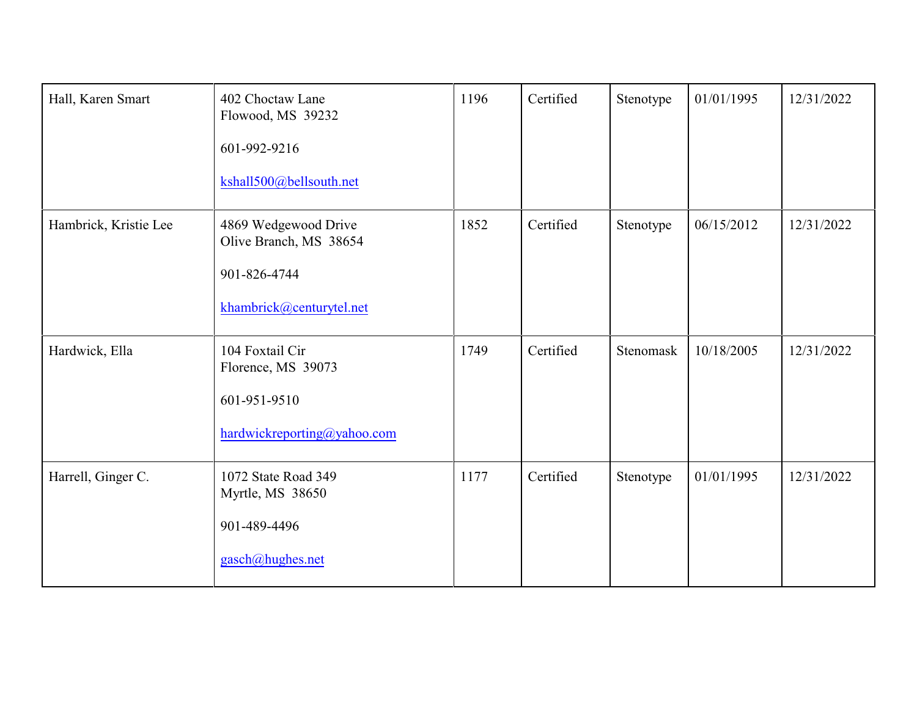| | | | | | | |
|---|---|---|---|---|---|---|
| Hall, Karen Smart | 402 Choctaw Lane<br>Flowood, MS 39232<br><br>601-992-9216<br><br>kshall500@bellsouth.net | 1196 | Certified | Stenotype | 01/01/1995 | 12/31/2022 |
| Hambrick, Kristie Lee | 4869 Wedgewood Drive<br>Olive Branch, MS 38654<br><br>901-826-4744<br><br>khambrick@centurytel.net | 1852 | Certified | Stenotype | 06/15/2012 | 12/31/2022 |
| Hardwick, Ella | 104 Foxtail Cir<br>Florence, MS 39073<br><br>601-951-9510<br><br>hardwickreporting@yahoo.com | 1749 | Certified | Stenomask | 10/18/2005 | 12/31/2022 |
| Harrell, Ginger C. | 1072 State Road 349<br>Myrtle, MS 38650<br><br>901-489-4496<br><br>gasch@hughes.net | 1177 | Certified | Stenotype | 01/01/1995 | 12/31/2022 |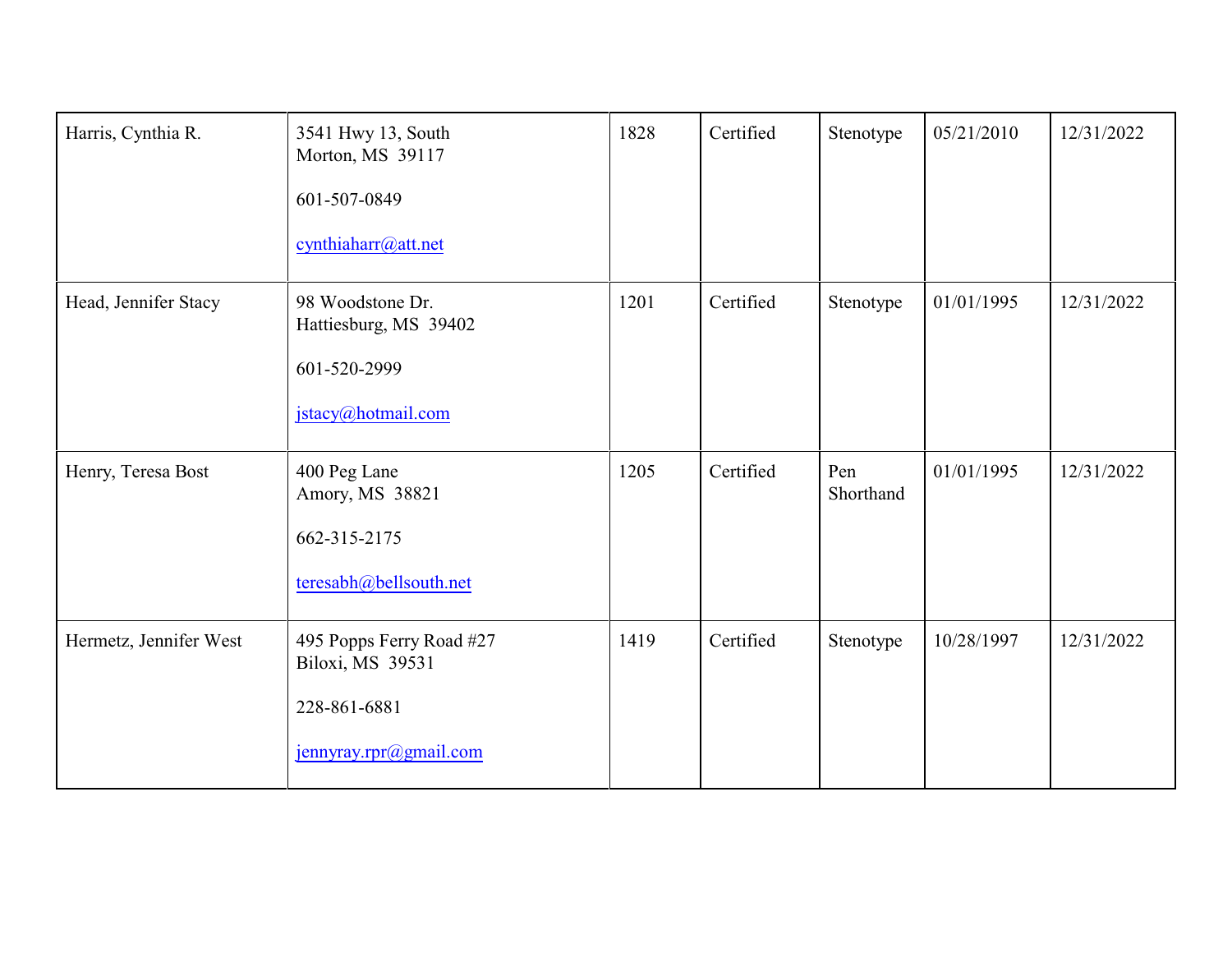| | | | | | | |
|---|---|---|---|---|---|---|
| Harris, Cynthia R. | 3541 Hwy 13, South<br>Morton, MS 39117<br><br>601-507-0849<br><br>cynthiaharr@att.net | 1828 | Certified | Stenotype | 05/21/2010 | 12/31/2022 |
| Head, Jennifer Stacy | 98 Woodstone Dr.<br>Hattiesburg, MS 39402<br><br>601-520-2999<br><br>jstacy@hotmail.com | 1201 | Certified | Stenotype | 01/01/1995 | 12/31/2022 |
| Henry, Teresa Bost | 400 Peg Lane<br>Amory, MS 38821<br><br>662-315-2175<br><br>teresabh@bellsouth.net | 1205 | Certified | Pen Shorthand | 01/01/1995 | 12/31/2022 |
| Hermetz, Jennifer West | 495 Popps Ferry Road #27<br>Biloxi, MS 39531<br><br>228-861-6881<br><br>jennyray.rpr@gmail.com | 1419 | Certified | Stenotype | 10/28/1997 | 12/31/2022 |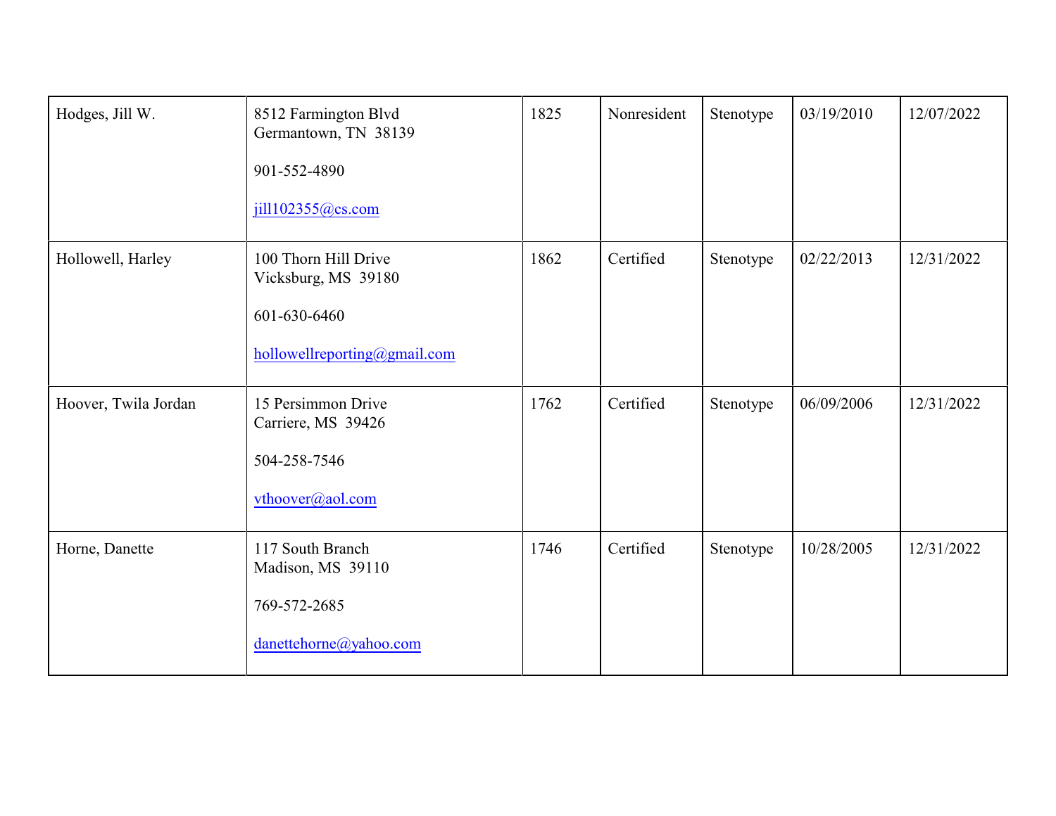| | | | | | | |
|---|---|---|---|---|---|---|
| Hodges, Jill W. | 8512 Farmington Blvd<br>Germantown, TN 38139<br><br>901-552-4890<br><br>jill102355@cs.com | 1825 | Nonresident | Stenotype | 03/19/2010 | 12/07/2022 |
| Hollowell, Harley | 100 Thorn Hill Drive<br>Vicksburg, MS 39180<br><br>601-630-6460<br><br>hollowellreporting@gmail.com | 1862 | Certified | Stenotype | 02/22/2013 | 12/31/2022 |
| Hoover, Twila Jordan | 15 Persimmon Drive<br>Carriere, MS 39426<br><br>504-258-7546<br><br>vthoover@aol.com | 1762 | Certified | Stenotype | 06/09/2006 | 12/31/2022 |
| Horne, Danette | 117 South Branch<br>Madison, MS 39110<br><br>769-572-2685<br><br>danettehorne@yahoo.com | 1746 | Certified | Stenotype | 10/28/2005 | 12/31/2022 |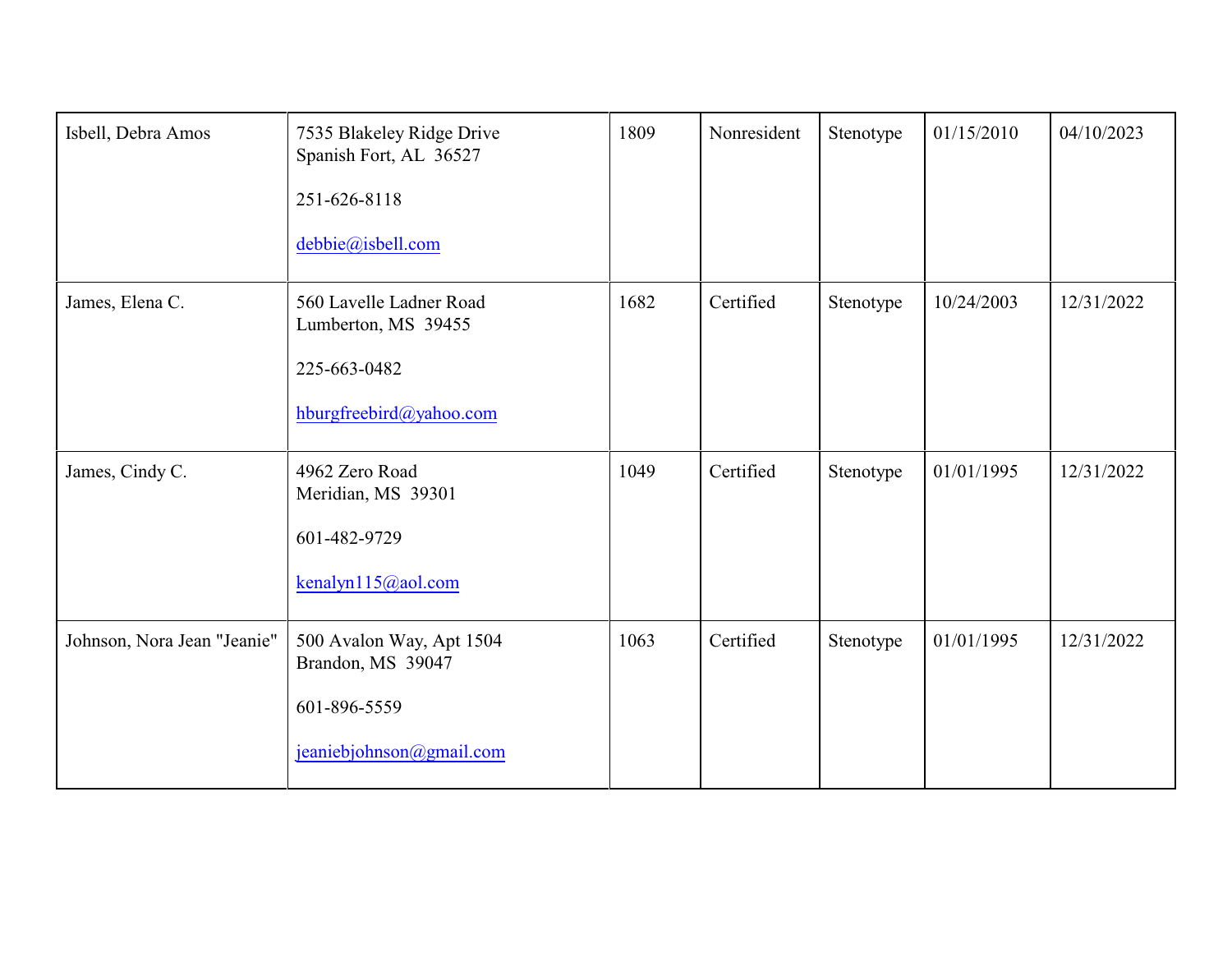| | | | | | | |
|---|---|---|---|---|---|---|
| Isbell, Debra Amos | 7535 Blakeley Ridge Drive<br>Spanish Fort, AL 36527<br><br>251-626-8118<br><br>debbie@isbell.com | 1809 | Nonresident | Stenotype | 01/15/2010 | 04/10/2023 |
| James, Elena C. | 560 Lavelle Ladner Road<br>Lumberton, MS 39455<br><br>225-663-0482<br><br>hburgfreebird@yahoo.com | 1682 | Certified | Stenotype | 10/24/2003 | 12/31/2022 |
| James, Cindy C. | 4962 Zero Road<br>Meridian, MS 39301<br><br>601-482-9729<br><br>kenalyn115@aol.com | 1049 | Certified | Stenotype | 01/01/1995 | 12/31/2022 |
| Johnson, Nora Jean "Jeanie" | 500 Avalon Way, Apt 1504<br>Brandon, MS 39047<br><br>601-896-5559<br><br>jeaniebjohnson@gmail.com | 1063 | Certified | Stenotype | 01/01/1995 | 12/31/2022 |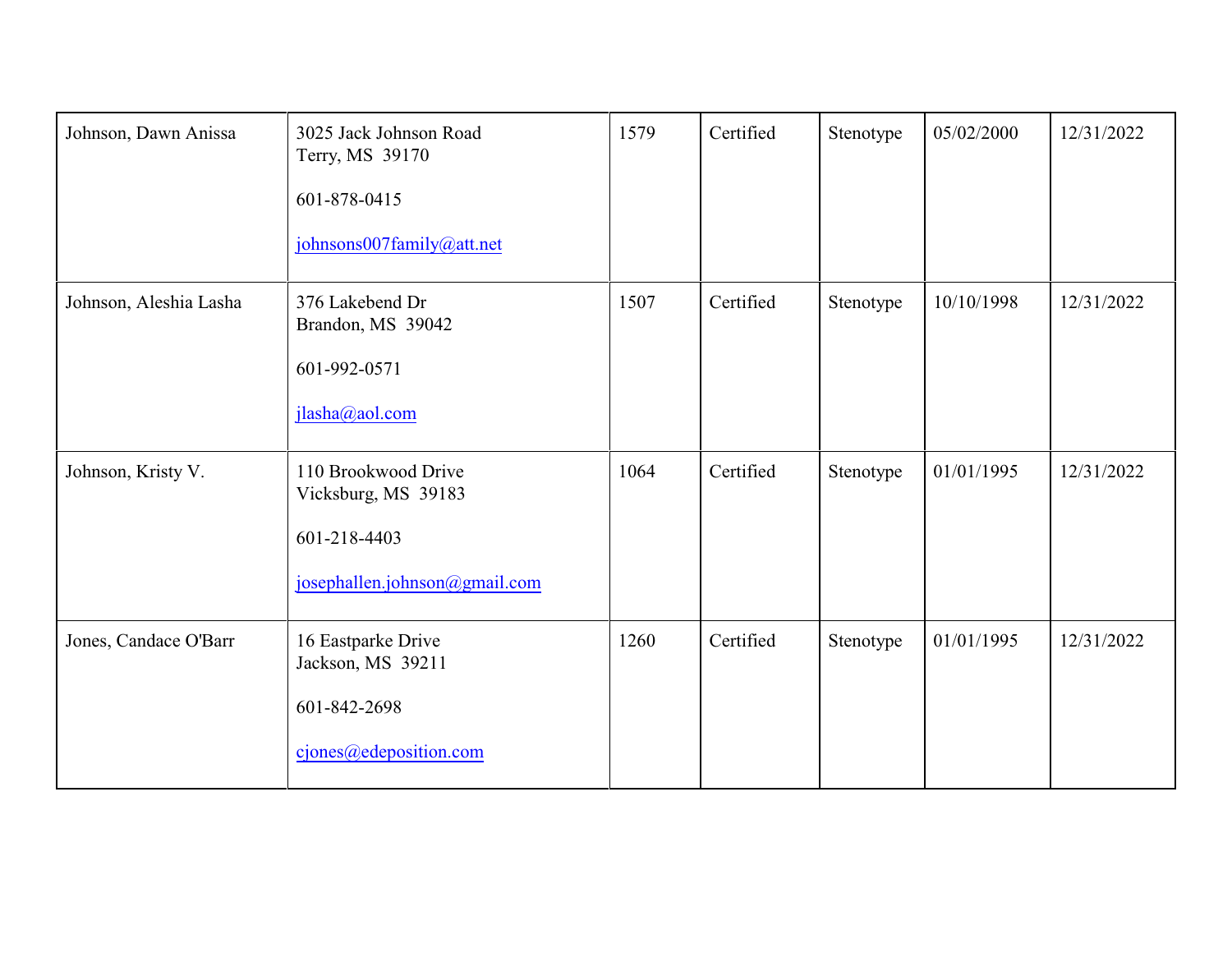| | | | | | | |
|---|---|---|---|---|---|---|
| Johnson, Dawn Anissa | 3025 Jack Johnson Road<br>Terry, MS 39170<br><br>601-878-0415<br><br>johnsons007family@att.net | 1579 | Certified | Stenotype | 05/02/2000 | 12/31/2022 |
| Johnson, Aleshia Lasha | 376 Lakebend Dr<br>Brandon, MS 39042<br><br>601-992-0571<br><br>jlasha@aol.com | 1507 | Certified | Stenotype | 10/10/1998 | 12/31/2022 |
| Johnson, Kristy V. | 110 Brookwood Drive<br>Vicksburg, MS 39183<br><br>601-218-4403<br><br>josephallen.johnson@gmail.com | 1064 | Certified | Stenotype | 01/01/1995 | 12/31/2022 |
| Jones, Candace O'Barr | 16 Eastparke Drive<br>Jackson, MS 39211<br><br>601-842-2698<br><br>cjones@edeposition.com | 1260 | Certified | Stenotype | 01/01/1995 | 12/31/2022 |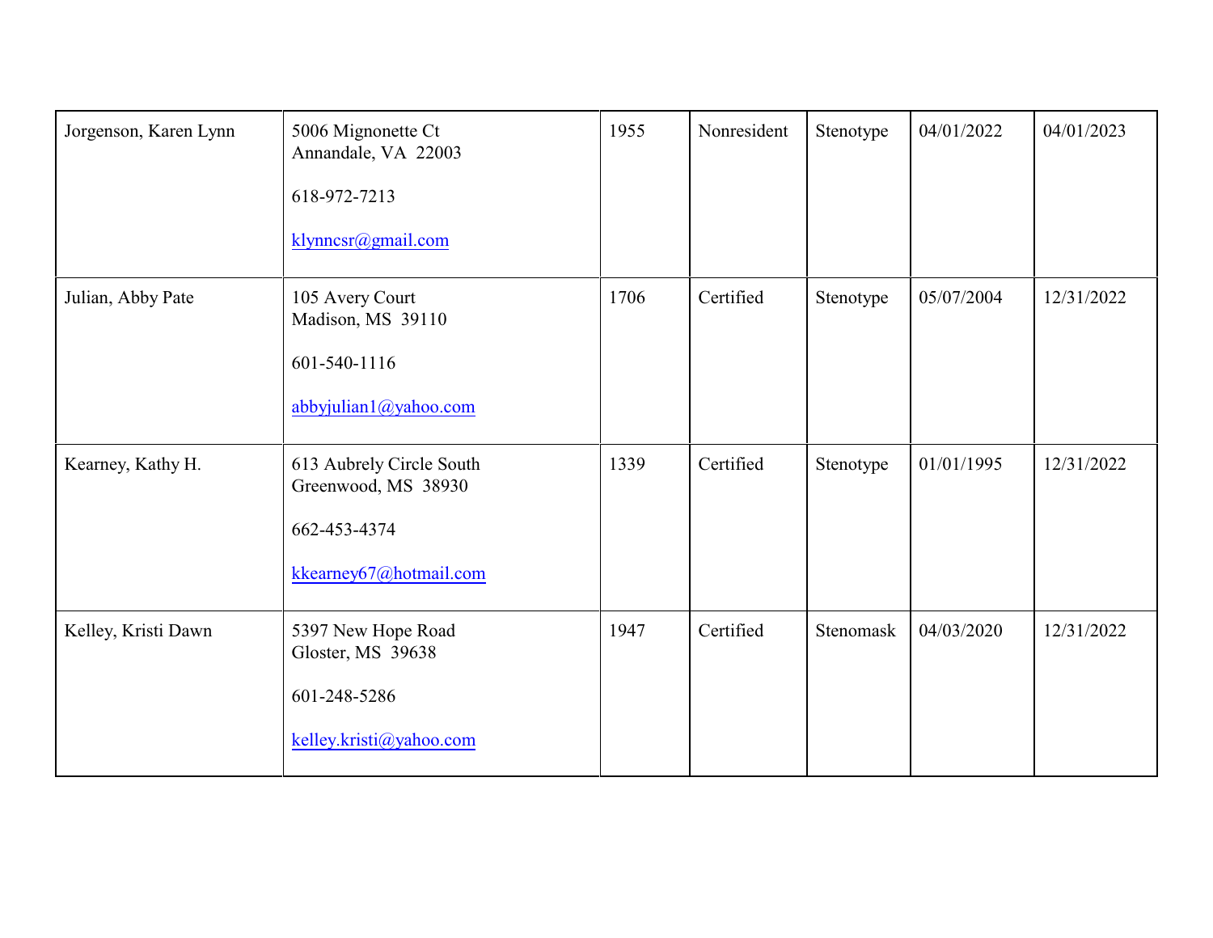| | | | | | | |
|---|---|---|---|---|---|---|
| Jorgenson, Karen Lynn | 5006 Mignonette Ct<br>Annandale, VA 22003<br><br>618-972-7213<br><br>klynncsr@gmail.com | 1955 | Nonresident | Stenotype | 04/01/2022 | 04/01/2023 |
| Julian, Abby Pate | 105 Avery Court<br>Madison, MS 39110<br><br>601-540-1116<br><br>abbyjulian1@yahoo.com | 1706 | Certified | Stenotype | 05/07/2004 | 12/31/2022 |
| Kearney, Kathy H. | 613 Aubrely Circle South<br>Greenwood, MS 38930<br><br>662-453-4374<br><br>kkearney67@hotmail.com | 1339 | Certified | Stenotype | 01/01/1995 | 12/31/2022 |
| Kelley, Kristi Dawn | 5397 New Hope Road<br>Gloster, MS 39638<br><br>601-248-5286<br><br>kelley.kristi@yahoo.com | 1947 | Certified | Stenomask | 04/03/2020 | 12/31/2022 |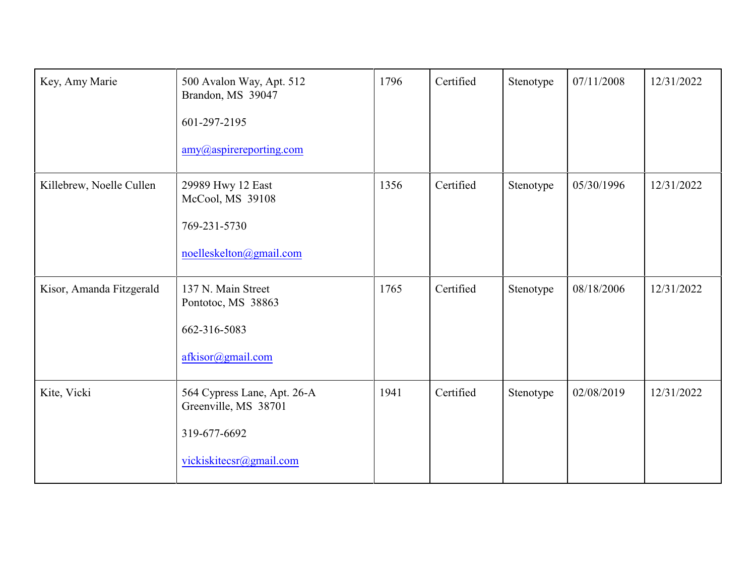| | | | | | | |
|---|---|---|---|---|---|---|
| Key, Amy Marie | 500 Avalon Way, Apt. 512<br>Brandon, MS 39047<br><br>601-297-2195<br><br>amy@aspirereporting.com | 1796 | Certified | Stenotype | 07/11/2008 | 12/31/2022 |
| Killebrew, Noelle Cullen | 29989 Hwy 12 East<br>McCool, MS 39108<br><br>769-231-5730<br><br>noelleskelton@gmail.com | 1356 | Certified | Stenotype | 05/30/1996 | 12/31/2022 |
| Kisor, Amanda Fitzgerald | 137 N. Main Street<br>Pontotoc, MS 38863<br><br>662-316-5083<br><br>afkisor@gmail.com | 1765 | Certified | Stenotype | 08/18/2006 | 12/31/2022 |
| Kite, Vicki | 564 Cypress Lane, Apt. 26-A<br>Greenville, MS 38701<br><br>319-677-6692<br><br>vickiskitecsr@gmail.com | 1941 | Certified | Stenotype | 02/08/2019 | 12/31/2022 |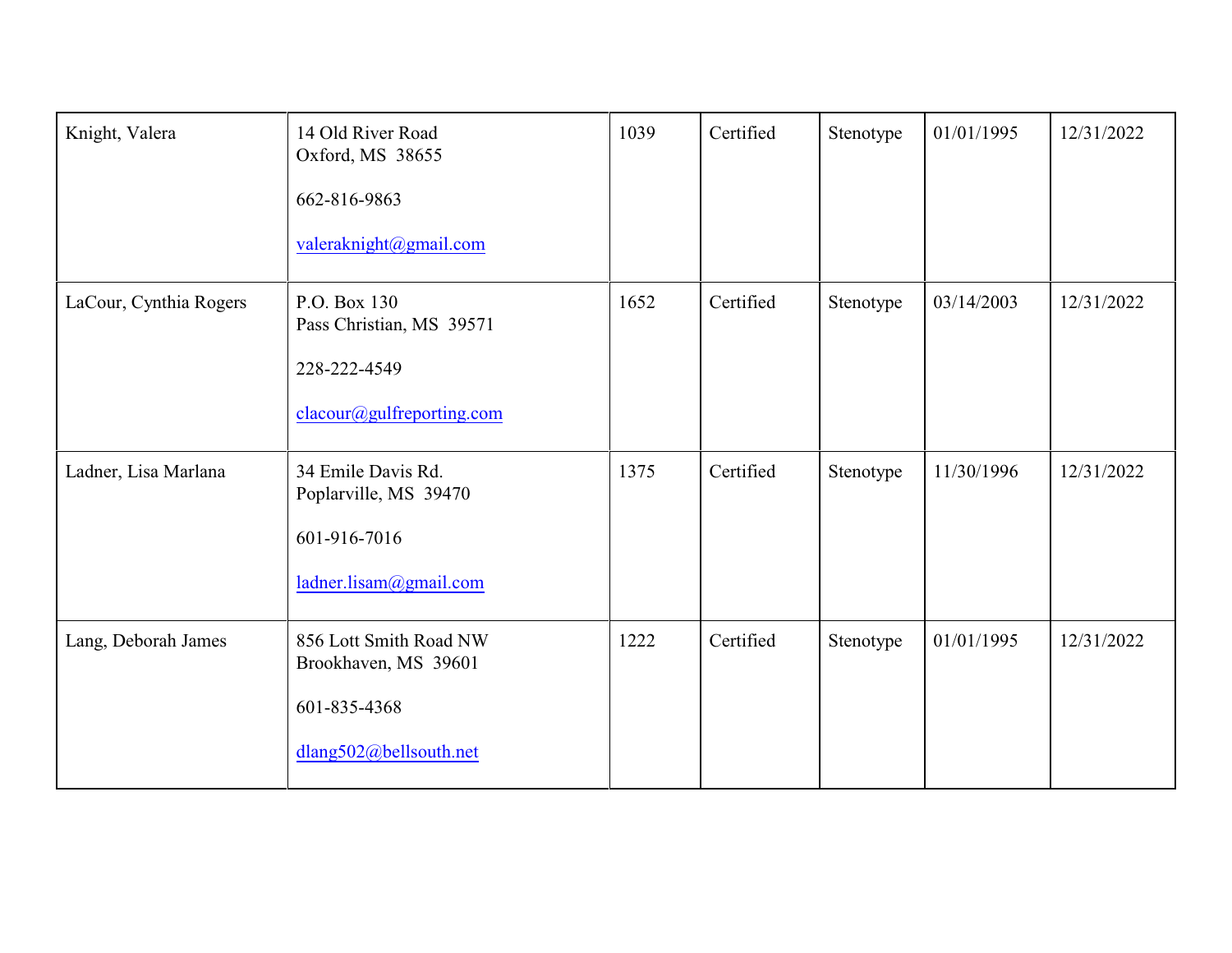| | | | | | | |
|---|---|---|---|---|---|---|
| Knight, Valera | 14 Old River Road<br>Oxford, MS 38655<br><br>662-816-9863<br><br>valeraknight@gmail.com | 1039 | Certified | Stenotype | 01/01/1995 | 12/31/2022 |
| LaCour, Cynthia Rogers | P.O. Box 130<br>Pass Christian, MS 39571<br><br>228-222-4549<br><br>clacour@gulfreporting.com | 1652 | Certified | Stenotype | 03/14/2003 | 12/31/2022 |
| Ladner, Lisa Marlana | 34 Emile Davis Rd.<br>Poplarville, MS 39470<br><br>601-916-7016<br><br>ladner.lisam@gmail.com | 1375 | Certified | Stenotype | 11/30/1996 | 12/31/2022 |
| Lang, Deborah James | 856 Lott Smith Road NW<br>Brookhaven, MS 39601<br><br>601-835-4368<br><br>dlang502@bellsouth.net | 1222 | Certified | Stenotype | 01/01/1995 | 12/31/2022 |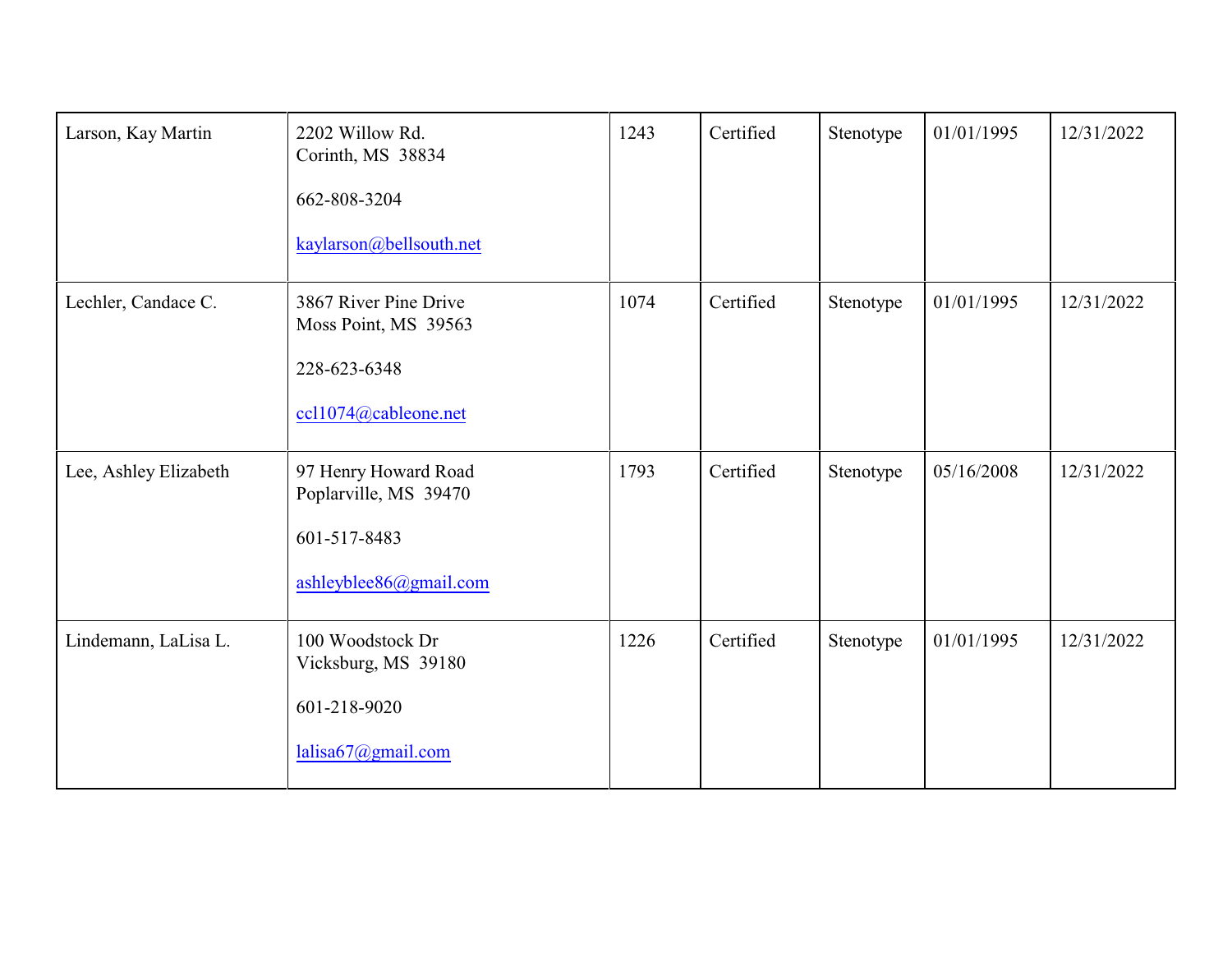| | | | | | | |
|---|---|---|---|---|---|---|
| Larson, Kay Martin | 2202 Willow Rd.<br>Corinth, MS 38834<br><br>662-808-3204<br><br>kaylarson@bellsouth.net | 1243 | Certified | Stenotype | 01/01/1995 | 12/31/2022 |
| Lechler, Candace C. | 3867 River Pine Drive<br>Moss Point, MS 39563<br><br>228-623-6348<br><br>ccl1074@cableone.net | 1074 | Certified | Stenotype | 01/01/1995 | 12/31/2022 |
| Lee, Ashley Elizabeth | 97 Henry Howard Road<br>Poplarville, MS 39470<br><br>601-517-8483<br><br>ashleyblee86@gmail.com | 1793 | Certified | Stenotype | 05/16/2008 | 12/31/2022 |
| Lindemann, LaLisa L. | 100 Woodstock Dr<br>Vicksburg, MS 39180<br><br>601-218-9020<br><br>lalisa67@gmail.com | 1226 | Certified | Stenotype | 01/01/1995 | 12/31/2022 |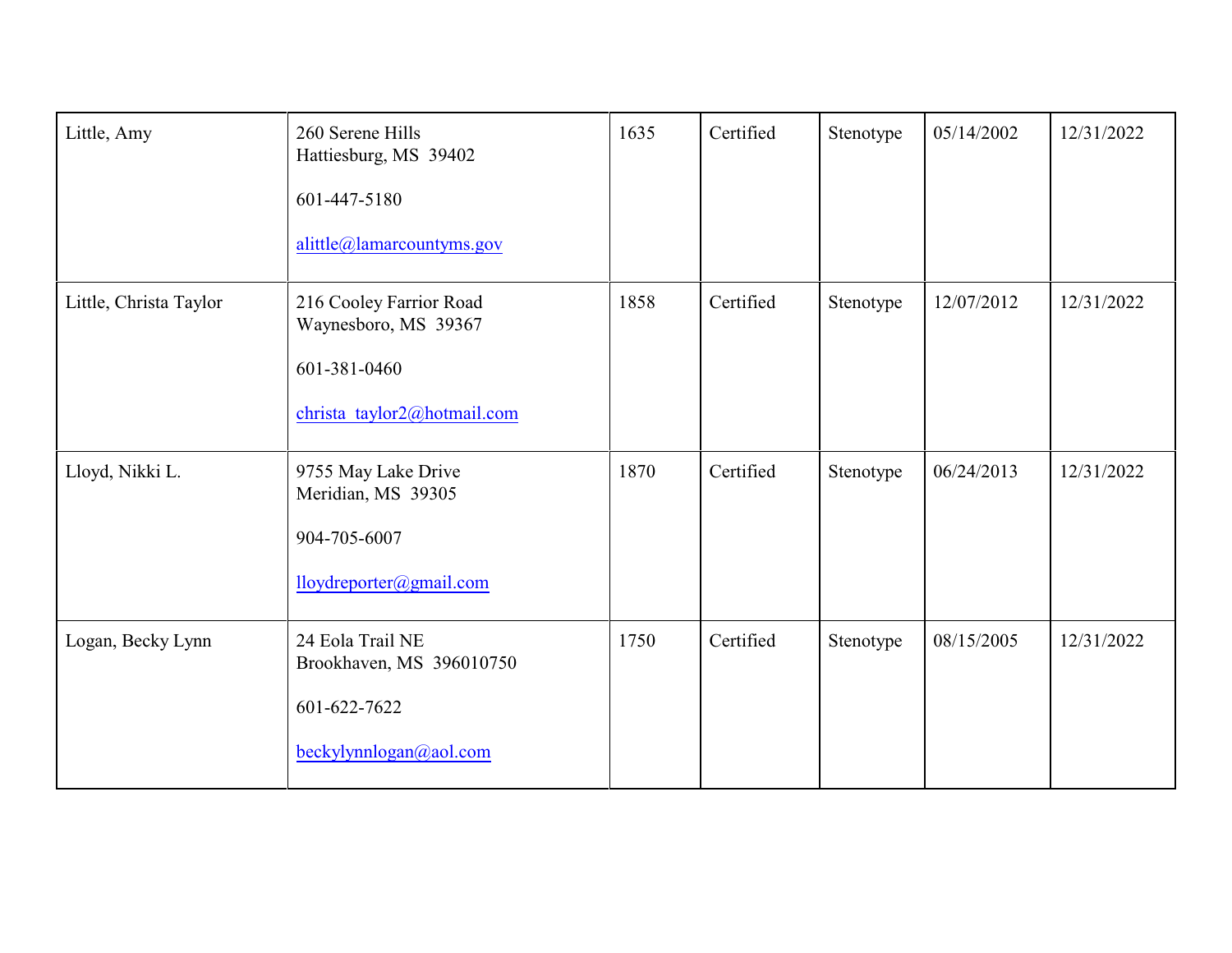| | | | | | | |
|---|---|---|---|---|---|---|
| Little, Amy | 260 Serene Hills<br>Hattiesburg, MS 39402<br><br>601-447-5180<br><br>alittle@lamarcountyms.gov | 1635 | Certified | Stenotype | 05/14/2002 | 12/31/2022 |
| Little, Christa Taylor | 216 Cooley Farrior Road<br>Waynesboro, MS 39367<br><br>601-381-0460<br><br>christa_taylor2@hotmail.com | 1858 | Certified | Stenotype | 12/07/2012 | 12/31/2022 |
| Lloyd, Nikki L. | 9755 May Lake Drive<br>Meridian, MS 39305<br><br>904-705-6007<br><br>lloydreporter@gmail.com | 1870 | Certified | Stenotype | 06/24/2013 | 12/31/2022 |
| Logan, Becky Lynn | 24 Eola Trail NE<br>Brookhaven, MS 396010750<br><br>601-622-7622<br><br>beckylynnlogan@aol.com | 1750 | Certified | Stenotype | 08/15/2005 | 12/31/2022 |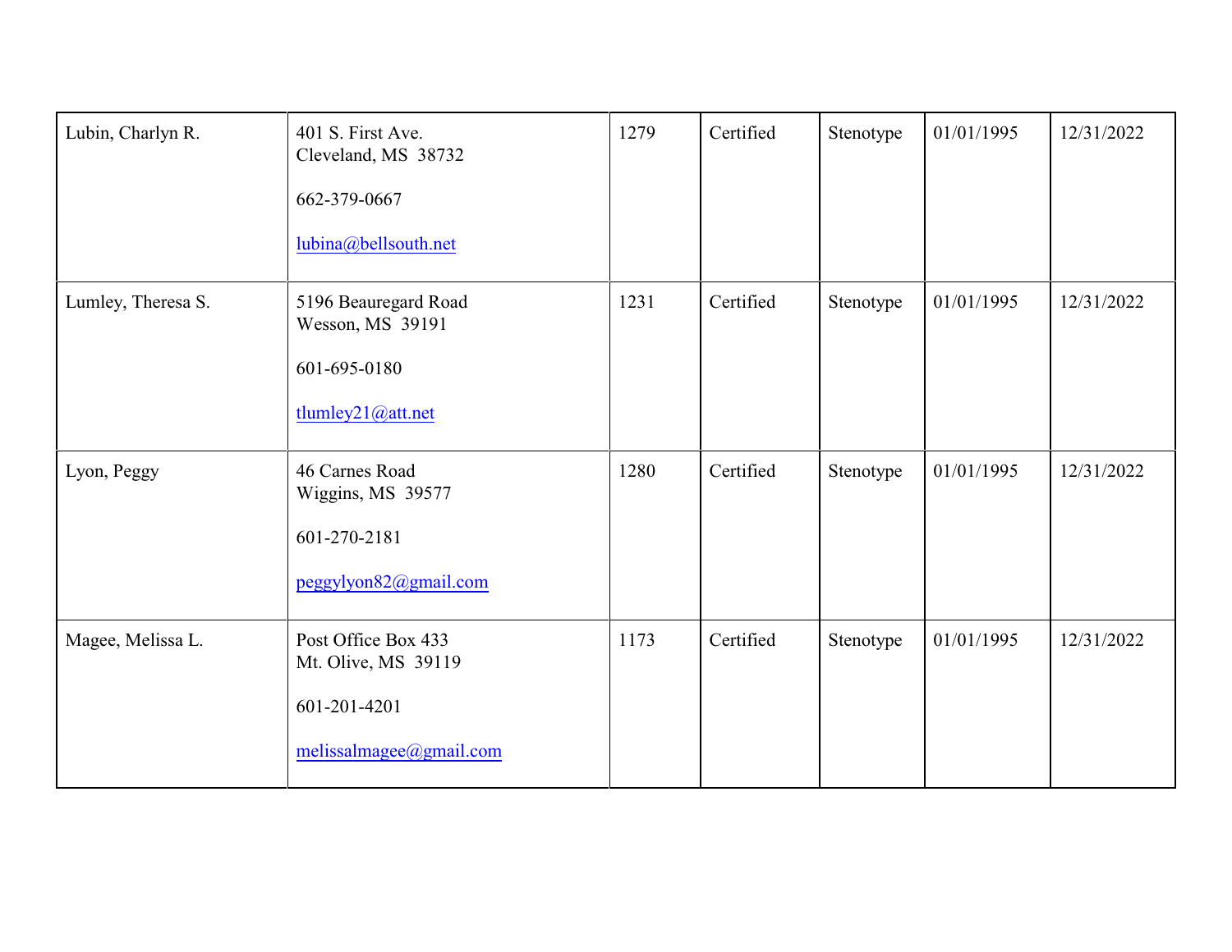| | | | | | | |
|---|---|---|---|---|---|---|
| Lubin, Charlyn R. | 401 S. First Ave.<br>Cleveland, MS 38732<br><br>662-379-0667<br><br>lubina@bellsouth.net | 1279 | Certified | Stenotype | 01/01/1995 | 12/31/2022 |
| Lumley, Theresa S. | 5196 Beauregard Road<br>Wesson, MS 39191<br><br>601-695-0180<br><br>tlumley21@att.net | 1231 | Certified | Stenotype | 01/01/1995 | 12/31/2022 |
| Lyon, Peggy | 46 Carnes Road<br>Wiggins, MS 39577<br><br>601-270-2181<br><br>peggylyon82@gmail.com | 1280 | Certified | Stenotype | 01/01/1995 | 12/31/2022 |
| Magee, Melissa L. | Post Office Box 433<br>Mt. Olive, MS 39119<br><br>601-201-4201<br><br>melissalmagee@gmail.com | 1173 | Certified | Stenotype | 01/01/1995 | 12/31/2022 |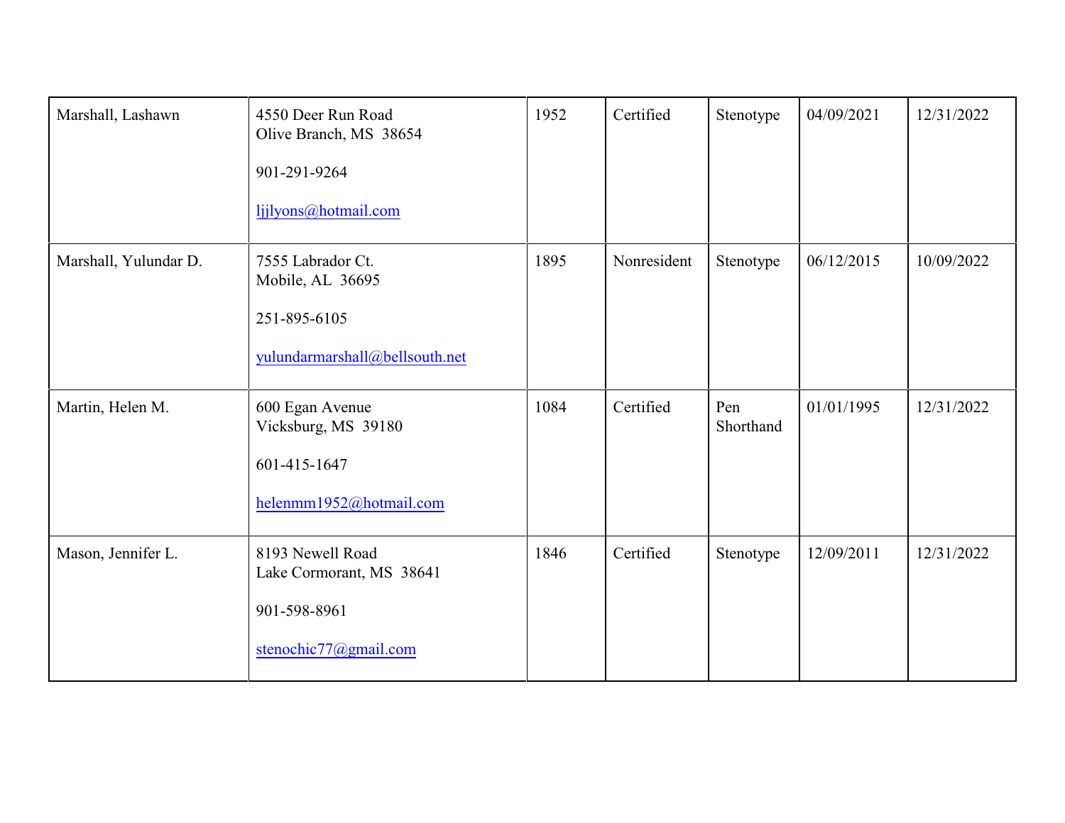| | | | | | | |
|---|---|---|---|---|---|---|
| Marshall, Lashawn | 4550 Deer Run Road<br>Olive Branch, MS 38654<br><br>901-291-9264<br><br>ljjlyons@hotmail.com | 1952 | Certified | Stenotype | 04/09/2021 | 12/31/2022 |
| Marshall, Yulundar D. | 7555 Labrador Ct.<br>Mobile, AL 36695<br><br>251-895-6105<br><br>yulundarmarshall@bellsouth.net | 1895 | Nonresident | Stenotype | 06/12/2015 | 10/09/2022 |
| Martin, Helen M. | 600 Egan Avenue<br>Vicksburg, MS 39180<br><br>601-415-1647<br><br>helenmm1952@hotmail.com | 1084 | Certified | Pen Shorthand | 01/01/1995 | 12/31/2022 |
| Mason, Jennifer L. | 8193 Newell Road<br>Lake Cormorant, MS 38641<br><br>901-598-8961<br><br>stenochic77@gmail.com | 1846 | Certified | Stenotype | 12/09/2011 | 12/31/2022 |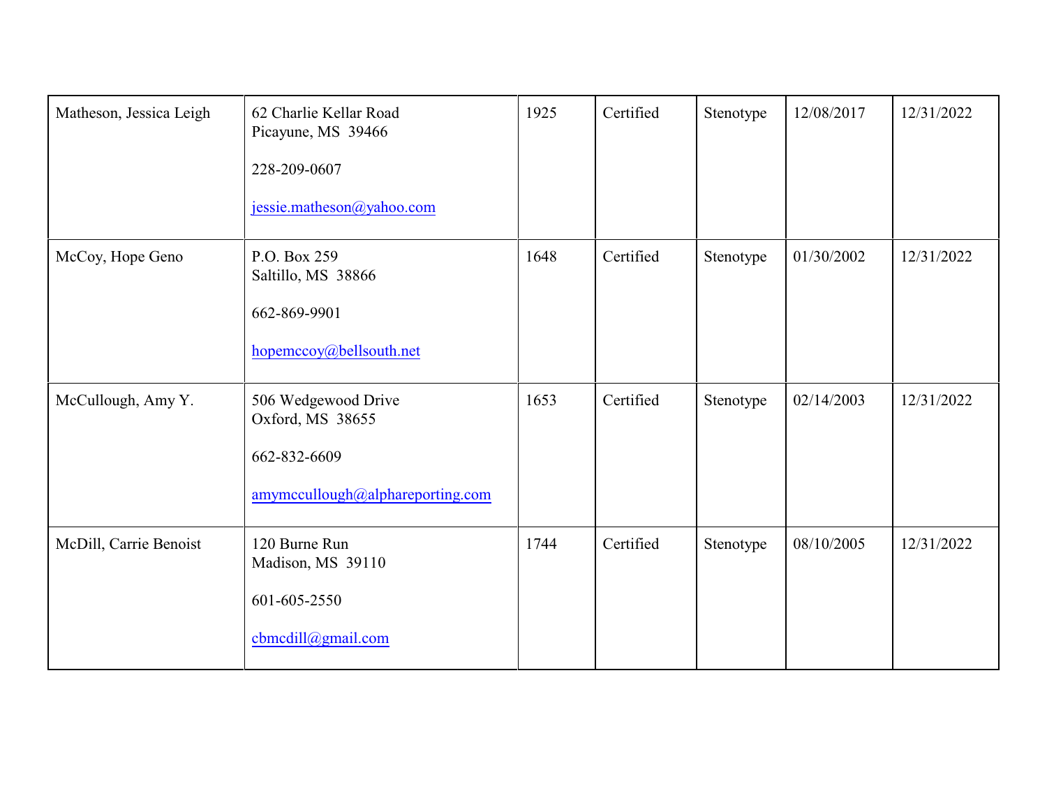| | | | | | | |
|---|---|---|---|---|---|---|
| Matheson, Jessica Leigh | 62 Charlie Kellar Road<br>Picayune, MS 39466<br><br>228-209-0607<br><br>jessie.matheson@yahoo.com | 1925 | Certified | Stenotype | 12/08/2017 | 12/31/2022 |
| McCoy, Hope Geno | P.O. Box 259<br>Saltillo, MS 38866<br><br>662-869-9901<br><br>hopemccoy@bellsouth.net | 1648 | Certified | Stenotype | 01/30/2002 | 12/31/2022 |
| McCullough, Amy Y. | 506 Wedgewood Drive<br>Oxford, MS 38655<br><br>662-832-6609<br><br>amymccullough@alphareporting.com | 1653 | Certified | Stenotype | 02/14/2003 | 12/31/2022 |
| McDill, Carrie Benoist | 120 Burne Run<br>Madison, MS 39110<br><br>601-605-2550<br><br>cbmcdill@gmail.com | 1744 | Certified | Stenotype | 08/10/2005 | 12/31/2022 |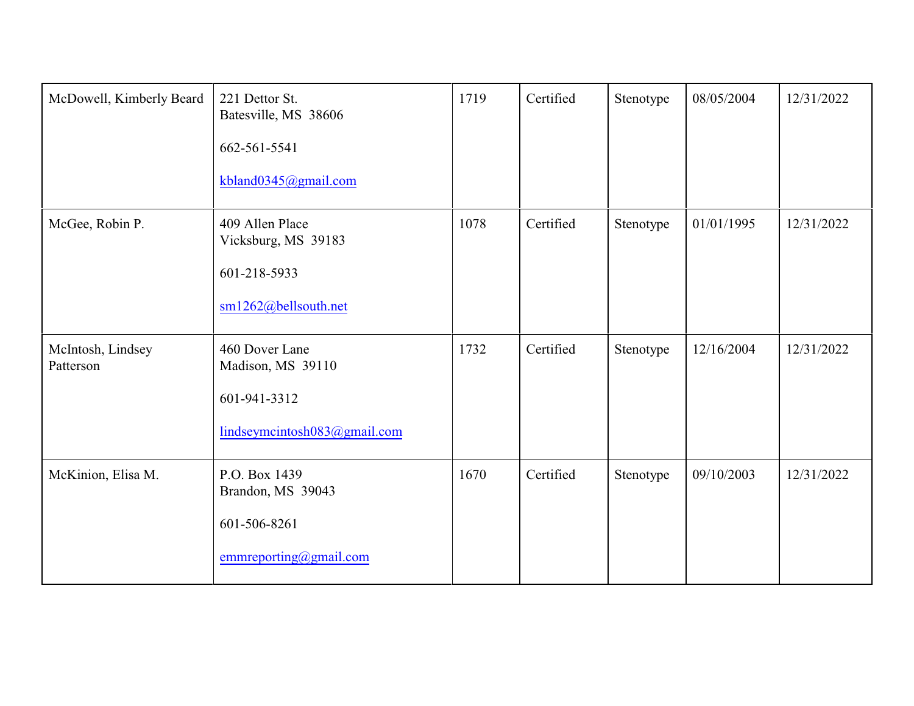| | | | | | | |
|---|---|---|---|---|---|---|
| McDowell, Kimberly Beard | 221 Dettor St.<br>Batesville, MS 38606<br><br>662-561-5541<br><br>kbland0345@gmail.com | 1719 | Certified | Stenotype | 08/05/2004 | 12/31/2022 |
| McGee, Robin P. | 409 Allen Place<br>Vicksburg, MS 39183<br><br>601-218-5933<br><br>sm1262@bellsouth.net | 1078 | Certified | Stenotype | 01/01/1995 | 12/31/2022 |
| McIntosh, Lindsey Patterson | 460 Dover Lane<br>Madison, MS 39110<br><br>601-941-3312<br><br>lindseymcintosh083@gmail.com | 1732 | Certified | Stenotype | 12/16/2004 | 12/31/2022 |
| McKinion, Elisa M. | P.O. Box 1439<br>Brandon, MS 39043<br><br>601-506-8261<br><br>emmreporting@gmail.com | 1670 | Certified | Stenotype | 09/10/2003 | 12/31/2022 |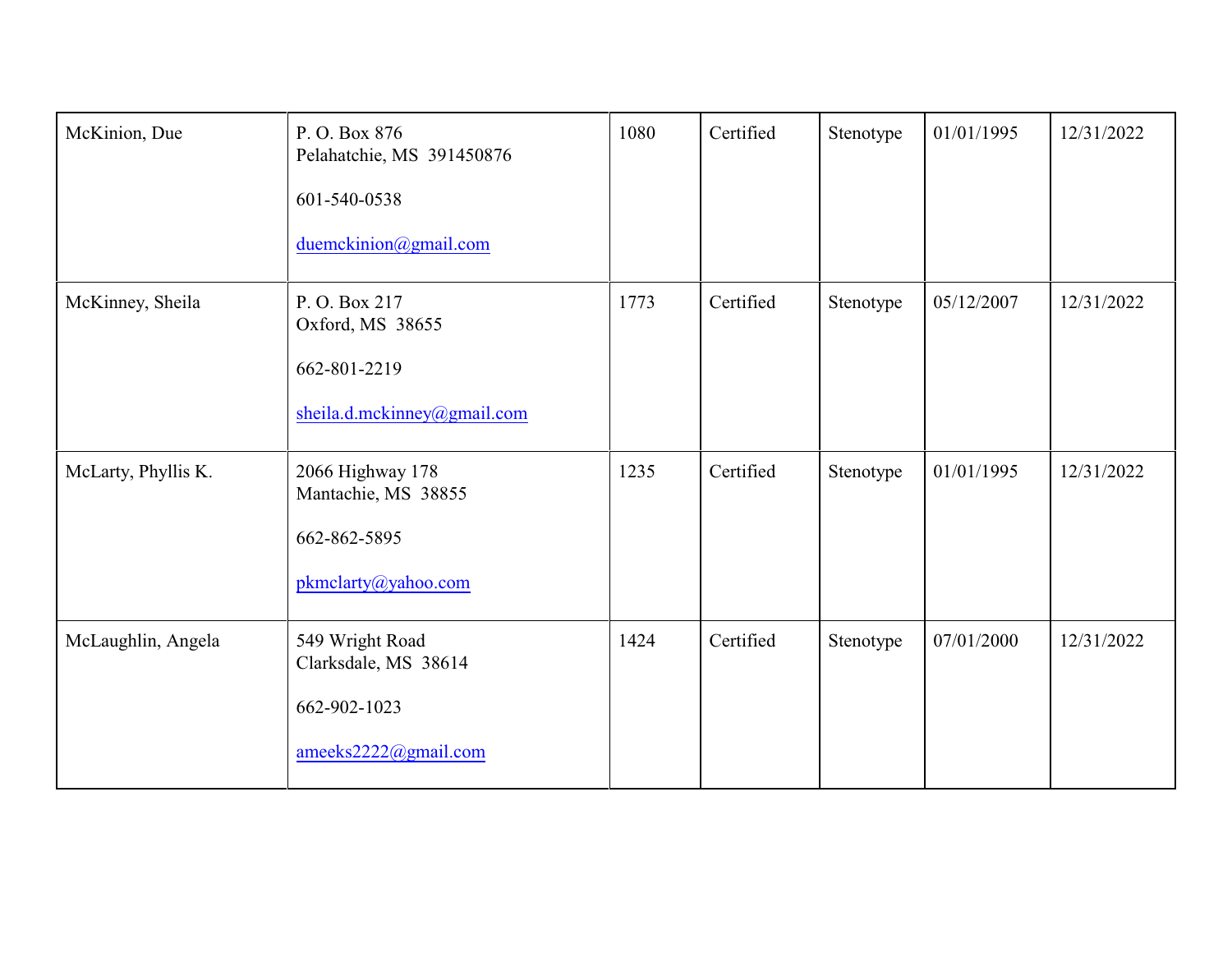| | | | | | | |
|---|---|---|---|---|---|---|
| McKinion, Due | P. O. Box 876<br>Pelahatchie, MS 391450876<br><br>601-540-0538<br><br>duemckinion@gmail.com | 1080 | Certified | Stenotype | 01/01/1995 | 12/31/2022 |
| McKinney, Sheila | P. O. Box 217<br>Oxford, MS 38655<br><br>662-801-2219<br><br>sheila.d.mckinney@gmail.com | 1773 | Certified | Stenotype | 05/12/2007 | 12/31/2022 |
| McLarty, Phyllis K. | 2066 Highway 178<br>Mantachie, MS 38855<br><br>662-862-5895<br><br>pkmclarty@yahoo.com | 1235 | Certified | Stenotype | 01/01/1995 | 12/31/2022 |
| McLaughlin, Angela | 549 Wright Road<br>Clarksdale, MS 38614<br><br>662-902-1023<br><br>ameeks2222@gmail.com | 1424 | Certified | Stenotype | 07/01/2000 | 12/31/2022 |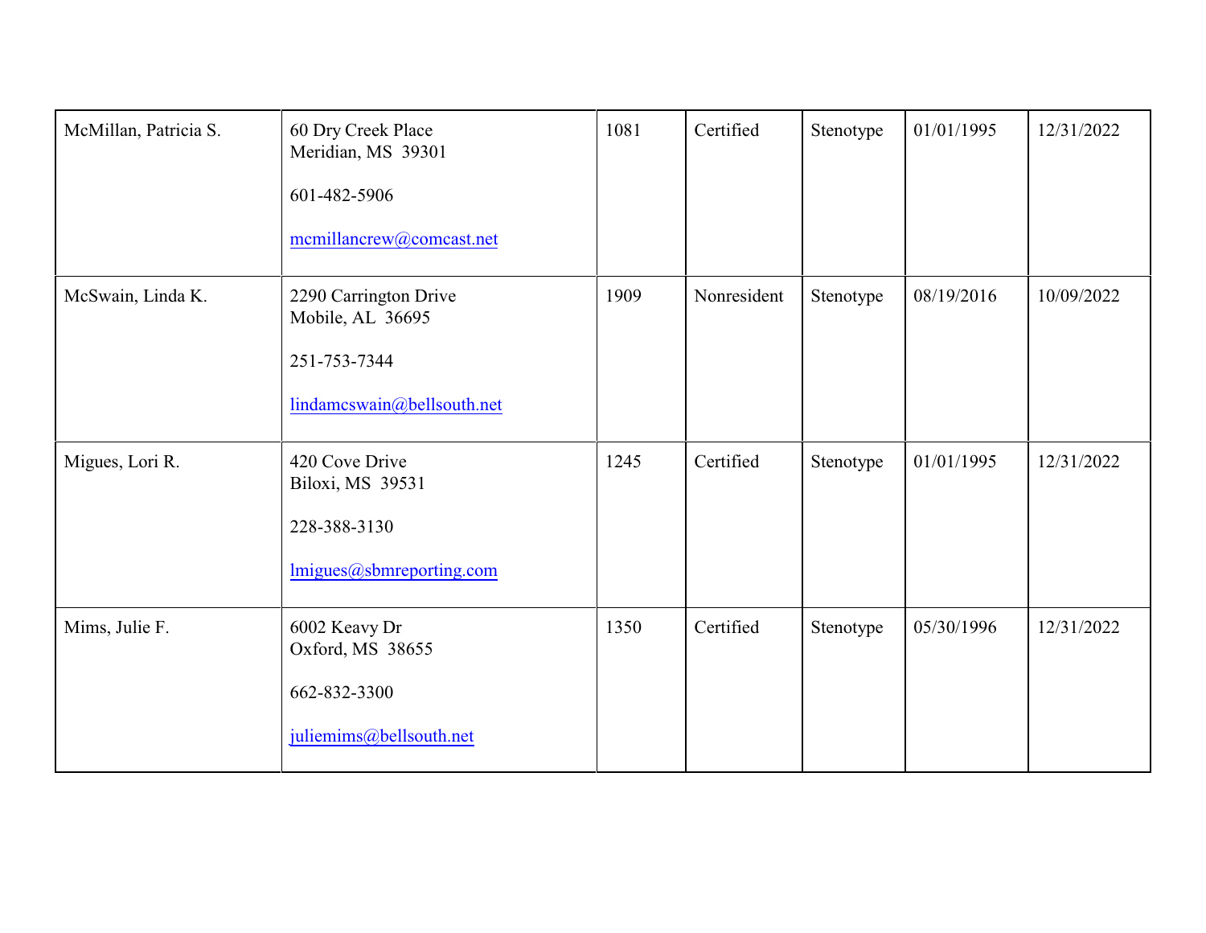| | | | | | | |
|---|---|---|---|---|---|---|
| McMillan, Patricia S. | 60 Dry Creek Place<br>Meridian, MS 39301<br><br>601-482-5906<br><br>mcmillancrew@comcast.net | 1081 | Certified | Stenotype | 01/01/1995 | 12/31/2022 |
| McSwain, Linda K. | 2290 Carrington Drive<br>Mobile, AL 36695<br><br>251-753-7344<br><br>lindamcswain@bellsouth.net | 1909 | Nonresident | Stenotype | 08/19/2016 | 10/09/2022 |
| Migues, Lori R. | 420 Cove Drive<br>Biloxi, MS 39531<br><br>228-388-3130<br><br>lmigues@sbmreporting.com | 1245 | Certified | Stenotype | 01/01/1995 | 12/31/2022 |
| Mims, Julie F. | 6002 Keavy Dr<br>Oxford, MS 38655<br><br>662-832-3300<br><br>juliemims@bellsouth.net | 1350 | Certified | Stenotype | 05/30/1996 | 12/31/2022 |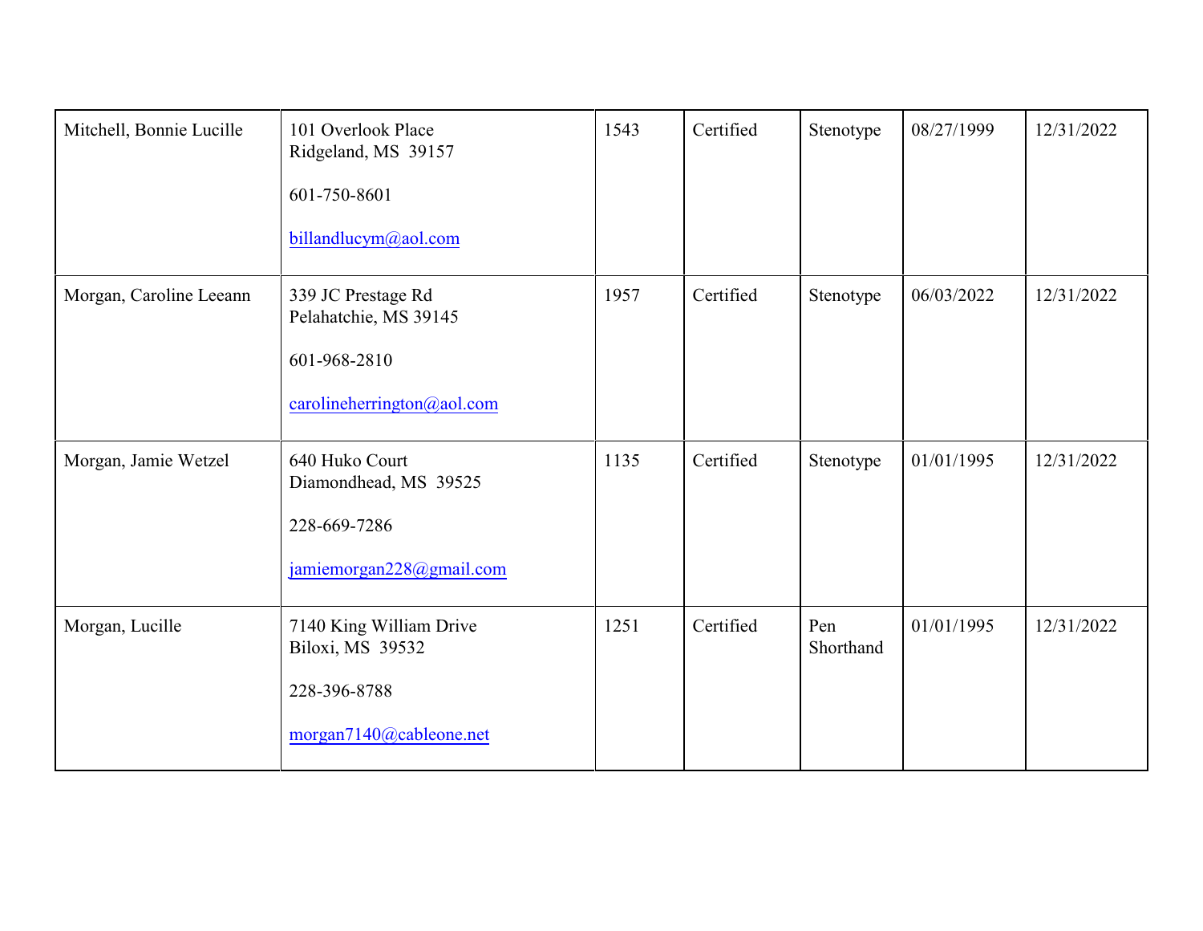| | | | | | | |
|---|---|---|---|---|---|---|
| Mitchell, Bonnie Lucille | 101 Overlook Place<br>Ridgeland, MS 39157<br><br>601-750-8601<br><br>billandlucym@aol.com | 1543 | Certified | Stenotype | 08/27/1999 | 12/31/2022 |
| Morgan, Caroline Leeann | 339 JC Prestage Rd<br>Pelahatchie, MS 39145<br><br>601-968-2810<br><br>carolineherrington@aol.com | 1957 | Certified | Stenotype | 06/03/2022 | 12/31/2022 |
| Morgan, Jamie Wetzel | 640 Huko Court<br>Diamondhead, MS 39525<br><br>228-669-7286<br><br>jamiemorgan228@gmail.com | 1135 | Certified | Stenotype | 01/01/1995 | 12/31/2022 |
| Morgan, Lucille | 7140 King William Drive<br>Biloxi, MS 39532<br><br>228-396-8788<br><br>morgan7140@cableone.net | 1251 | Certified | Pen Shorthand | 01/01/1995 | 12/31/2022 |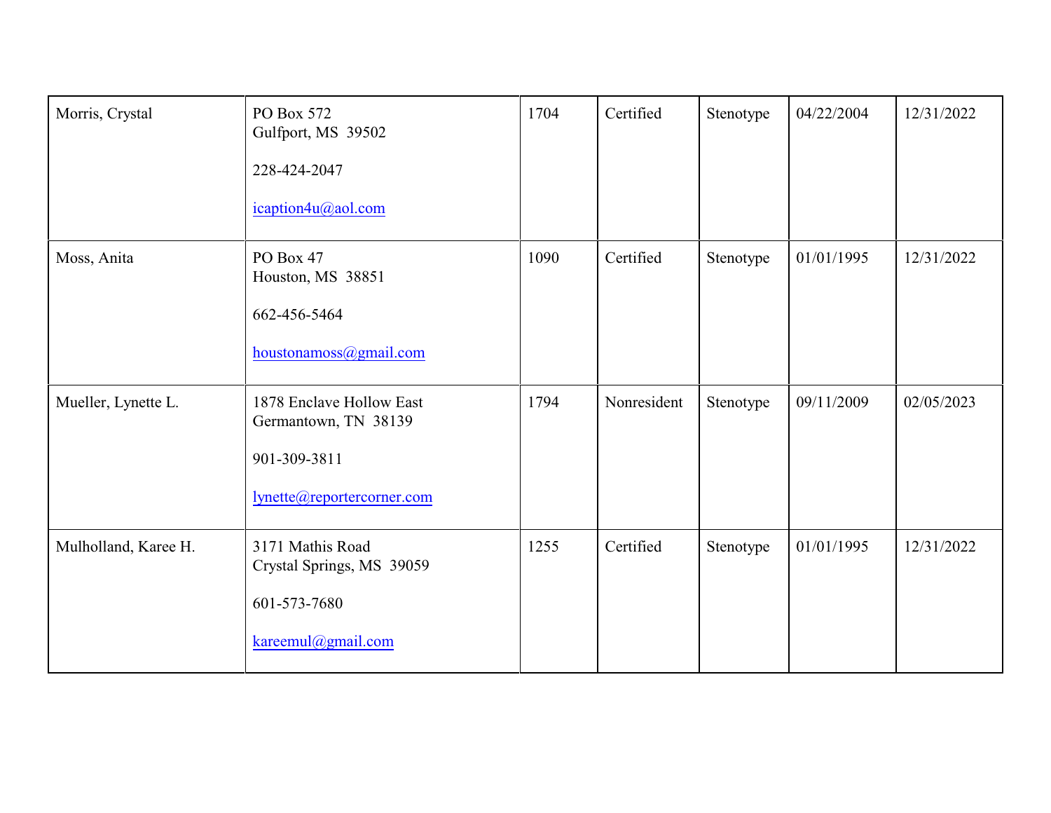| | | | | | | |
|---|---|---|---|---|---|---|
| Morris, Crystal | PO Box 572<br>Gulfport, MS 39502<br><br>228-424-2047<br><br>icaption4u@aol.com | 1704 | Certified | Stenotype | 04/22/2004 | 12/31/2022 |
| Moss, Anita | PO Box 47<br>Houston, MS 38851<br><br>662-456-5464<br><br>houstonamoss@gmail.com | 1090 | Certified | Stenotype | 01/01/1995 | 12/31/2022 |
| Mueller, Lynette L. | 1878 Enclave Hollow East<br>Germantown, TN 38139<br><br>901-309-3811<br><br>lynette@reportercorner.com | 1794 | Nonresident | Stenotype | 09/11/2009 | 02/05/2023 |
| Mulholland, Karee H. | 3171 Mathis Road<br>Crystal Springs, MS 39059<br><br>601-573-7680<br><br>kareemul@gmail.com | 1255 | Certified | Stenotype | 01/01/1995 | 12/31/2022 |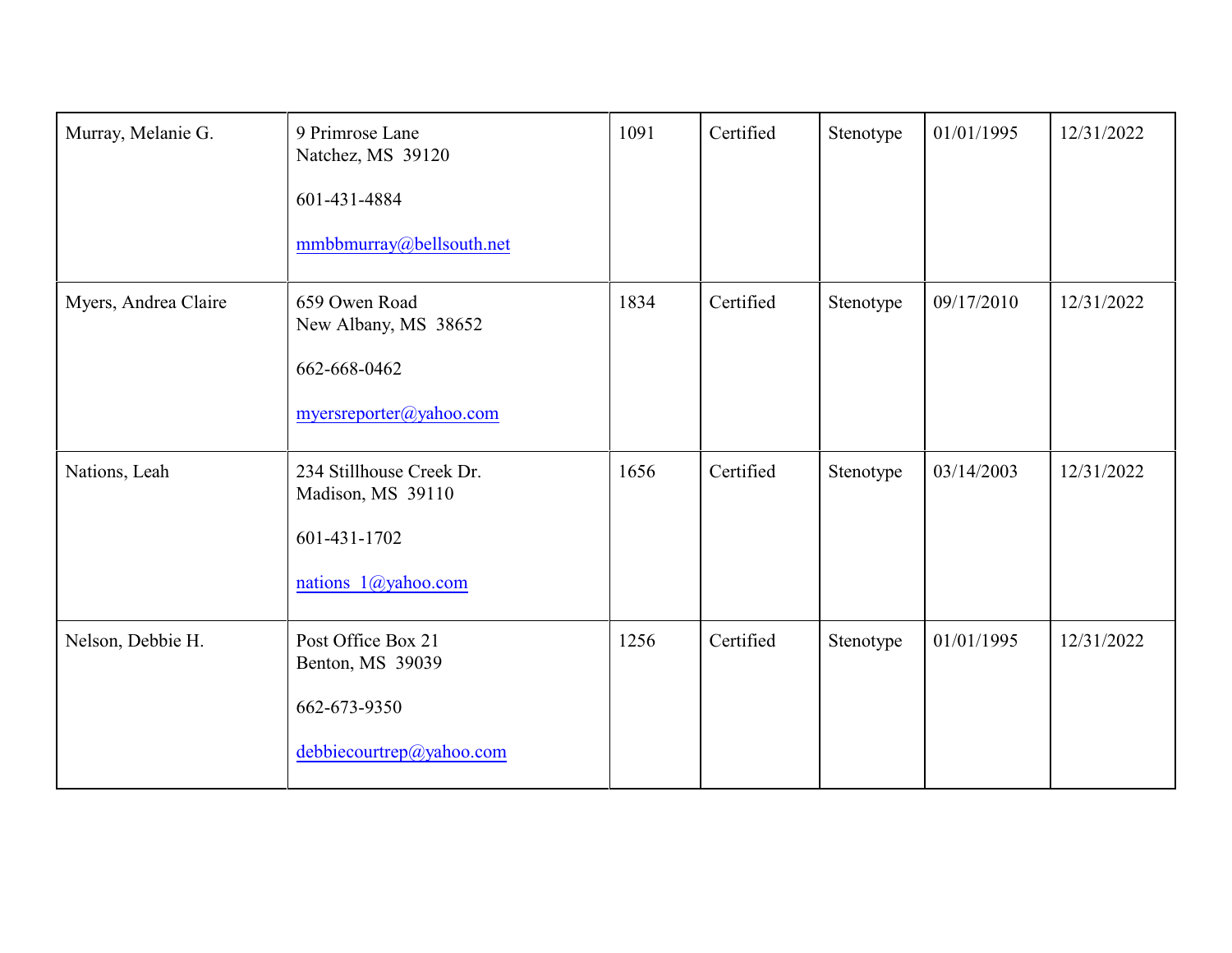| | | | | | | |
|---|---|---|---|---|---|---|
| Murray, Melanie G. | 9 Primrose Lane<br>Natchez, MS 39120<br><br>601-431-4884<br><br>mmbbmurray@bellsouth.net | 1091 | Certified | Stenotype | 01/01/1995 | 12/31/2022 |
| Myers, Andrea Claire | 659 Owen Road<br>New Albany, MS 38652<br><br>662-668-0462<br><br>myersreporter@yahoo.com | 1834 | Certified | Stenotype | 09/17/2010 | 12/31/2022 |
| Nations, Leah | 234 Stillhouse Creek Dr.<br>Madison, MS 39110<br><br>601-431-1702<br><br>nations_1@yahoo.com | 1656 | Certified | Stenotype | 03/14/2003 | 12/31/2022 |
| Nelson, Debbie H. | Post Office Box 21<br>Benton, MS 39039<br><br>662-673-9350<br><br>debbiecourtrep@yahoo.com | 1256 | Certified | Stenotype | 01/01/1995 | 12/31/2022 |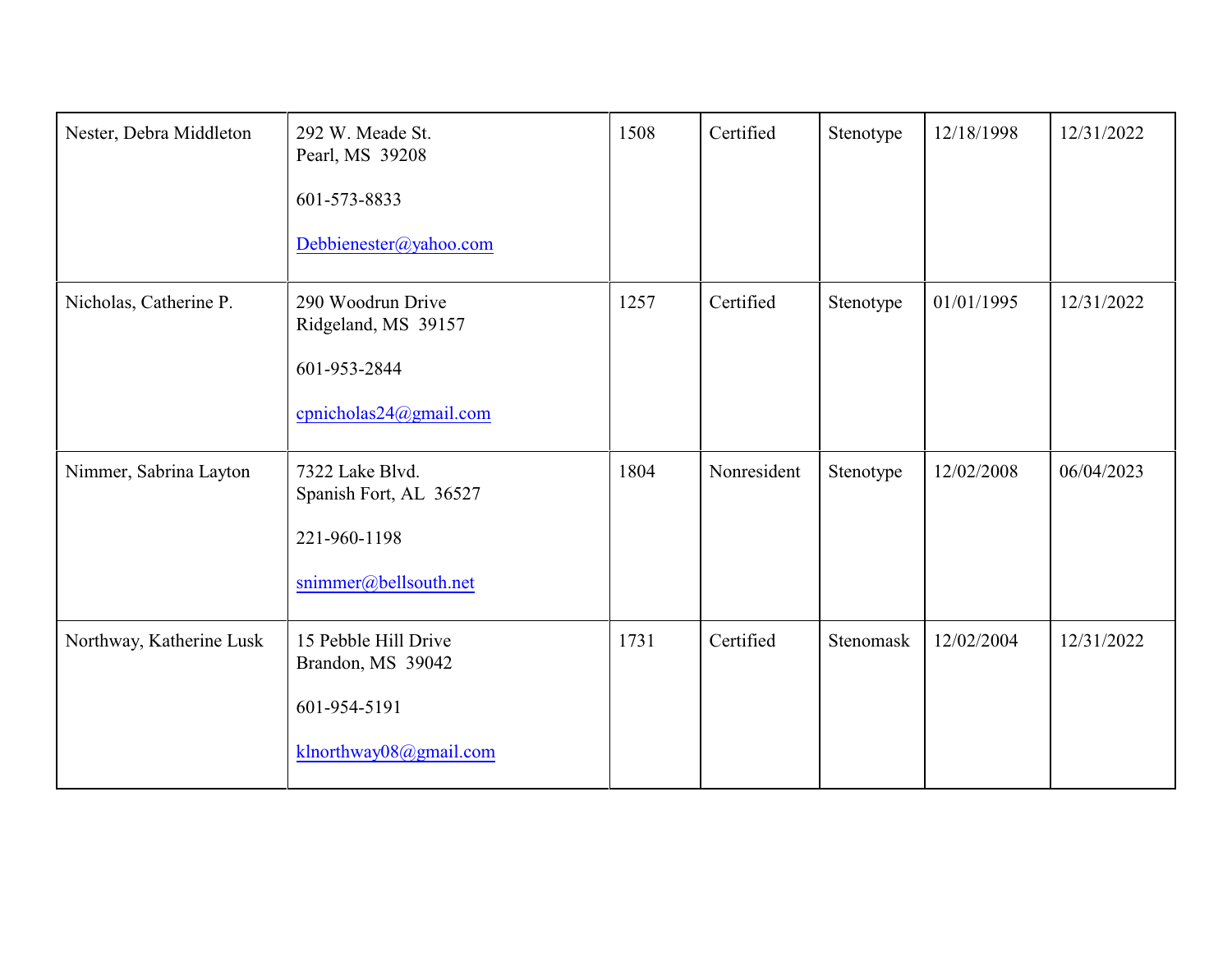| | | | | | | |
|---|---|---|---|---|---|---|
| Nester, Debra Middleton | 292 W. Meade St.<br>Pearl, MS  39208<br><br>601-573-8833<br><br>Debbienester@yahoo.com | 1508 | Certified | Stenotype | 12/18/1998 | 12/31/2022 |
| Nicholas, Catherine P. | 290 Woodrun Drive<br>Ridgeland, MS  39157<br><br>601-953-2844<br><br>cpnicholas24@gmail.com | 1257 | Certified | Stenotype | 01/01/1995 | 12/31/2022 |
| Nimmer, Sabrina Layton | 7322 Lake Blvd.<br>Spanish Fort, AL  36527<br><br>221-960-1198<br><br>snimmer@bellsouth.net | 1804 | Nonresident | Stenotype | 12/02/2008 | 06/04/2023 |
| Northway, Katherine Lusk | 15 Pebble Hill Drive<br>Brandon, MS  39042<br><br>601-954-5191<br><br>klnorthway08@gmail.com | 1731 | Certified | Stenomask | 12/02/2004 | 12/31/2022 |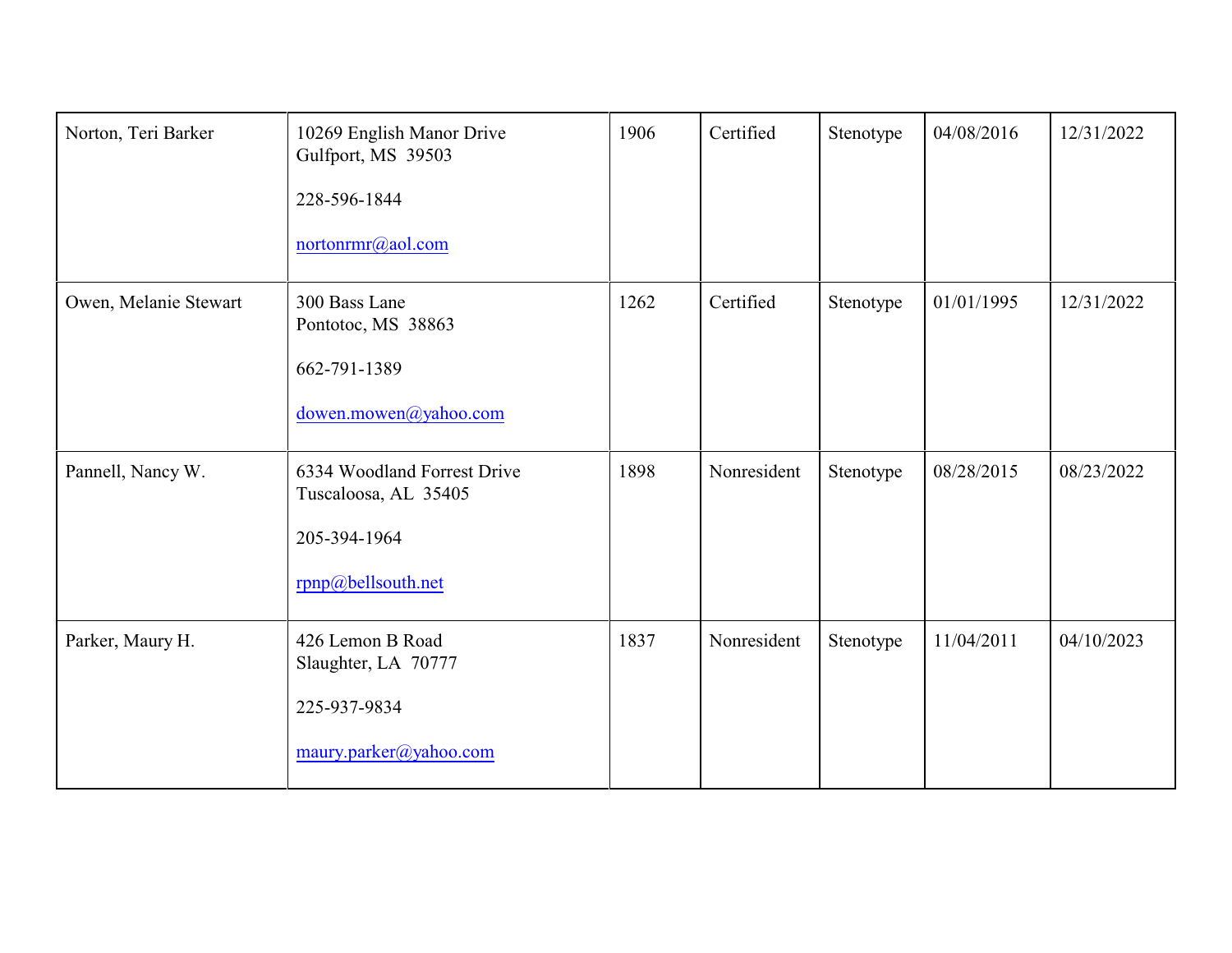| | | | | | | |
|---|---|---|---|---|---|---|
| Norton, Teri Barker | 10269 English Manor Drive<br>Gulfport, MS 39503<br><br>228-596-1844<br><br>nortonrmr@aol.com | 1906 | Certified | Stenotype | 04/08/2016 | 12/31/2022 |
| Owen, Melanie Stewart | 300 Bass Lane<br>Pontotoc, MS 38863<br><br>662-791-1389<br><br>dowen.mowen@yahoo.com | 1262 | Certified | Stenotype | 01/01/1995 | 12/31/2022 |
| Pannell, Nancy W. | 6334 Woodland Forrest Drive<br>Tuscaloosa, AL 35405<br><br>205-394-1964<br><br>rpnp@bellsouth.net | 1898 | Nonresident | Stenotype | 08/28/2015 | 08/23/2022 |
| Parker, Maury H. | 426 Lemon B Road<br>Slaughter, LA 70777<br><br>225-937-9834<br><br>maury.parker@yahoo.com | 1837 | Nonresident | Stenotype | 11/04/2011 | 04/10/2023 |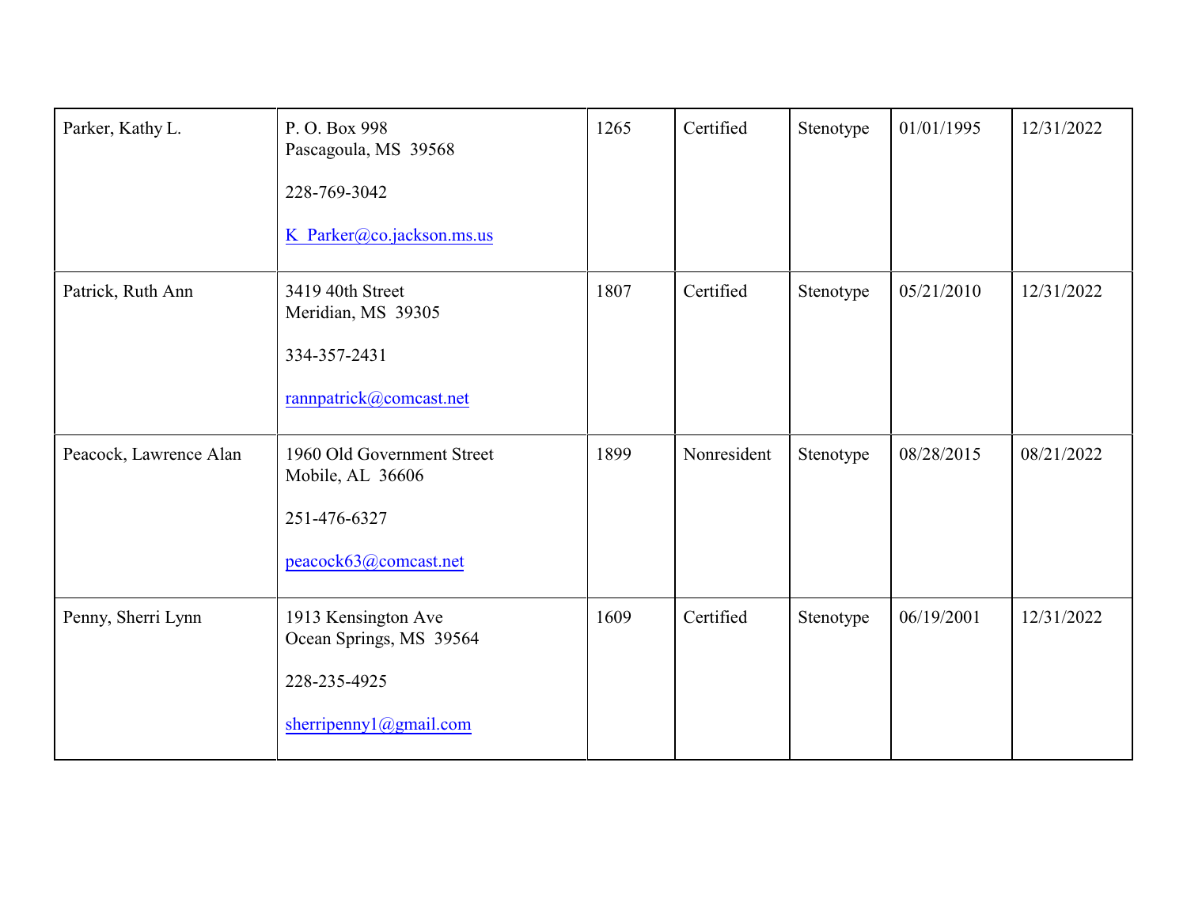| | | | | | | |
|---|---|---|---|---|---|---|
| Parker, Kathy L. | P. O. Box 998<br>Pascagoula, MS 39568<br><br>228-769-3042<br><br>K_Parker@co.jackson.ms.us | 1265 | Certified | Stenotype | 01/01/1995 | 12/31/2022 |
| Patrick, Ruth Ann | 3419 40th Street<br>Meridian, MS 39305<br><br>334-357-2431<br><br>rannpatrick@comcast.net | 1807 | Certified | Stenotype | 05/21/2010 | 12/31/2022 |
| Peacock, Lawrence Alan | 1960 Old Government Street<br>Mobile, AL 36606<br><br>251-476-6327<br><br>peacock63@comcast.net | 1899 | Nonresident | Stenotype | 08/28/2015 | 08/21/2022 |
| Penny, Sherri Lynn | 1913 Kensington Ave<br>Ocean Springs, MS 39564<br><br>228-235-4925<br><br>sherripenny1@gmail.com | 1609 | Certified | Stenotype | 06/19/2001 | 12/31/2022 |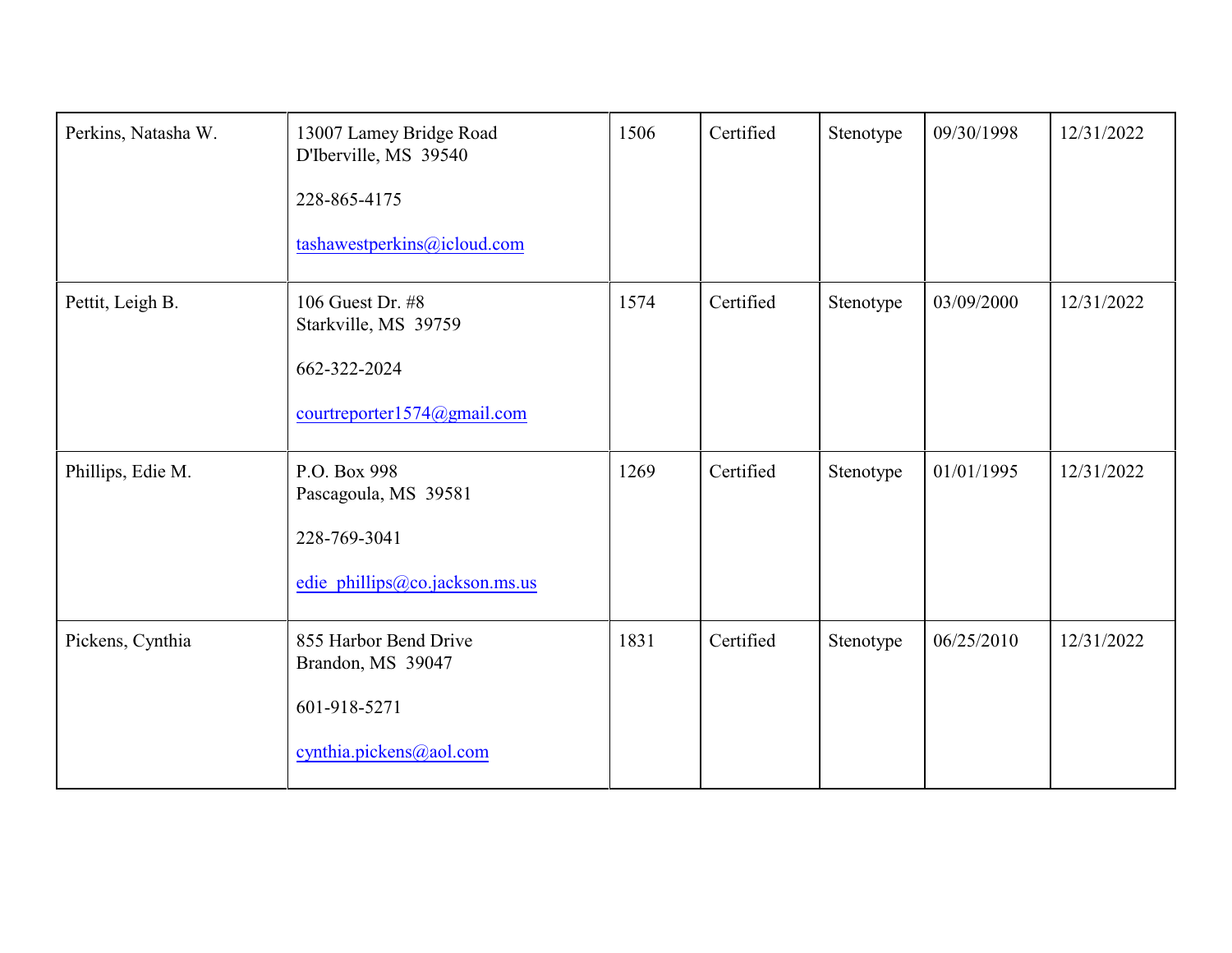| | | | | | | |
|---|---|---|---|---|---|---|
| Perkins, Natasha W. | 13007 Lamey Bridge Road<br>D'Iberville, MS 39540<br><br>228-865-4175<br><br>tashawestperkins@icloud.com | 1506 | Certified | Stenotype | 09/30/1998 | 12/31/2022 |
| Pettit, Leigh B. | 106 Guest Dr. #8<br>Starkville, MS 39759<br><br>662-322-2024<br><br>courtreporter1574@gmail.com | 1574 | Certified | Stenotype | 03/09/2000 | 12/31/2022 |
| Phillips, Edie M. | P.O. Box 998<br>Pascagoula, MS 39581<br><br>228-769-3041<br><br>edie_phillips@co.jackson.ms.us | 1269 | Certified | Stenotype | 01/01/1995 | 12/31/2022 |
| Pickens, Cynthia | 855 Harbor Bend Drive<br>Brandon, MS 39047<br><br>601-918-5271<br><br>cynthia.pickens@aol.com | 1831 | Certified | Stenotype | 06/25/2010 | 12/31/2022 |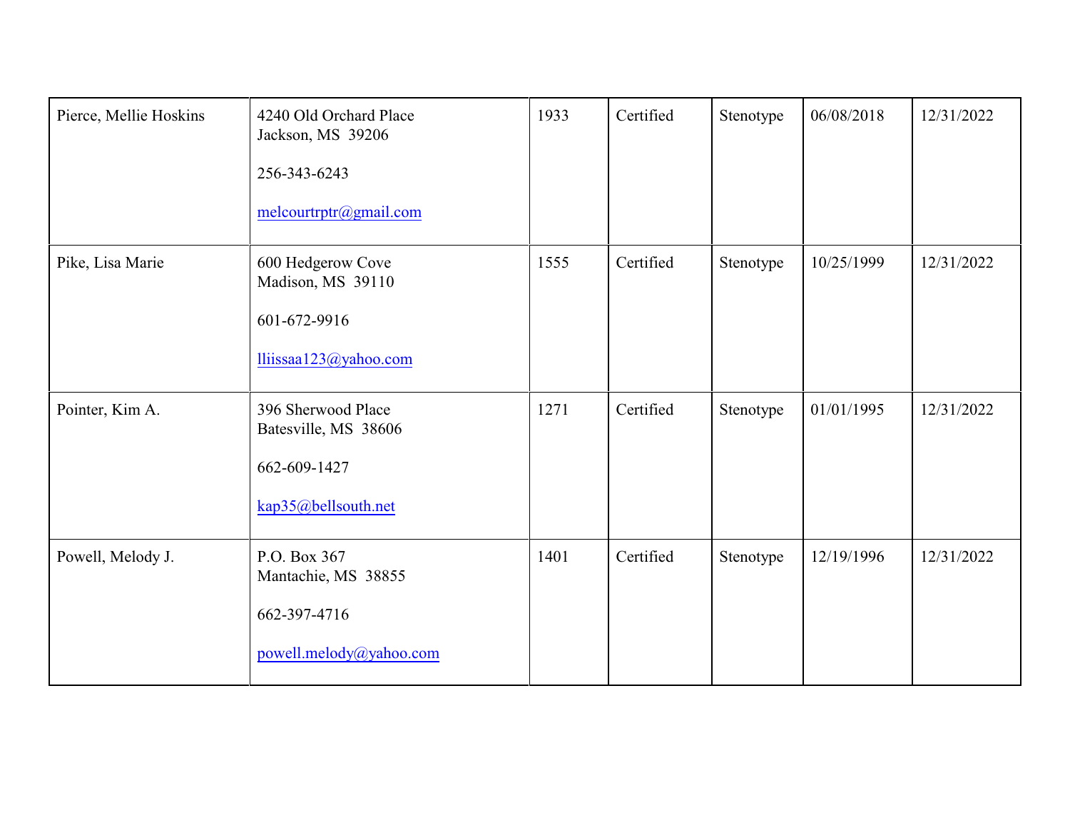| | | | | | | |
|---|---|---|---|---|---|---|
| Pierce, Mellie Hoskins | 4240 Old Orchard Place<br>Jackson, MS 39206<br><br>256-343-6243<br><br>melcourtrptr@gmail.com | 1933 | Certified | Stenotype | 06/08/2018 | 12/31/2022 |
| Pike, Lisa Marie | 600 Hedgerow Cove<br>Madison, MS 39110<br><br>601-672-9916<br><br>lliissaa123@yahoo.com | 1555 | Certified | Stenotype | 10/25/1999 | 12/31/2022 |
| Pointer, Kim A. | 396 Sherwood Place<br>Batesville, MS 38606<br><br>662-609-1427<br><br>kap35@bellsouth.net | 1271 | Certified | Stenotype | 01/01/1995 | 12/31/2022 |
| Powell, Melody J. | P.O. Box 367<br>Mantachie, MS 38855<br><br>662-397-4716<br><br>powell.melody@yahoo.com | 1401 | Certified | Stenotype | 12/19/1996 | 12/31/2022 |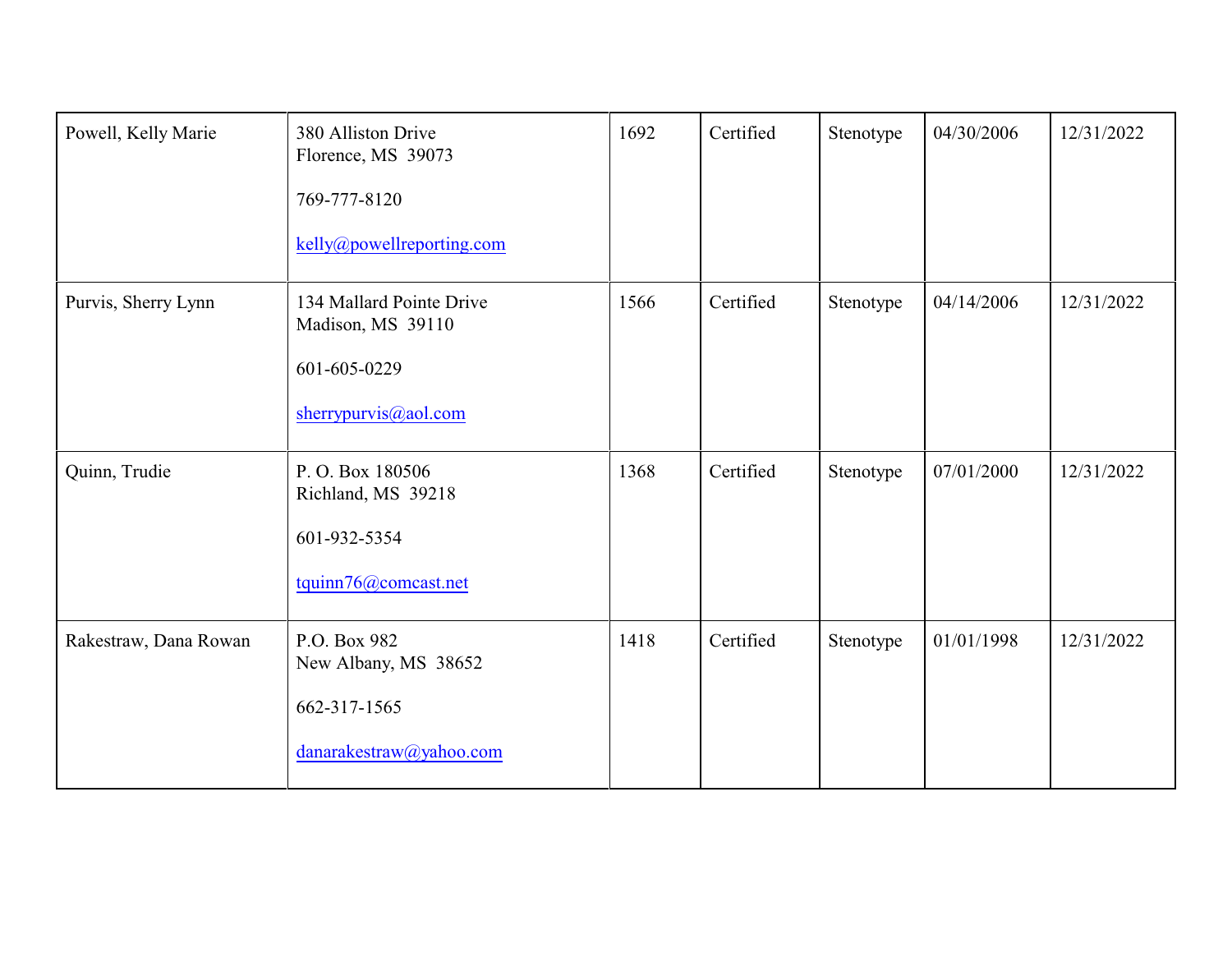| | | | | | | |
|---|---|---|---|---|---|---|
| Powell, Kelly Marie | 380 Alliston Drive<br>Florence, MS 39073<br><br>769-777-8120<br><br>kelly@powellreporting.com | 1692 | Certified | Stenotype | 04/30/2006 | 12/31/2022 |
| Purvis, Sherry Lynn | 134 Mallard Pointe Drive<br>Madison, MS 39110<br><br>601-605-0229<br><br>sherrypurvis@aol.com | 1566 | Certified | Stenotype | 04/14/2006 | 12/31/2022 |
| Quinn, Trudie | P. O. Box 180506<br>Richland, MS 39218<br><br>601-932-5354<br><br>tquinn76@comcast.net | 1368 | Certified | Stenotype | 07/01/2000 | 12/31/2022 |
| Rakestraw, Dana Rowan | P.O. Box 982<br>New Albany, MS 38652<br><br>662-317-1565<br><br>danarakestraw@yahoo.com | 1418 | Certified | Stenotype | 01/01/1998 | 12/31/2022 |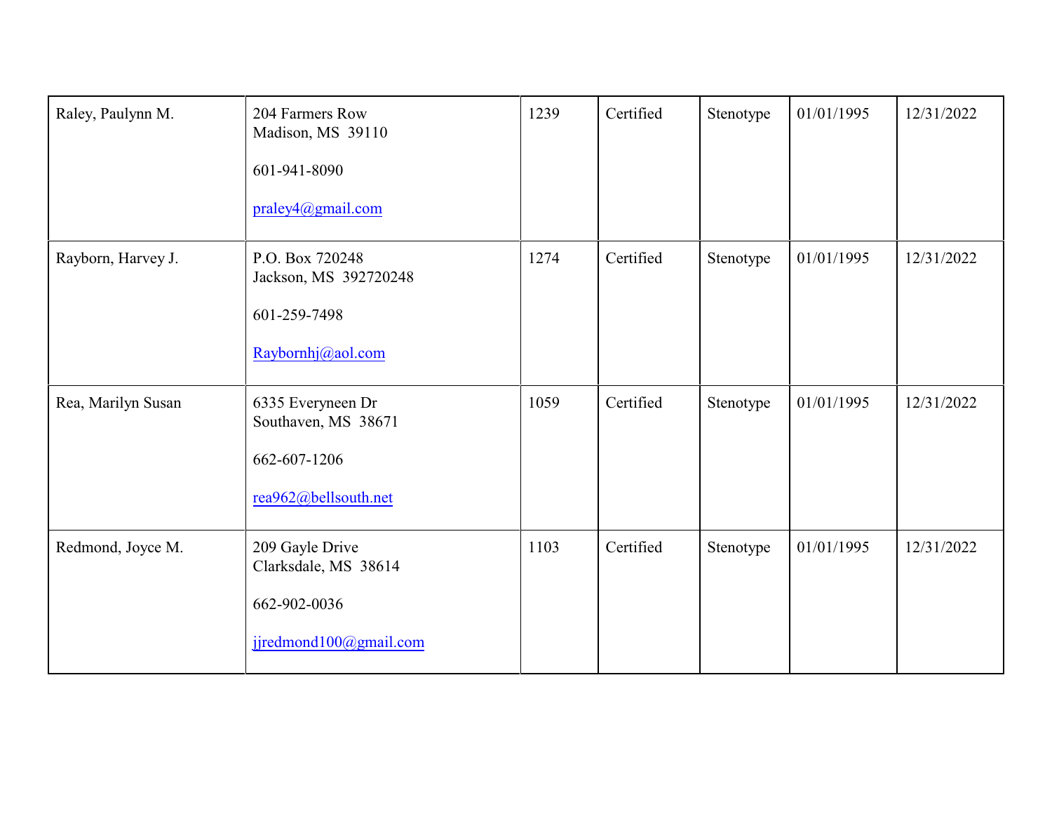| | | | | | | |
|---|---|---|---|---|---|---|
| Raley, Paulynn M. | 204 Farmers Row<br>Madison, MS 39110<br><br>601-941-8090<br><br>praley4@gmail.com | 1239 | Certified | Stenotype | 01/01/1995 | 12/31/2022 |
| Rayborn, Harvey J. | P.O. Box 720248<br>Jackson, MS 392720248<br><br>601-259-7498<br><br>Raybornhj@aol.com | 1274 | Certified | Stenotype | 01/01/1995 | 12/31/2022 |
| Rea, Marilyn Susan | 6335 Everyneen Dr<br>Southaven, MS 38671<br><br>662-607-1206<br><br>rea962@bellsouth.net | 1059 | Certified | Stenotype | 01/01/1995 | 12/31/2022 |
| Redmond, Joyce M. | 209 Gayle Drive<br>Clarksdale, MS 38614<br><br>662-902-0036<br><br>jjredmond100@gmail.com | 1103 | Certified | Stenotype | 01/01/1995 | 12/31/2022 |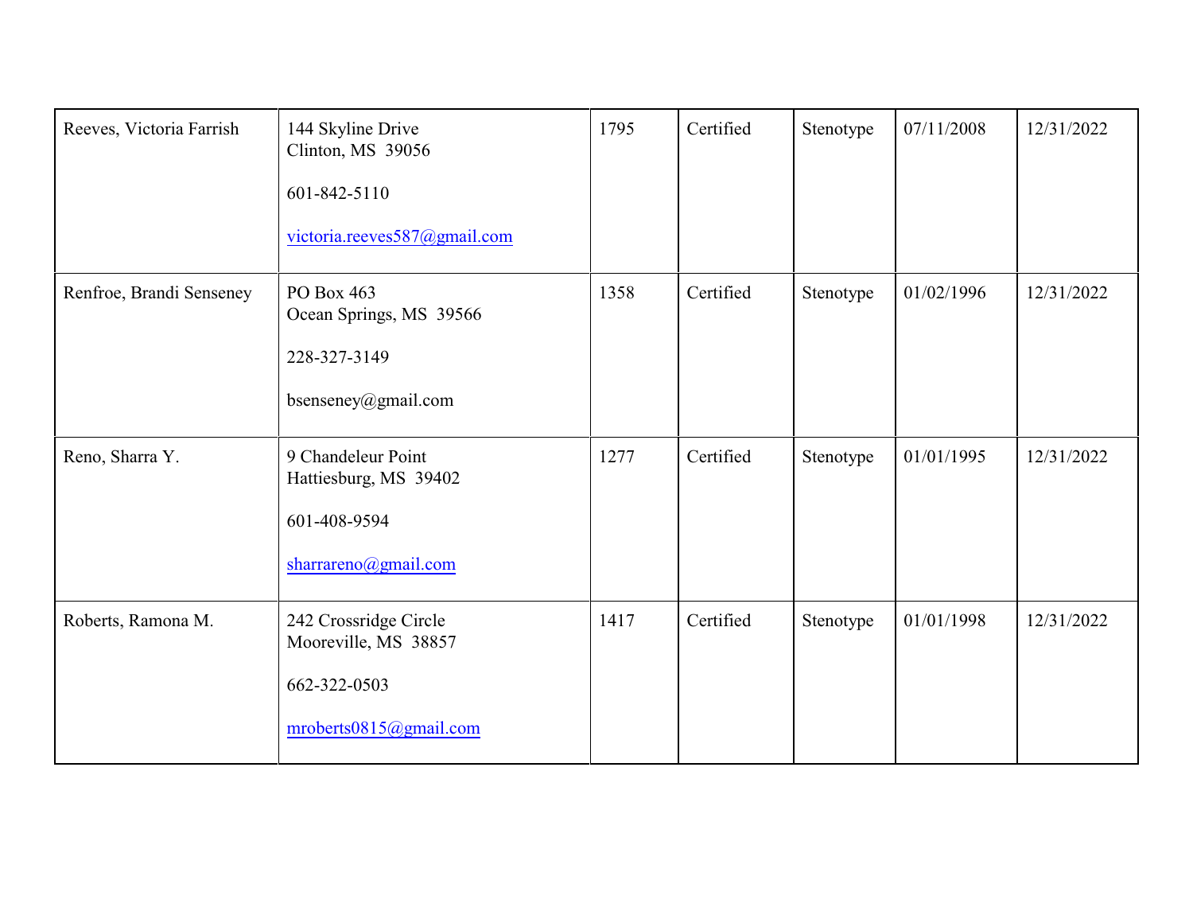| | | | | | | |
|---|---|---|---|---|---|---|
| Reeves, Victoria Farrish | 144 Skyline Drive<br>Clinton, MS 39056<br><br>601-842-5110<br><br>victoria.reeves587@gmail.com | 1795 | Certified | Stenotype | 07/11/2008 | 12/31/2022 |
| Renfroe, Brandi Senseney | PO Box 463<br>Ocean Springs, MS 39566<br><br>228-327-3149<br><br>bsenseney@gmail.com | 1358 | Certified | Stenotype | 01/02/1996 | 12/31/2022 |
| Reno, Sharra Y. | 9 Chandeleur Point<br>Hattiesburg, MS 39402<br><br>601-408-9594<br><br>sharrareno@gmail.com | 1277 | Certified | Stenotype | 01/01/1995 | 12/31/2022 |
| Roberts, Ramona M. | 242 Crossridge Circle<br>Mooreville, MS 38857<br><br>662-322-0503<br><br>mroberts0815@gmail.com | 1417 | Certified | Stenotype | 01/01/1998 | 12/31/2022 |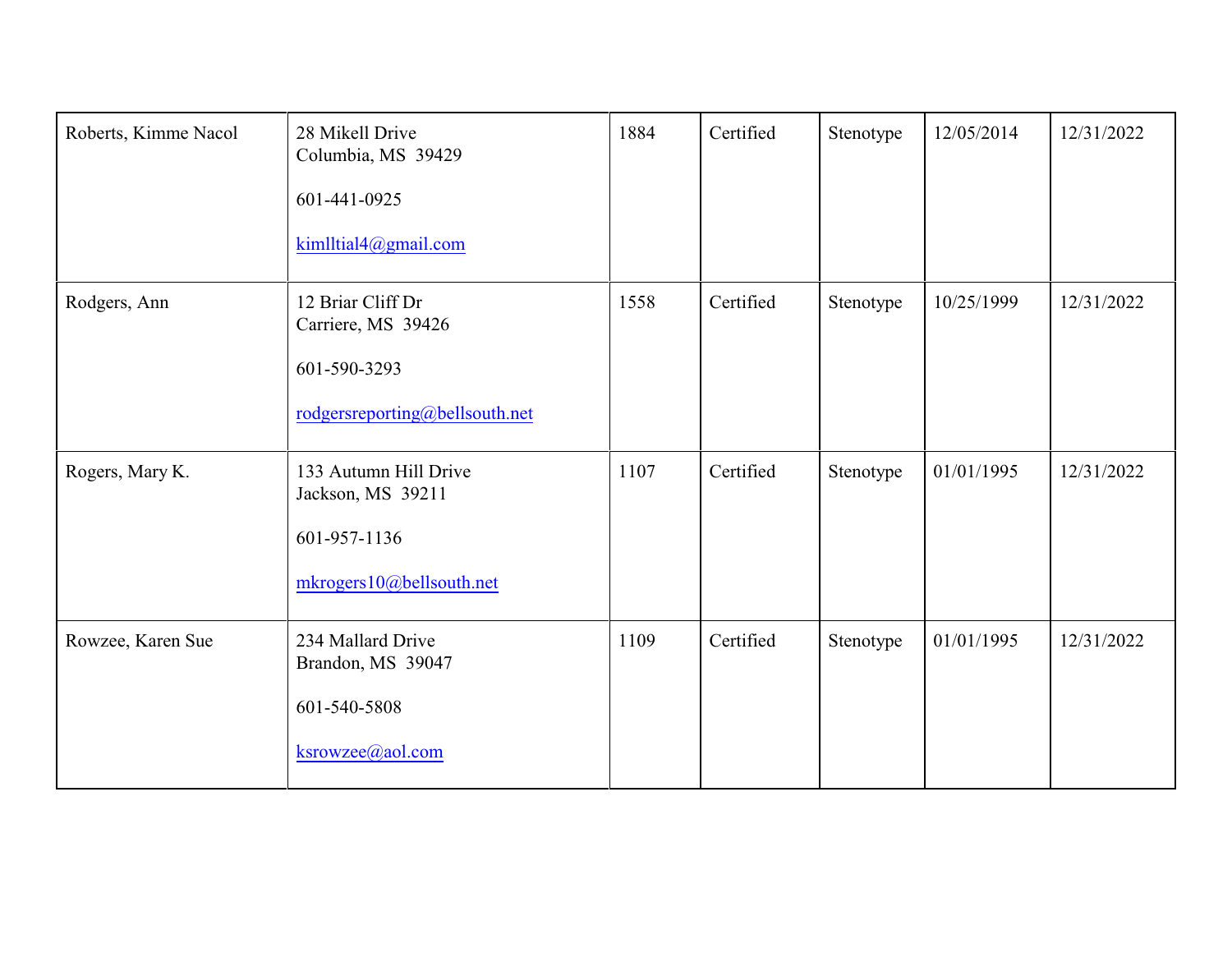| | | | | | | |
|---|---|---|---|---|---|---|
| Roberts, Kimme Nacol | 28 Mikell Drive<br>Columbia, MS 39429<br><br>601-441-0925<br><br>kimlltial4@gmail.com | 1884 | Certified | Stenotype | 12/05/2014 | 12/31/2022 |
| Rodgers, Ann | 12 Briar Cliff Dr<br>Carriere, MS 39426<br><br>601-590-3293<br><br>rodgersreporting@bellsouth.net | 1558 | Certified | Stenotype | 10/25/1999 | 12/31/2022 |
| Rogers, Mary K. | 133 Autumn Hill Drive<br>Jackson, MS 39211<br><br>601-957-1136<br><br>mkrogers10@bellsouth.net | 1107 | Certified | Stenotype | 01/01/1995 | 12/31/2022 |
| Rowzee, Karen Sue | 234 Mallard Drive<br>Brandon, MS 39047<br><br>601-540-5808<br><br>ksrowzee@aol.com | 1109 | Certified | Stenotype | 01/01/1995 | 12/31/2022 |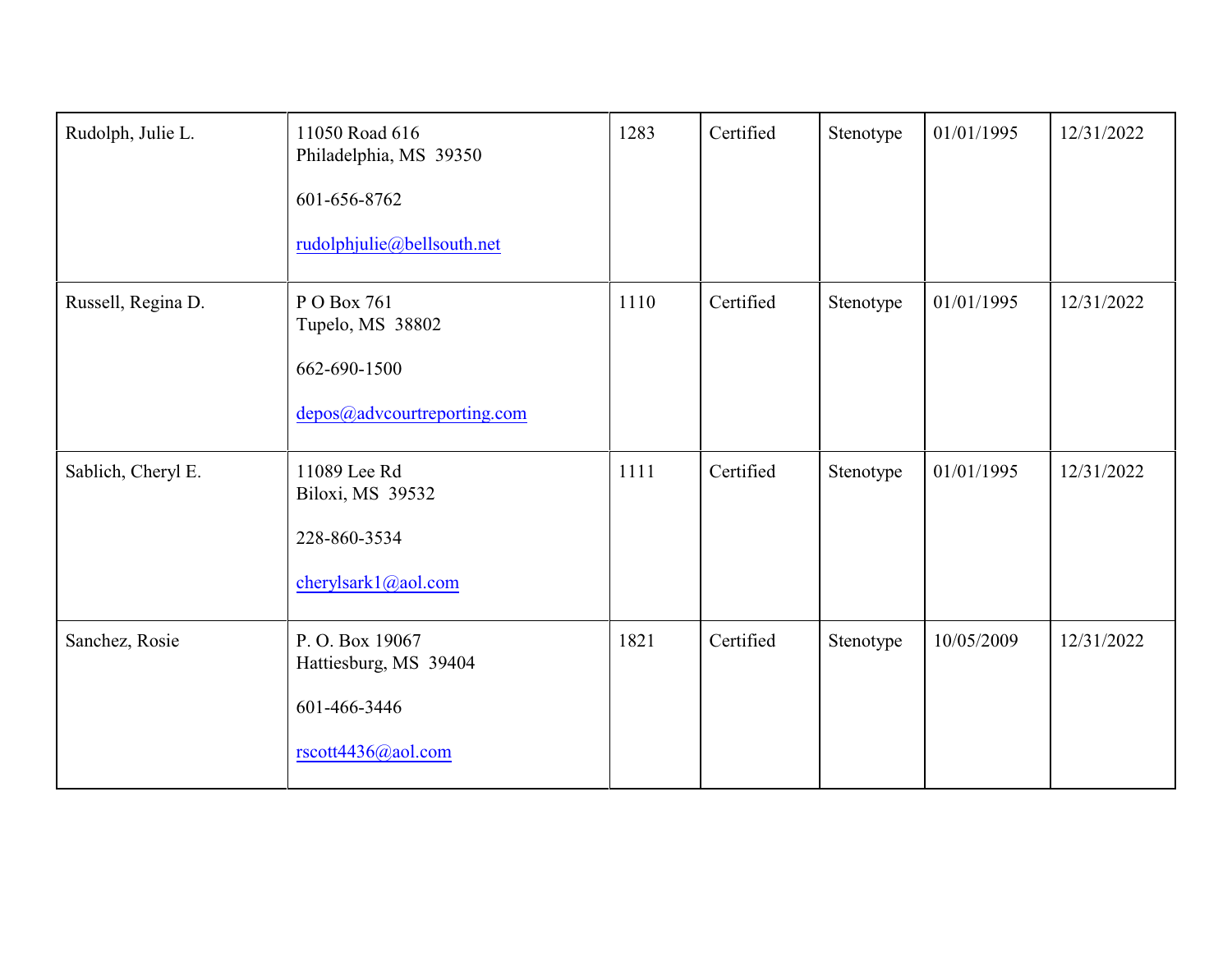| | | | | | | |
|---|---|---|---|---|---|---|
| Rudolph, Julie L. | 11050 Road 616<br>Philadelphia, MS 39350<br><br>601-656-8762<br><br>rudolphjulie@bellsouth.net | 1283 | Certified | Stenotype | 01/01/1995 | 12/31/2022 |
| Russell, Regina D. | P O Box 761<br>Tupelo, MS 38802<br><br>662-690-1500<br><br>depos@advcourtreporting.com | 1110 | Certified | Stenotype | 01/01/1995 | 12/31/2022 |
| Sablich, Cheryl E. | 11089 Lee Rd<br>Biloxi, MS 39532<br><br>228-860-3534<br><br>cherylsark1@aol.com | 1111 | Certified | Stenotype | 01/01/1995 | 12/31/2022 |
| Sanchez, Rosie | P. O. Box 19067<br>Hattiesburg, MS 39404<br><br>601-466-3446<br><br>rscott4436@aol.com | 1821 | Certified | Stenotype | 10/05/2009 | 12/31/2022 |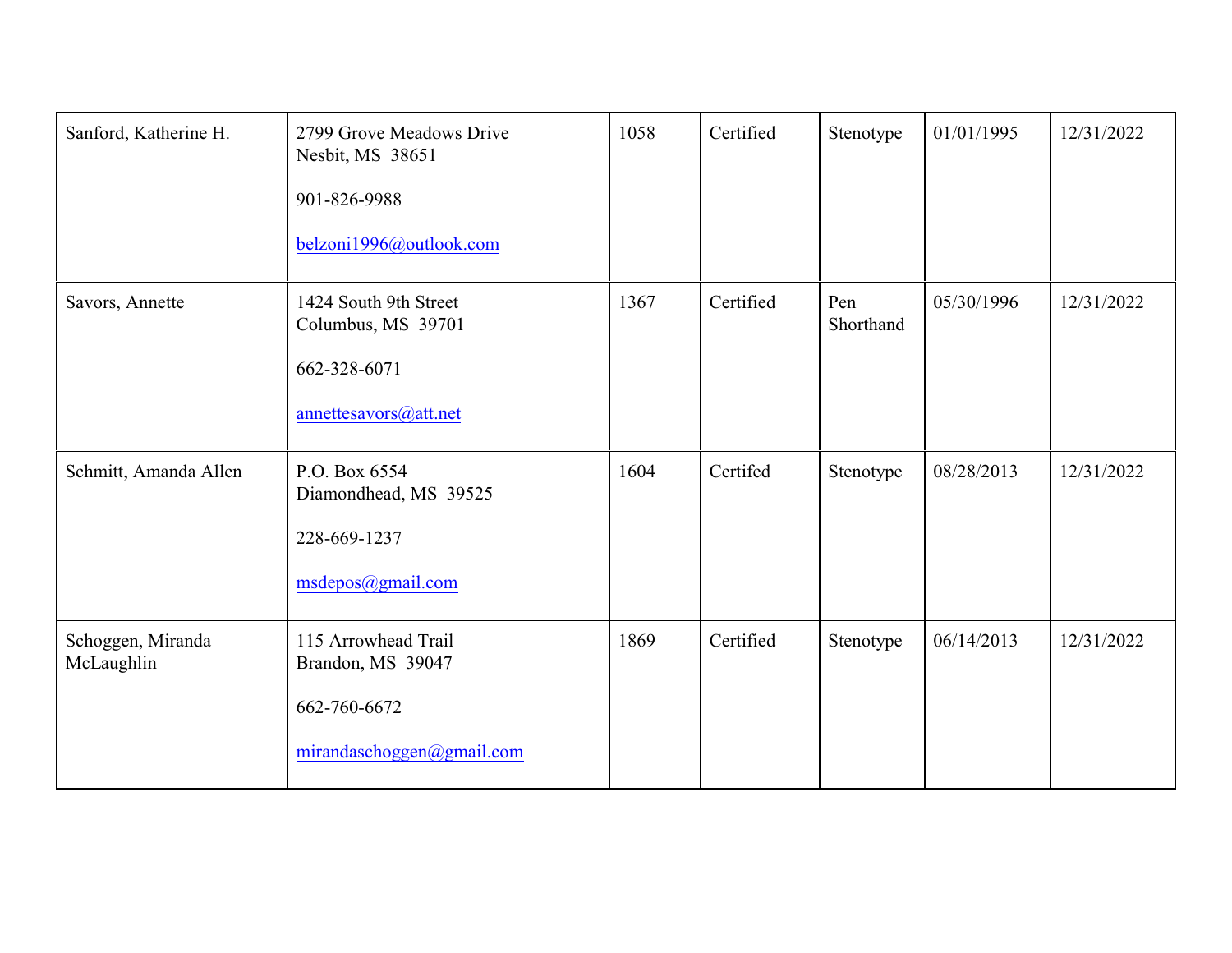| | | | | | | |
|---|---|---|---|---|---|---|
| Sanford, Katherine H. | 2799 Grove Meadows Drive<br>Nesbit, MS 38651<br><br>901-826-9988<br><br>belzoni1996@outlook.com | 1058 | Certified | Stenotype | 01/01/1995 | 12/31/2022 |
| Savors, Annette | 1424 South 9th Street<br>Columbus, MS 39701<br><br>662-328-6071<br><br>annettesavors@att.net | 1367 | Certified | Pen Shorthand | 05/30/1996 | 12/31/2022 |
| Schmitt, Amanda Allen | P.O. Box 6554<br>Diamondhead, MS 39525<br><br>228-669-1237<br><br>msdepos@gmail.com | 1604 | Certifed | Stenotype | 08/28/2013 | 12/31/2022 |
| Schoggen, Miranda McLaughlin | 115 Arrowhead Trail<br>Brandon, MS 39047<br><br>662-760-6672<br><br>mirandaschoggen@gmail.com | 1869 | Certified | Stenotype | 06/14/2013 | 12/31/2022 |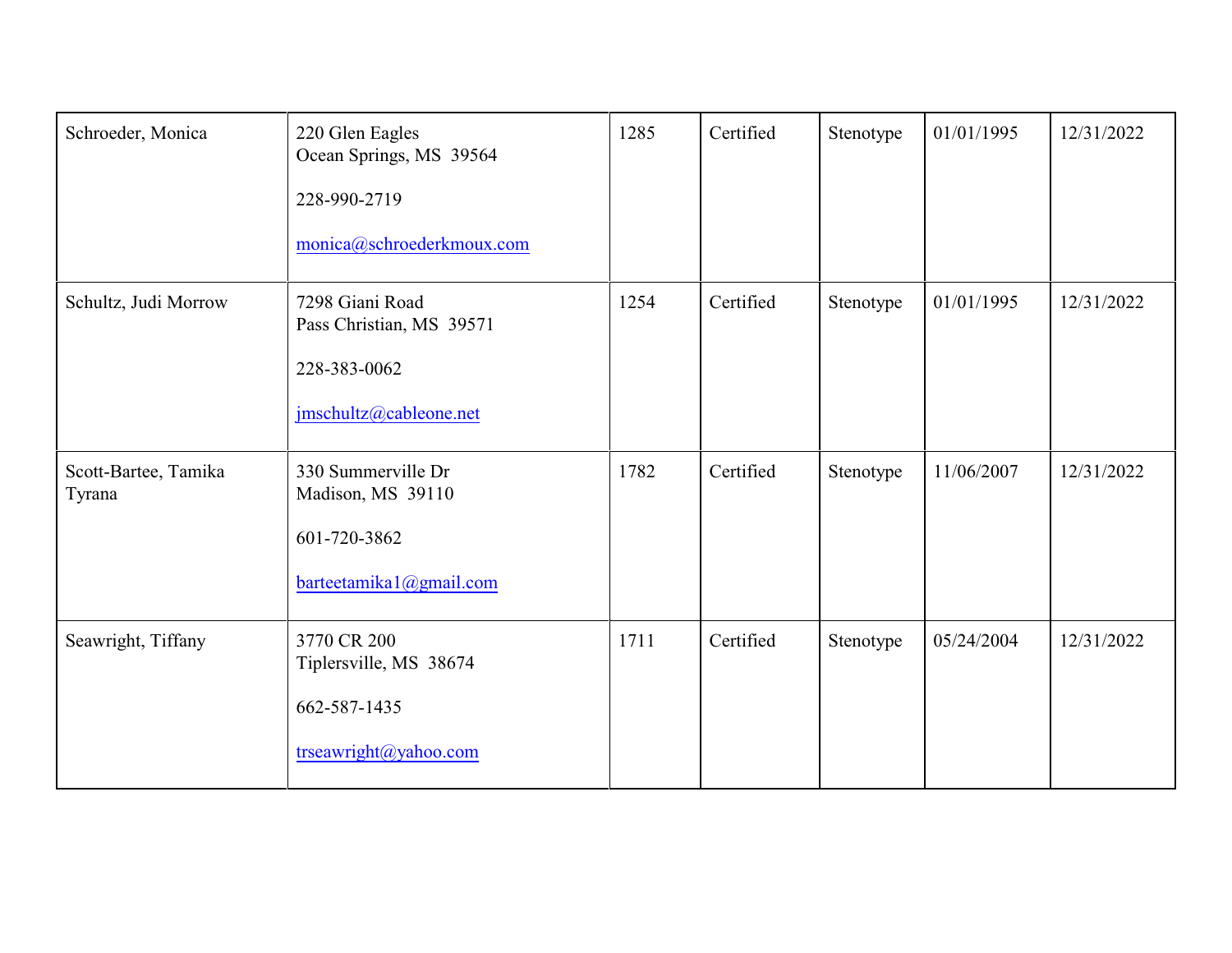| | | | | | | |
|---|---|---|---|---|---|---|
| Schroeder, Monica | 220 Glen Eagles<br>Ocean Springs, MS 39564<br><br>228-990-2719<br><br>monica@schroederkmoux.com | 1285 | Certified | Stenotype | 01/01/1995 | 12/31/2022 |
| Schultz, Judi Morrow | 7298 Giani Road<br>Pass Christian, MS 39571<br><br>228-383-0062<br><br>jmschultz@cableone.net | 1254 | Certified | Stenotype | 01/01/1995 | 12/31/2022 |
| Scott-Bartee, Tamika Tyrana | 330 Summerville Dr<br>Madison, MS 39110<br><br>601-720-3862<br><br>barteetamika1@gmail.com | 1782 | Certified | Stenotype | 11/06/2007 | 12/31/2022 |
| Seawright, Tiffany | 3770 CR 200<br>Tiplersville, MS 38674<br><br>662-587-1435<br><br>trseawright@yahoo.com | 1711 | Certified | Stenotype | 05/24/2004 | 12/31/2022 |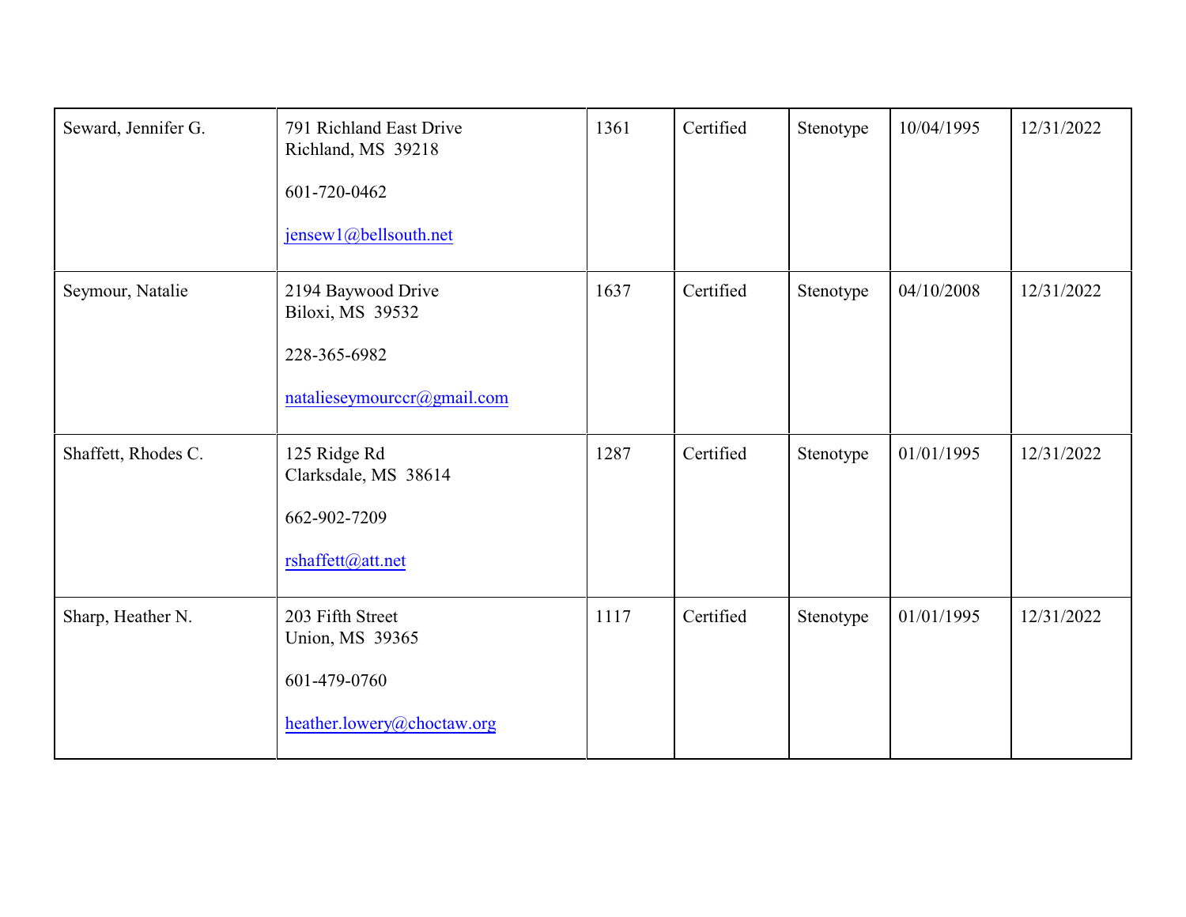| | | | | | | |
|---|---|---|---|---|---|---|
| Seward, Jennifer G. | 791 Richland East Drive<br>Richland, MS 39218<br><br>601-720-0462<br><br>jensew1@bellsouth.net | 1361 | Certified | Stenotype | 10/04/1995 | 12/31/2022 |
| Seymour, Natalie | 2194 Baywood Drive<br>Biloxi, MS 39532<br><br>228-365-6982<br><br>natalieseymourccr@gmail.com | 1637 | Certified | Stenotype | 04/10/2008 | 12/31/2022 |
| Shaffett, Rhodes C. | 125 Ridge Rd<br>Clarksdale, MS 38614<br><br>662-902-7209<br><br>rshaffett@att.net | 1287 | Certified | Stenotype | 01/01/1995 | 12/31/2022 |
| Sharp, Heather N. | 203 Fifth Street<br>Union, MS 39365<br><br>601-479-0760<br><br>heather.lowery@choctaw.org | 1117 | Certified | Stenotype | 01/01/1995 | 12/31/2022 |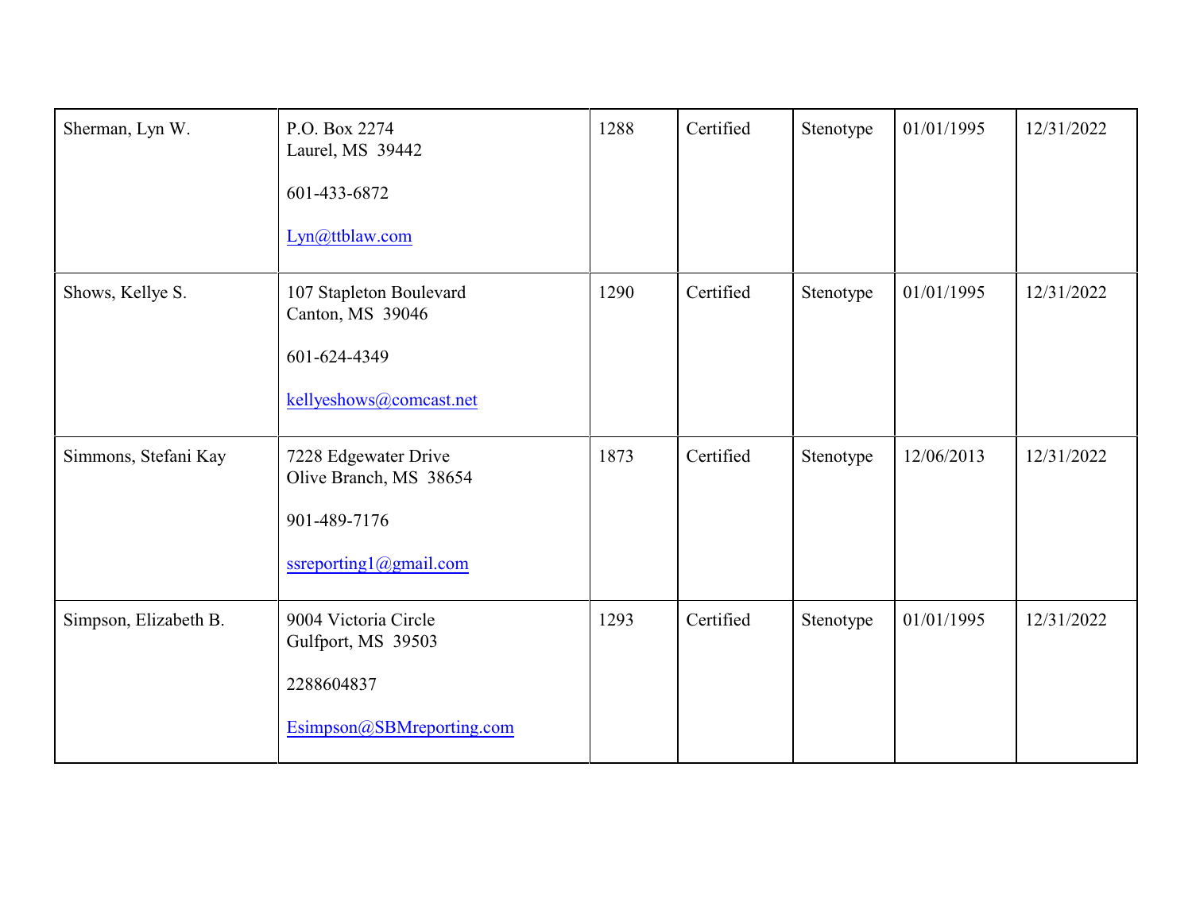| | | | | | | |
|---|---|---|---|---|---|---|
| Sherman, Lyn W. | P.O. Box 2274<br>Laurel, MS 39442<br><br>601-433-6872<br><br>Lyn@ttblaw.com | 1288 | Certified | Stenotype | 01/01/1995 | 12/31/2022 |
| Shows, Kellye S. | 107 Stapleton Boulevard<br>Canton, MS 39046<br><br>601-624-4349<br><br>kellyeshows@comcast.net | 1290 | Certified | Stenotype | 01/01/1995 | 12/31/2022 |
| Simmons, Stefani Kay | 7228 Edgewater Drive<br>Olive Branch, MS 38654<br><br>901-489-7176<br><br>ssreporting1@gmail.com | 1873 | Certified | Stenotype | 12/06/2013 | 12/31/2022 |
| Simpson, Elizabeth B. | 9004 Victoria Circle<br>Gulfport, MS 39503<br><br>2288604837<br><br>Esimpson@SBMreporting.com | 1293 | Certified | Stenotype | 01/01/1995 | 12/31/2022 |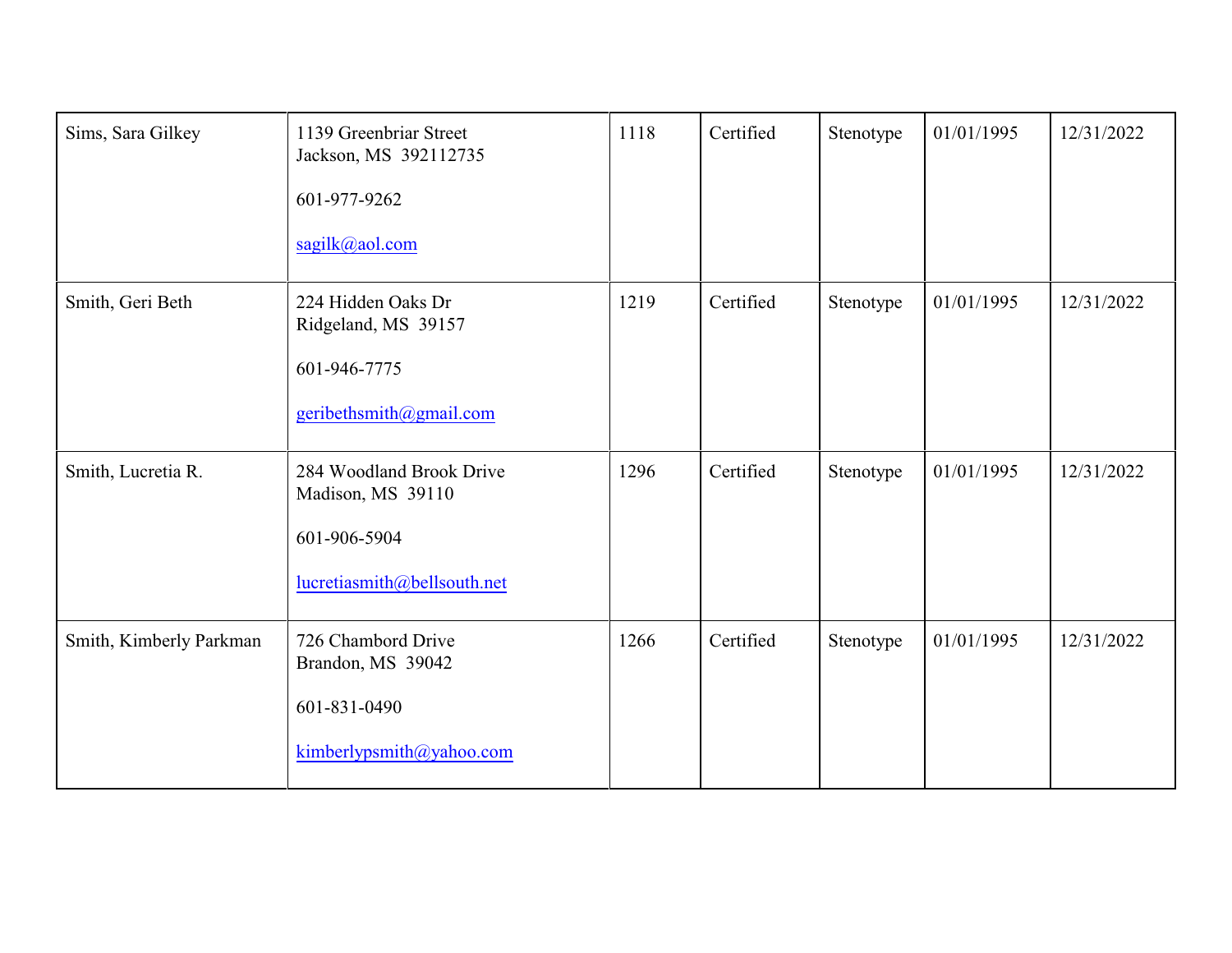| | | | | | | |
|---|---|---|---|---|---|---|
| Sims, Sara Gilkey | 1139 Greenbriar Street<br>Jackson, MS 392112735<br><br>601-977-9262<br><br>sagilk@aol.com | 1118 | Certified | Stenotype | 01/01/1995 | 12/31/2022 |
| Smith, Geri Beth | 224 Hidden Oaks Dr<br>Ridgeland, MS 39157<br><br>601-946-7775<br><br>geribethsmith@gmail.com | 1219 | Certified | Stenotype | 01/01/1995 | 12/31/2022 |
| Smith, Lucretia R. | 284 Woodland Brook Drive<br>Madison, MS 39110<br><br>601-906-5904<br><br>lucretiasmith@bellsouth.net | 1296 | Certified | Stenotype | 01/01/1995 | 12/31/2022 |
| Smith, Kimberly Parkman | 726 Chambord Drive<br>Brandon, MS 39042<br><br>601-831-0490<br><br>kimberlypsmith@yahoo.com | 1266 | Certified | Stenotype | 01/01/1995 | 12/31/2022 |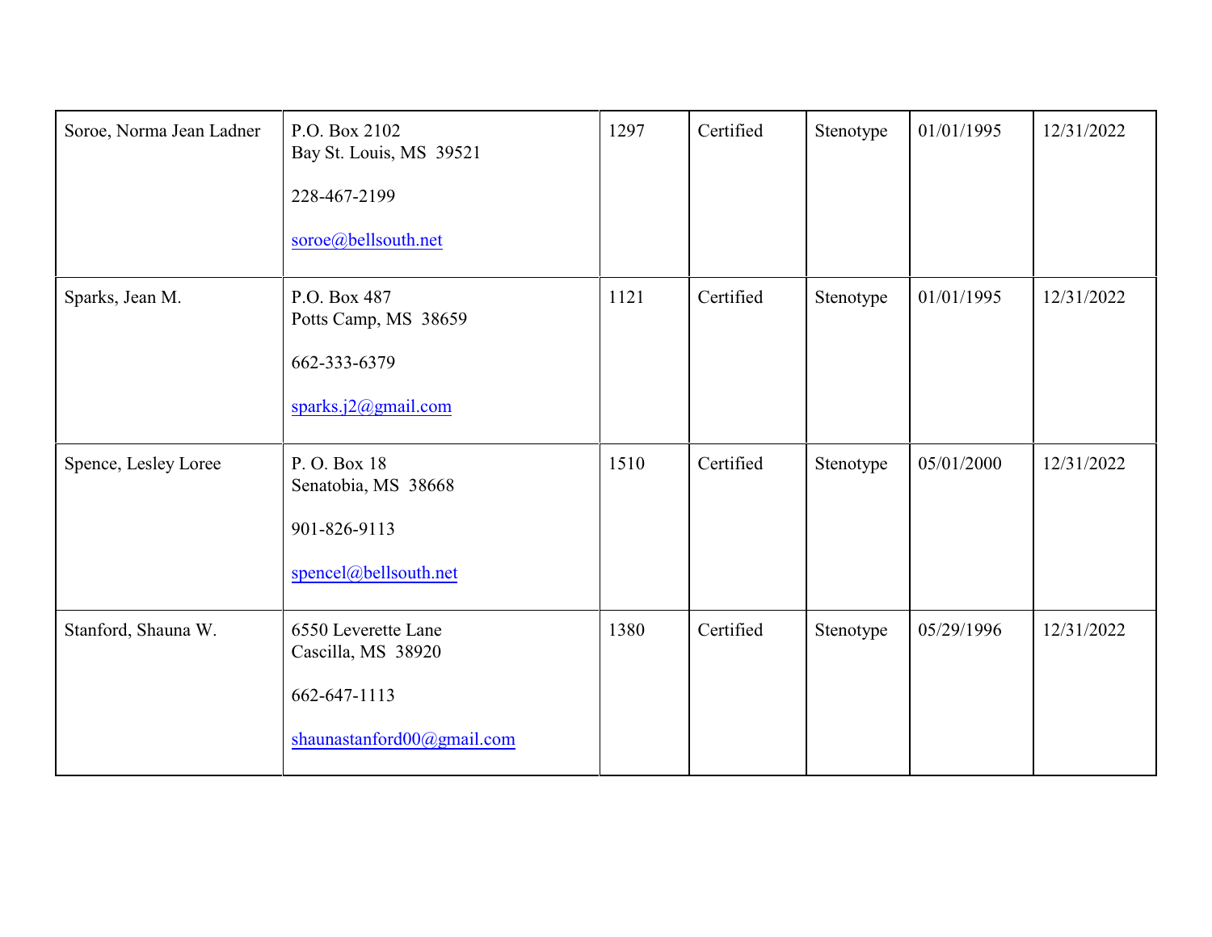| | | | | | | |
|---|---|---|---|---|---|---|
| Soroe, Norma Jean Ladner | P.O. Box 2102<br>Bay St. Louis, MS 39521<br><br>228-467-2199<br><br>soroe@bellsouth.net | 1297 | Certified | Stenotype | 01/01/1995 | 12/31/2022 |
| Sparks, Jean M. | P.O. Box 487<br>Potts Camp, MS 38659<br><br>662-333-6379<br><br>sparks.j2@gmail.com | 1121 | Certified | Stenotype | 01/01/1995 | 12/31/2022 |
| Spence, Lesley Loree | P. O. Box 18<br>Senatobia, MS 38668<br><br>901-826-9113<br><br>spencel@bellsouth.net | 1510 | Certified | Stenotype | 05/01/2000 | 12/31/2022 |
| Stanford, Shauna W. | 6550 Leverette Lane<br>Cascilla, MS 38920<br><br>662-647-1113<br><br>shaunastanford00@gmail.com | 1380 | Certified | Stenotype | 05/29/1996 | 12/31/2022 |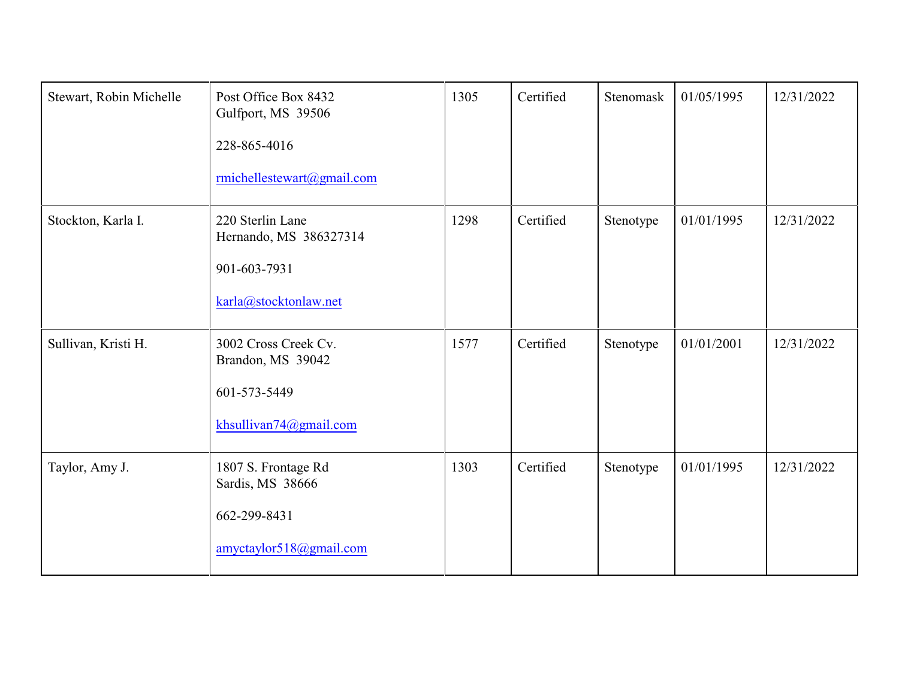| | | | | | | |
|---|---|---|---|---|---|---|
| Stewart, Robin Michelle | Post Office Box 8432<br>Gulfport, MS 39506<br><br>228-865-4016<br><br>rmichellestewart@gmail.com | 1305 | Certified | Stenomask | 01/05/1995 | 12/31/2022 |
| Stockton, Karla I. | 220 Sterlin Lane<br>Hernando, MS 386327314<br><br>901-603-7931<br><br>karla@stocktonlaw.net | 1298 | Certified | Stenotype | 01/01/1995 | 12/31/2022 |
| Sullivan, Kristi H. | 3002 Cross Creek Cv.<br>Brandon, MS 39042<br><br>601-573-5449<br><br>khsullivan74@gmail.com | 1577 | Certified | Stenotype | 01/01/2001 | 12/31/2022 |
| Taylor, Amy J. | 1807 S. Frontage Rd<br>Sardis, MS 38666<br><br>662-299-8431<br><br>amyctaylor518@gmail.com | 1303 | Certified | Stenotype | 01/01/1995 | 12/31/2022 |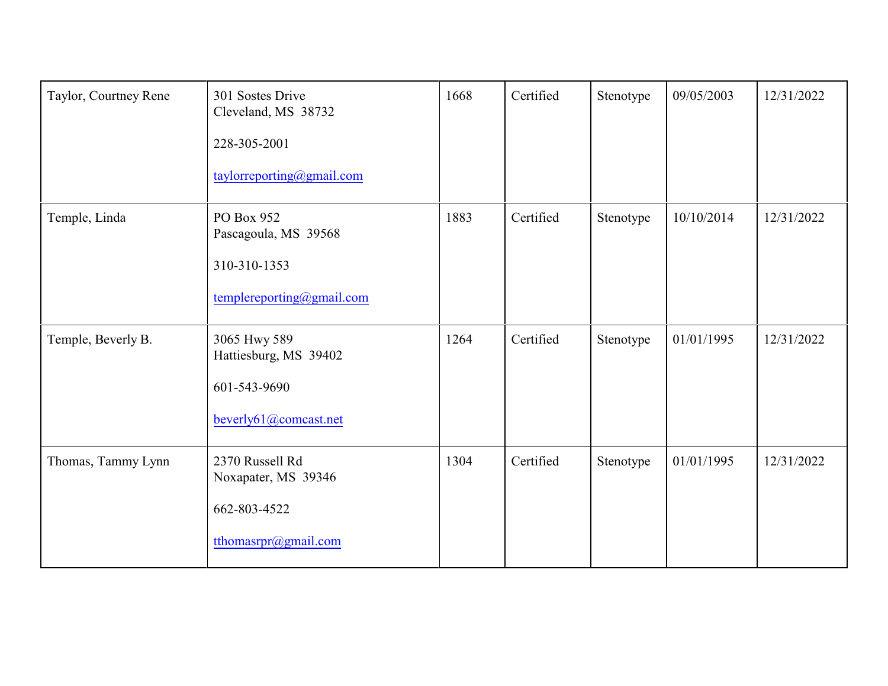| | | | | | | |
|---|---|---|---|---|---|---|
| Taylor, Courtney Rene | 301 Sostes Drive<br>Cleveland, MS 38732<br><br>228-305-2001<br><br>taylorreporting@gmail.com | 1668 | Certified | Stenotype | 09/05/2003 | 12/31/2022 |
| Temple, Linda | PO Box 952<br>Pascagoula, MS 39568<br><br>310-310-1353<br><br>templereporting@gmail.com | 1883 | Certified | Stenotype | 10/10/2014 | 12/31/2022 |
| Temple, Beverly B. | 3065 Hwy 589<br>Hattiesburg, MS 39402<br><br>601-543-9690<br><br>beverly61@comcast.net | 1264 | Certified | Stenotype | 01/01/1995 | 12/31/2022 |
| Thomas, Tammy Lynn | 2370 Russell Rd<br>Noxapater, MS 39346<br><br>662-803-4522<br><br>tthomasrpr@gmail.com | 1304 | Certified | Stenotype | 01/01/1995 | 12/31/2022 |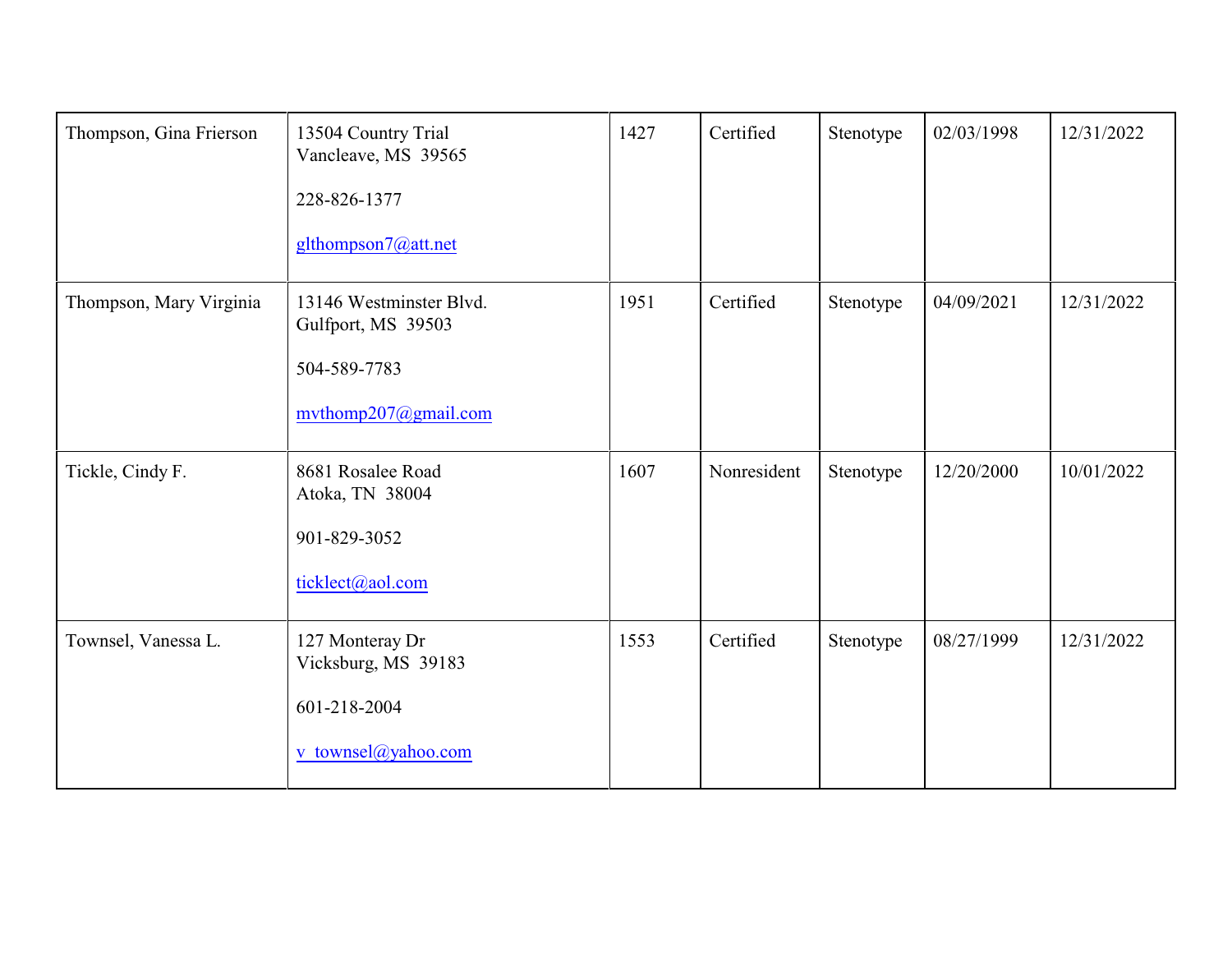| | | | | | | |
|---|---|---|---|---|---|---|
| Thompson, Gina Frierson | 13504 Country Trial<br>Vancleave, MS 39565<br><br>228-826-1377<br><br>glthompson7@att.net | 1427 | Certified | Stenotype | 02/03/1998 | 12/31/2022 |
| Thompson, Mary Virginia | 13146 Westminster Blvd.<br>Gulfport, MS 39503<br><br>504-589-7783<br><br>mvthomp207@gmail.com | 1951 | Certified | Stenotype | 04/09/2021 | 12/31/2022 |
| Tickle, Cindy F. | 8681 Rosalee Road<br>Atoka, TN 38004<br><br>901-829-3052<br><br>ticklect@aol.com | 1607 | Nonresident | Stenotype | 12/20/2000 | 10/01/2022 |
| Townsel, Vanessa L. | 127 Monteray Dr<br>Vicksburg, MS 39183<br><br>601-218-2004<br><br>v_townsel@yahoo.com | 1553 | Certified | Stenotype | 08/27/1999 | 12/31/2022 |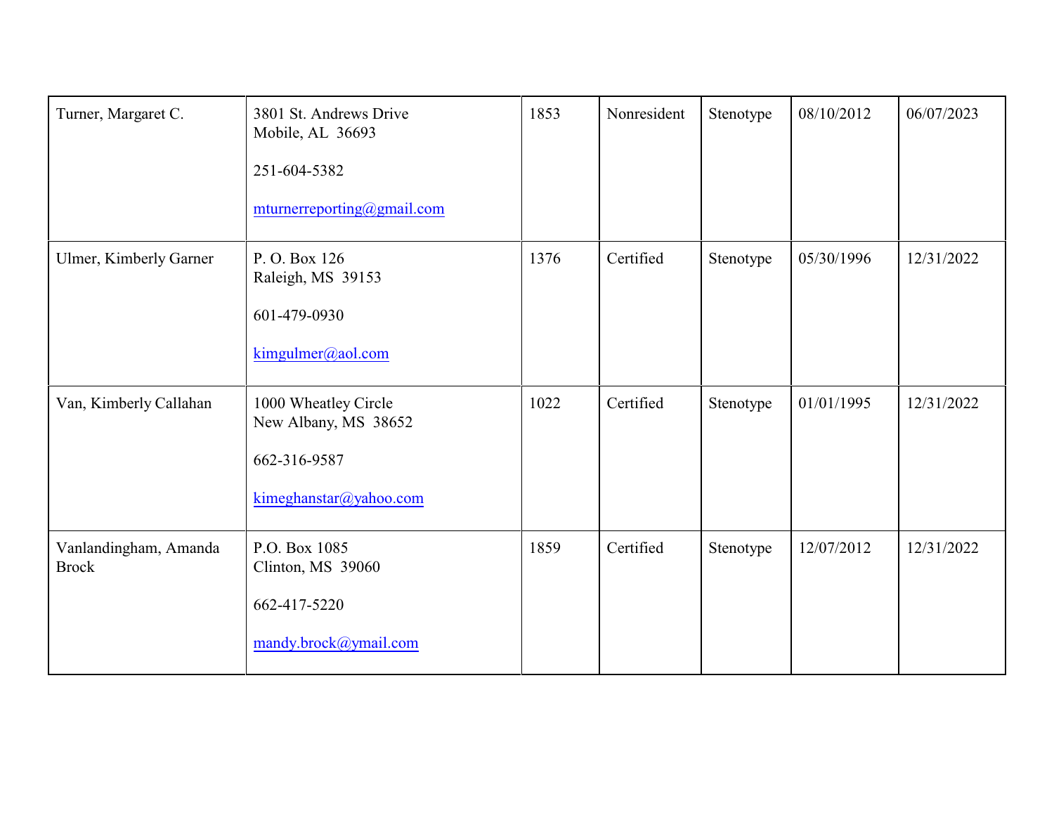| | | | | | | |
|---|---|---|---|---|---|---|
| Turner, Margaret C. | 3801 St. Andrews Drive<br>Mobile, AL 36693<br><br>251-604-5382<br><br>mturnerreporting@gmail.com | 1853 | Nonresident | Stenotype | 08/10/2012 | 06/07/2023 |
| Ulmer, Kimberly Garner | P. O. Box 126<br>Raleigh, MS 39153<br><br>601-479-0930<br><br>kimgulmer@aol.com | 1376 | Certified | Stenotype | 05/30/1996 | 12/31/2022 |
| Van, Kimberly Callahan | 1000 Wheatley Circle<br>New Albany, MS 38652<br><br>662-316-9587<br><br>kimeghanstar@yahoo.com | 1022 | Certified | Stenotype | 01/01/1995 | 12/31/2022 |
| Vanlandingham, Amanda Brock | P.O. Box 1085<br>Clinton, MS 39060<br><br>662-417-5220<br><br>mandy.brock@ymail.com | 1859 | Certified | Stenotype | 12/07/2012 | 12/31/2022 |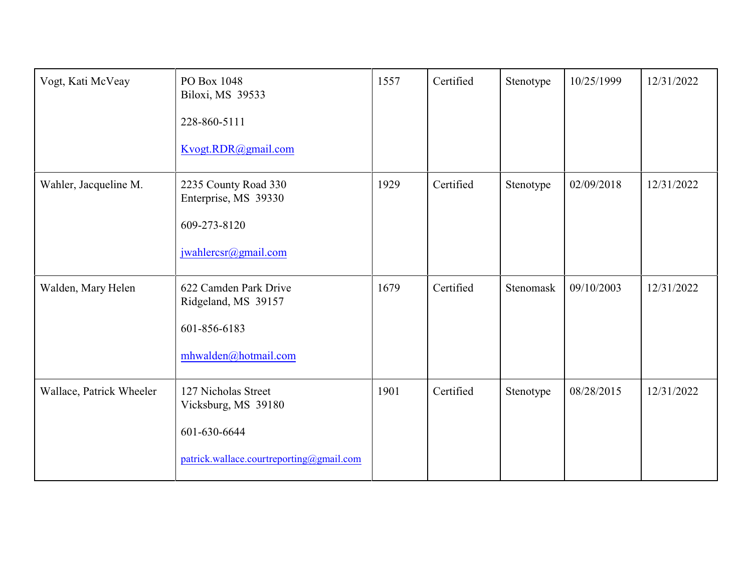| | | | | | | |
|---|---|---|---|---|---|---|
| Vogt, Kati McVeay | PO Box 1048<br>Biloxi, MS 39533<br><br>228-860-5111<br><br>Kvogt.RDR@gmail.com | 1557 | Certified | Stenotype | 10/25/1999 | 12/31/2022 |
| Wahler, Jacqueline M. | 2235 County Road 330<br>Enterprise, MS 39330<br><br>609-273-8120<br><br>jwahlercsr@gmail.com | 1929 | Certified | Stenotype | 02/09/2018 | 12/31/2022 |
| Walden, Mary Helen | 622 Camden Park Drive<br>Ridgeland, MS 39157<br><br>601-856-6183<br><br>mhwalden@hotmail.com | 1679 | Certified | Stenomask | 09/10/2003 | 12/31/2022 |
| Wallace, Patrick Wheeler | 127 Nicholas Street<br>Vicksburg, MS 39180<br><br>601-630-6644<br><br>patrick.wallace.courtreporting@gmail.com | 1901 | Certified | Stenotype | 08/28/2015 | 12/31/2022 |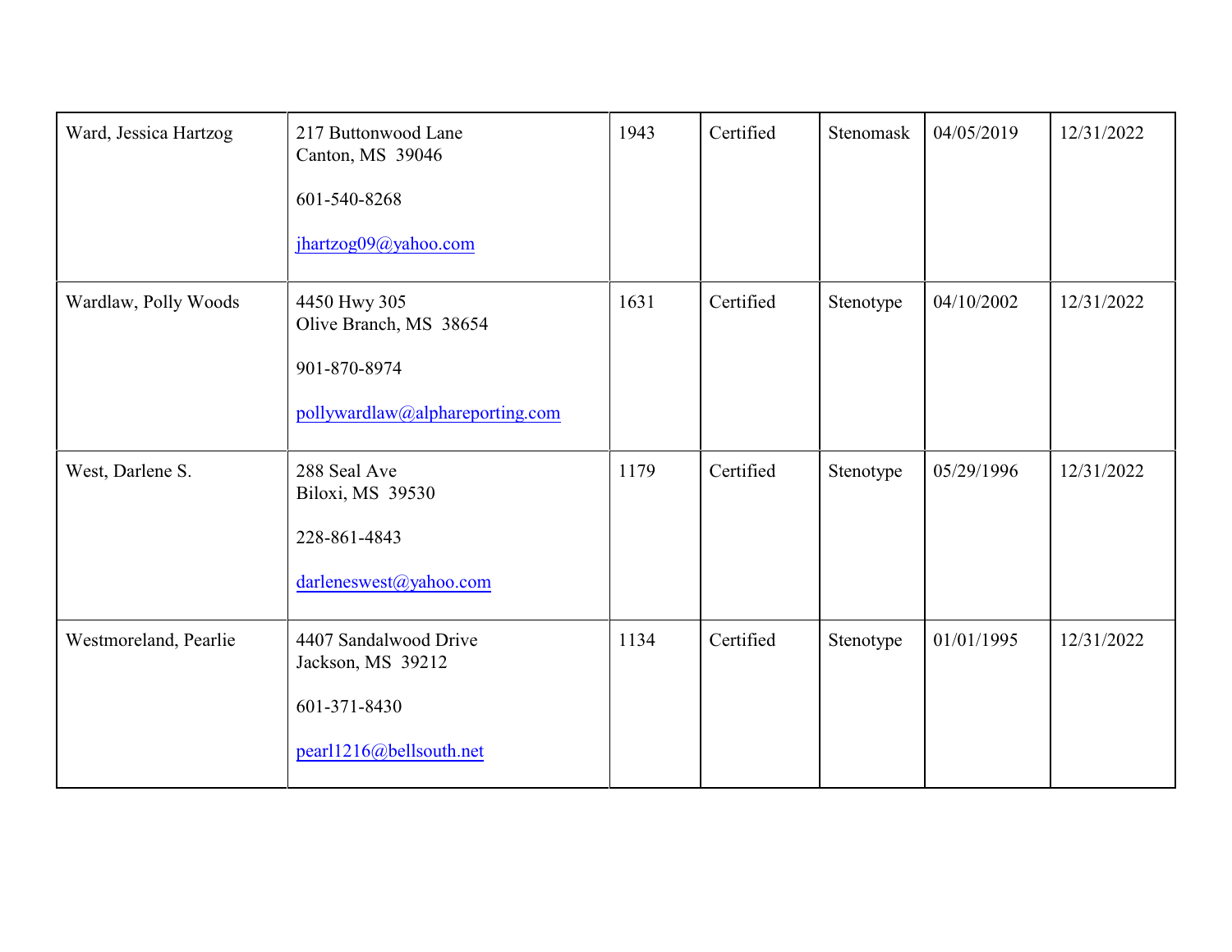| | | | | | | |
|---|---|---|---|---|---|---|
| Ward, Jessica Hartzog | 217 Buttonwood Lane<br>Canton, MS 39046<br><br>601-540-8268<br><br>jhartzog09@yahoo.com | 1943 | Certified | Stenomask | 04/05/2019 | 12/31/2022 |
| Wardlaw, Polly Woods | 4450 Hwy 305<br>Olive Branch, MS 38654<br><br>901-870-8974<br><br>pollywardlaw@alphareporting.com | 1631 | Certified | Stenotype | 04/10/2002 | 12/31/2022 |
| West, Darlene S. | 288 Seal Ave<br>Biloxi, MS 39530<br><br>228-861-4843<br><br>darleneswest@yahoo.com | 1179 | Certified | Stenotype | 05/29/1996 | 12/31/2022 |
| Westmoreland, Pearlie | 4407 Sandalwood Drive<br>Jackson, MS 39212<br><br>601-371-8430<br><br>pearl1216@bellsouth.net | 1134 | Certified | Stenotype | 01/01/1995 | 12/31/2022 |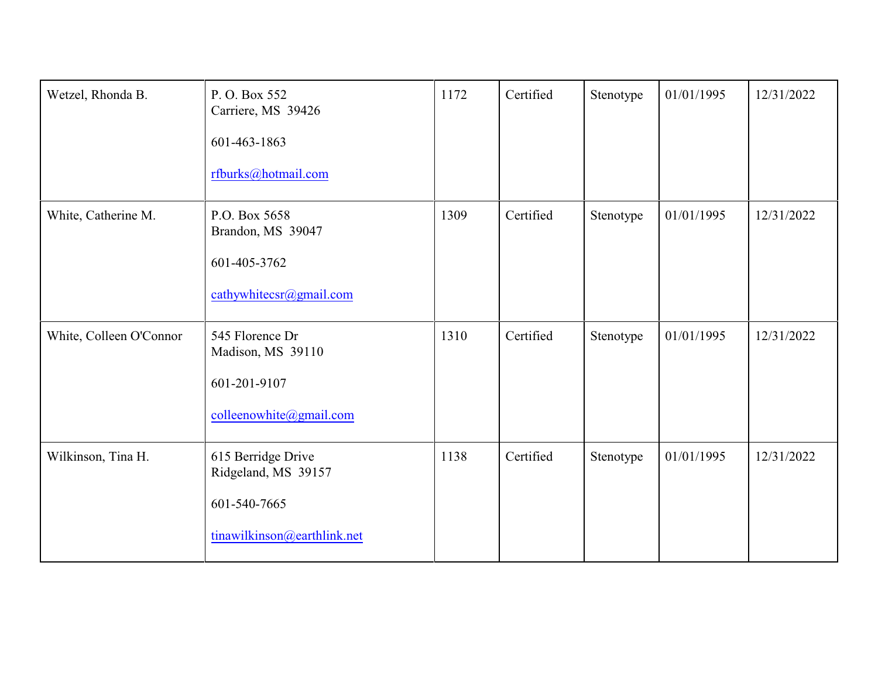| | | | | | | |
|---|---|---|---|---|---|---|
| Wetzel, Rhonda B. | P. O. Box 552<br>Carriere, MS 39426<br><br>601-463-1863<br><br>rfburks@hotmail.com | 1172 | Certified | Stenotype | 01/01/1995 | 12/31/2022 |
| White, Catherine M. | P.O. Box 5658<br>Brandon, MS 39047<br><br>601-405-3762<br><br>cathywhitecsr@gmail.com | 1309 | Certified | Stenotype | 01/01/1995 | 12/31/2022 |
| White, Colleen O'Connor | 545 Florence Dr<br>Madison, MS 39110<br><br>601-201-9107<br><br>colleenowhite@gmail.com | 1310 | Certified | Stenotype | 01/01/1995 | 12/31/2022 |
| Wilkinson, Tina H. | 615 Berridge Drive<br>Ridgeland, MS 39157<br><br>601-540-7665<br><br>tinawilkinson@earthlink.net | 1138 | Certified | Stenotype | 01/01/1995 | 12/31/2022 |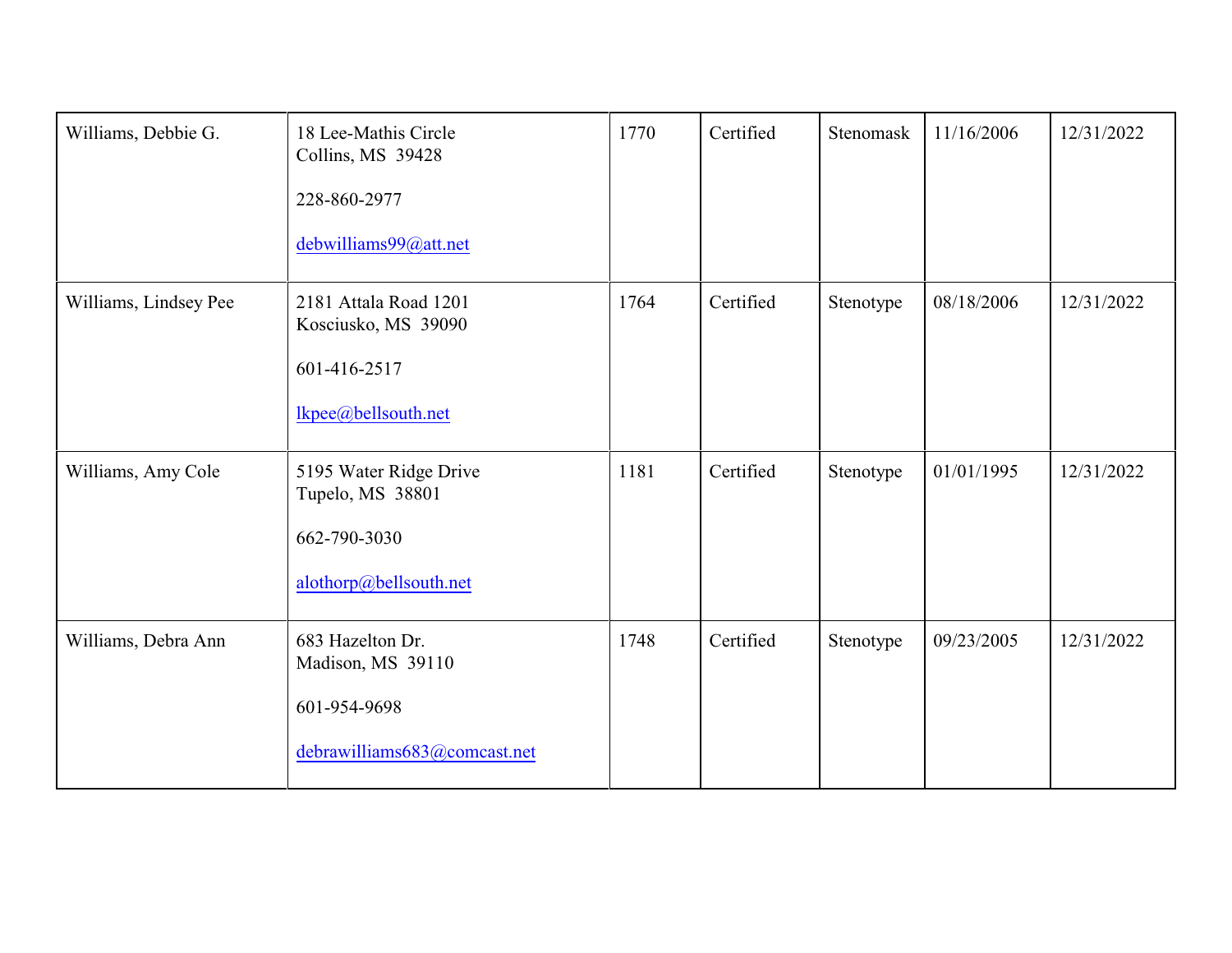| | | | | | | |
|---|---|---|---|---|---|---|
| Williams, Debbie G. | 18 Lee-Mathis Circle<br>Collins, MS 39428<br><br>228-860-2977<br><br>debwilliams99@att.net | 1770 | Certified | Stenomask | 11/16/2006 | 12/31/2022 |
| Williams, Lindsey Pee | 2181 Attala Road 1201<br>Kosciusko, MS 39090<br><br>601-416-2517<br><br>lkpee@bellsouth.net | 1764 | Certified | Stenotype | 08/18/2006 | 12/31/2022 |
| Williams, Amy Cole | 5195 Water Ridge Drive<br>Tupelo, MS 38801<br><br>662-790-3030<br><br>alothorp@bellsouth.net | 1181 | Certified | Stenotype | 01/01/1995 | 12/31/2022 |
| Williams, Debra Ann | 683 Hazelton Dr.<br>Madison, MS 39110<br><br>601-954-9698<br><br>debrawilliams683@comcast.net | 1748 | Certified | Stenotype | 09/23/2005 | 12/31/2022 |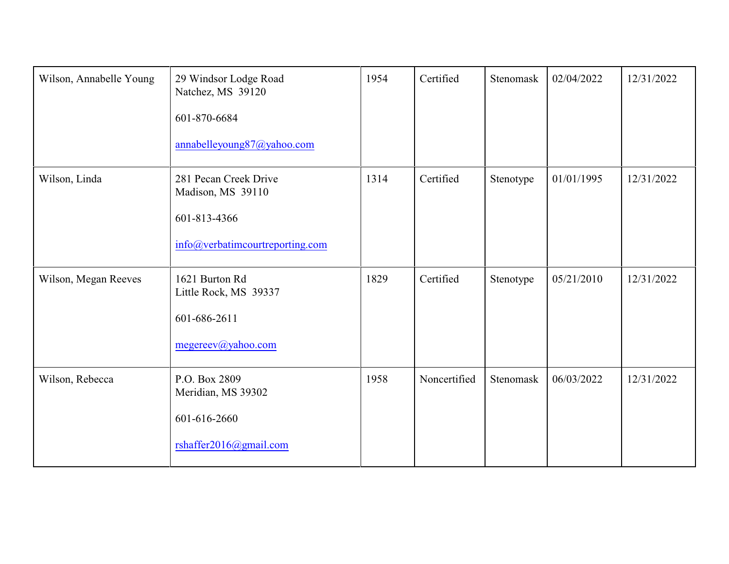| | | | | | | |
|---|---|---|---|---|---|---|
| Wilson, Annabelle Young | 29 Windsor Lodge Road<br>Natchez, MS 39120<br><br>601-870-6684<br><br>annabelleyoung87@yahoo.com | 1954 | Certified | Stenomask | 02/04/2022 | 12/31/2022 |
| Wilson, Linda | 281 Pecan Creek Drive<br>Madison, MS 39110<br><br>601-813-4366<br><br>info@verbatimcourtreporting.com | 1314 | Certified | Stenotype | 01/01/1995 | 12/31/2022 |
| Wilson, Megan Reeves | 1621 Burton Rd<br>Little Rock, MS 39337<br><br>601-686-2611<br><br>megereev@yahoo.com | 1829 | Certified | Stenotype | 05/21/2010 | 12/31/2022 |
| Wilson, Rebecca | P.O. Box 2809<br>Meridian, MS 39302<br><br>601-616-2660<br><br>rshaffer2016@gmail.com | 1958 | Noncertified | Stenomask | 06/03/2022 | 12/31/2022 |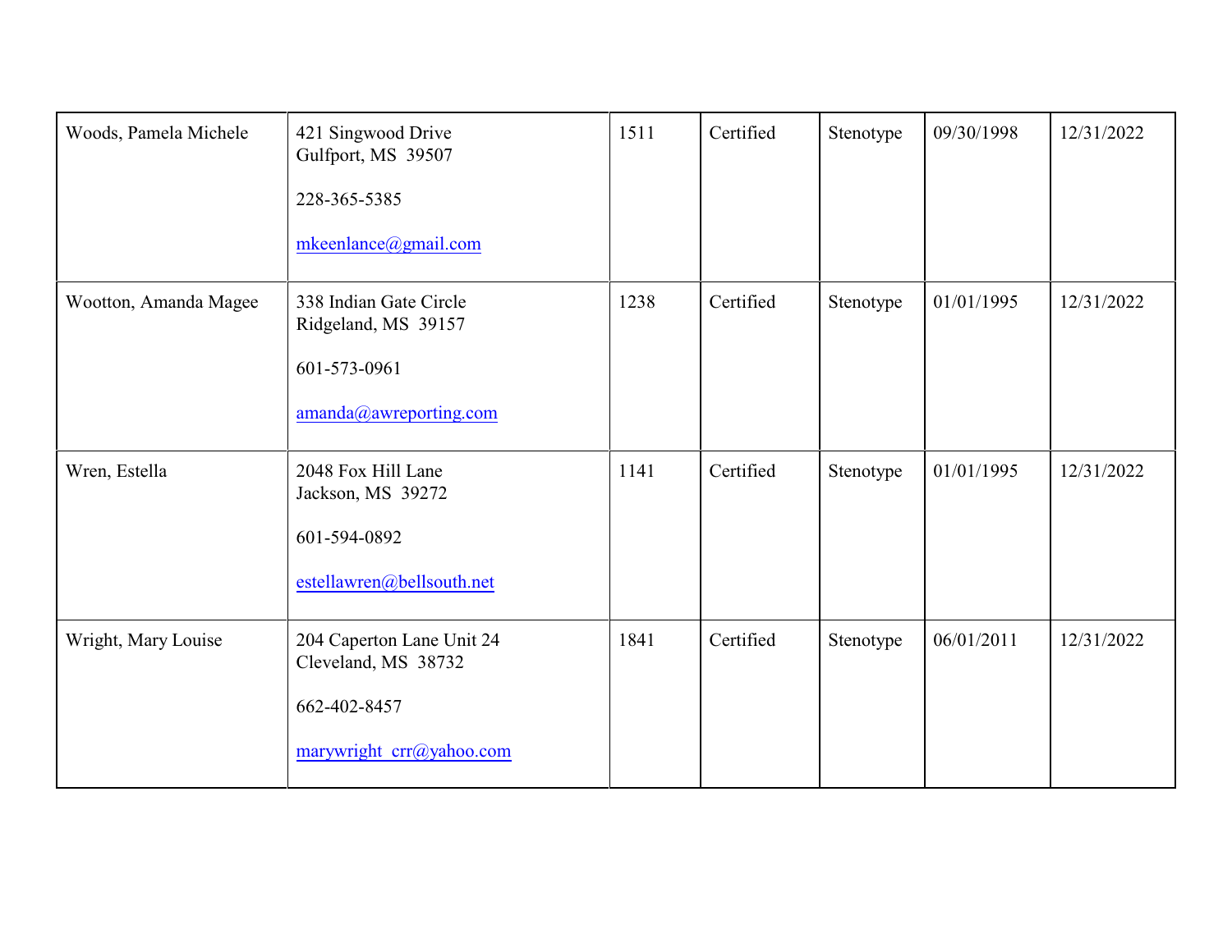| | | | | | | |
|---|---|---|---|---|---|---|
| Woods, Pamela Michele | 421 Singwood Drive<br>Gulfport, MS 39507<br><br>228-365-5385<br><br>mkeenlance@gmail.com | 1511 | Certified | Stenotype | 09/30/1998 | 12/31/2022 |
| Wootton, Amanda Magee | 338 Indian Gate Circle<br>Ridgeland, MS 39157<br><br>601-573-0961<br><br>amanda@awreporting.com | 1238 | Certified | Stenotype | 01/01/1995 | 12/31/2022 |
| Wren, Estella | 2048 Fox Hill Lane<br>Jackson, MS 39272<br><br>601-594-0892<br><br>estellawren@bellsouth.net | 1141 | Certified | Stenotype | 01/01/1995 | 12/31/2022 |
| Wright, Mary Louise | 204 Caperton Lane Unit 24<br>Cleveland, MS 38732<br><br>662-402-8457<br><br>marywright_crr@yahoo.com | 1841 | Certified | Stenotype | 06/01/2011 | 12/31/2022 |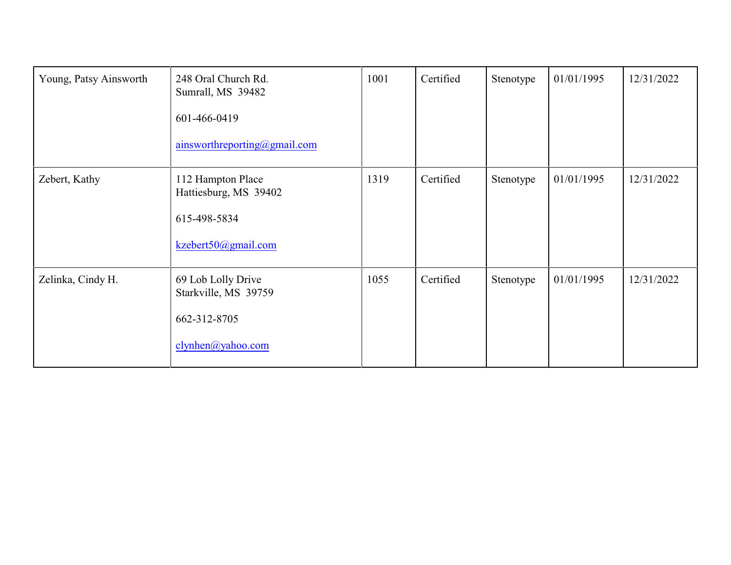| | | | | | | |
|---|---|---|---|---|---|---|
| Young, Patsy Ainsworth | 248 Oral Church Rd.<br>Sumrall, MS 39482<br><br>601-466-0419<br><br>ainsworthreporting@gmail.com | 1001 | Certified | Stenotype | 01/01/1995 | 12/31/2022 |
| Zebert, Kathy | 112 Hampton Place<br>Hattiesburg, MS 39402<br><br>615-498-5834<br><br>kzebert50@gmail.com | 1319 | Certified | Stenotype | 01/01/1995 | 12/31/2022 |
| Zelinka, Cindy H. | 69 Lob Lolly Drive<br>Starkville, MS 39759<br><br>662-312-8705<br><br>clynhen@yahoo.com | 1055 | Certified | Stenotype | 01/01/1995 | 12/31/2022 |